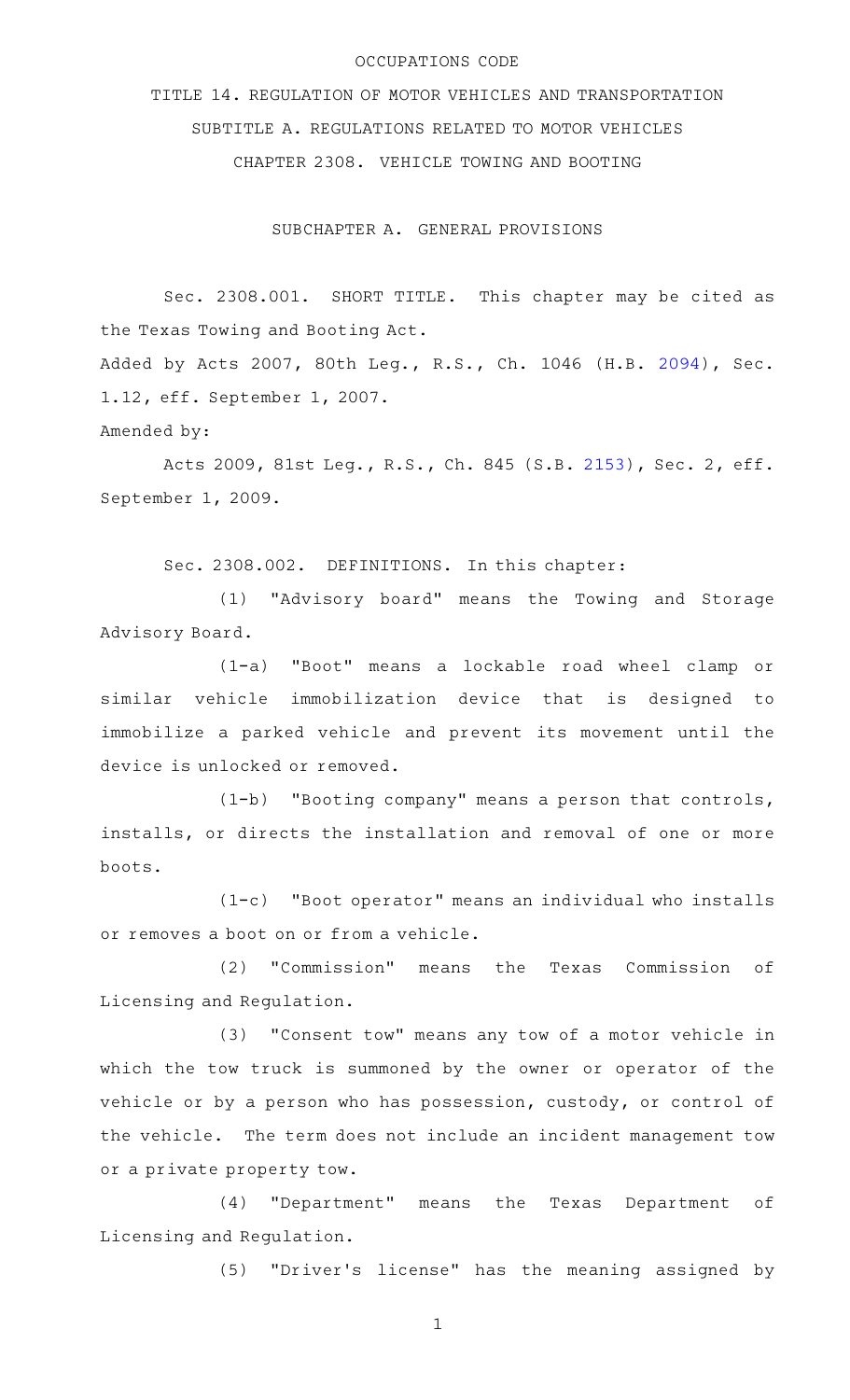OCCUPATIONS CODE

TITLE 14. REGULATION OF MOTOR VEHICLES AND TRANSPORTATION

SUBTITLE A. REGULATIONS RELATED TO MOTOR VEHICLES

CHAPTER 2308. VEHICLE TOWING AND BOOTING

SUBCHAPTER A. GENERAL PROVISIONS

Sec. 2308.001. SHORT TITLE. This chapter may be cited as the Texas Towing and Booting Act.

Added by Acts 2007, 80th Leg., R.S., Ch. 1046 (H.B. 2094), Sec. 1.12, eff. September 1, 2007.

Amended by:

Acts 2009, 81st Leg., R.S., Ch. 845 (S.B. 2153), Sec. 2, eff. September 1, 2009.

Sec. 2308.002. DEFINITIONS. In this chapter:

(1) "Advisory board" means the Towing and Storage Advisory Board.

(1-a) "Boot" means a lockable road wheel clamp or similar vehicle immobilization device that is designed to immobilize a parked vehicle and prevent its movement until the device is unlocked or removed.

(1-b) "Booting company" means a person that controls, installs, or directs the installation and removal of one or more boots.

(1-c) "Boot operator" means an individual who installs or removes a boot on or from a vehicle.

(2) "Commission" means the Texas Commission of Licensing and Regulation.

(3) "Consent tow" means any tow of a motor vehicle in which the tow truck is summoned by the owner or operator of the vehicle or by a person who has possession, custody, or control of the vehicle. The term does not include an incident management tow or a private property tow.

(4) "Department" means the Texas Department of Licensing and Regulation.

(5) "Driver's license" has the meaning assigned by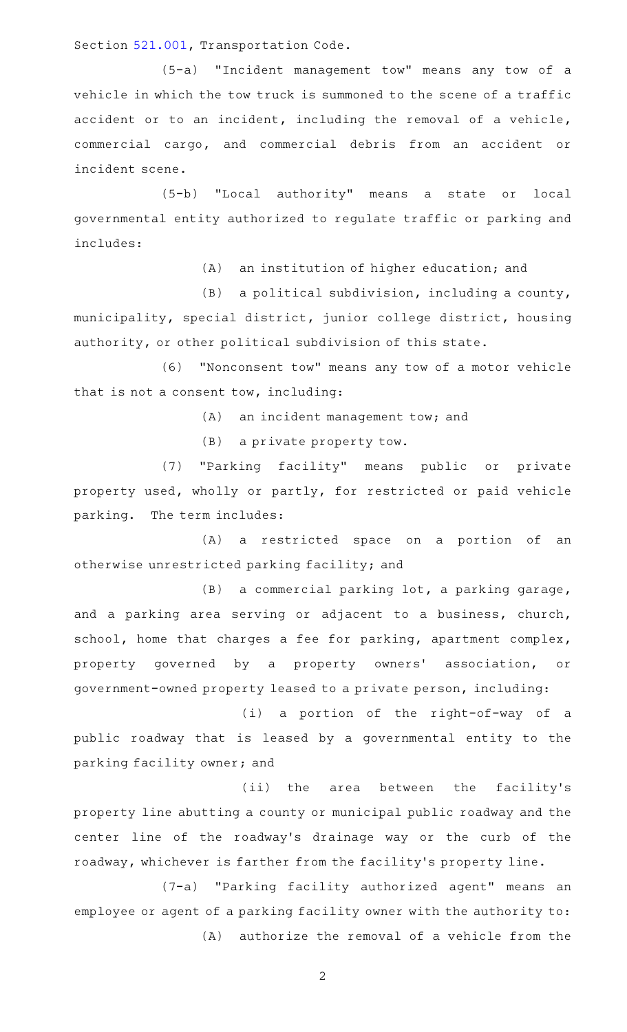Section 521.001, Transportation Code.

(5-a) "Incident management tow" means any tow of a vehicle in which the tow truck is summoned to the scene of a traffic accident or to an incident, including the removal of a vehicle, commercial cargo, and commercial debris from an accident or incident scene.

(5-b) "Local authority" means a state or local governmental entity authorized to regulate traffic or parking and includes:

(A) an institution of higher education; and

(B) a political subdivision, including a county, municipality, special district, junior college district, housing authority, or other political subdivision of this state.

(6) "Nonconsent tow" means any tow of a motor vehicle that is not a consent tow, including:

(A) an incident management tow; and

(B) a private property tow.

(7) "Parking facility" means public or private property used, wholly or partly, for restricted or paid vehicle parking. The term includes:

(A) a restricted space on a portion of an otherwise unrestricted parking facility; and

(B) a commercial parking lot, a parking garage, and a parking area serving or adjacent to a business, church, school, home that charges a fee for parking, apartment complex, property governed by a property owners' association, or government-owned property leased to a private person, including:

(i) a portion of the right-of-way of a public roadway that is leased by a governmental entity to the parking facility owner; and

(ii) the area between the facility's property line abutting a county or municipal public roadway and the center line of the roadway's drainage way or the curb of the roadway, whichever is farther from the facility's property line.

(7-a) "Parking facility authorized agent" means an employee or agent of a parking facility owner with the authority to:

(A) authorize the removal of a vehicle from the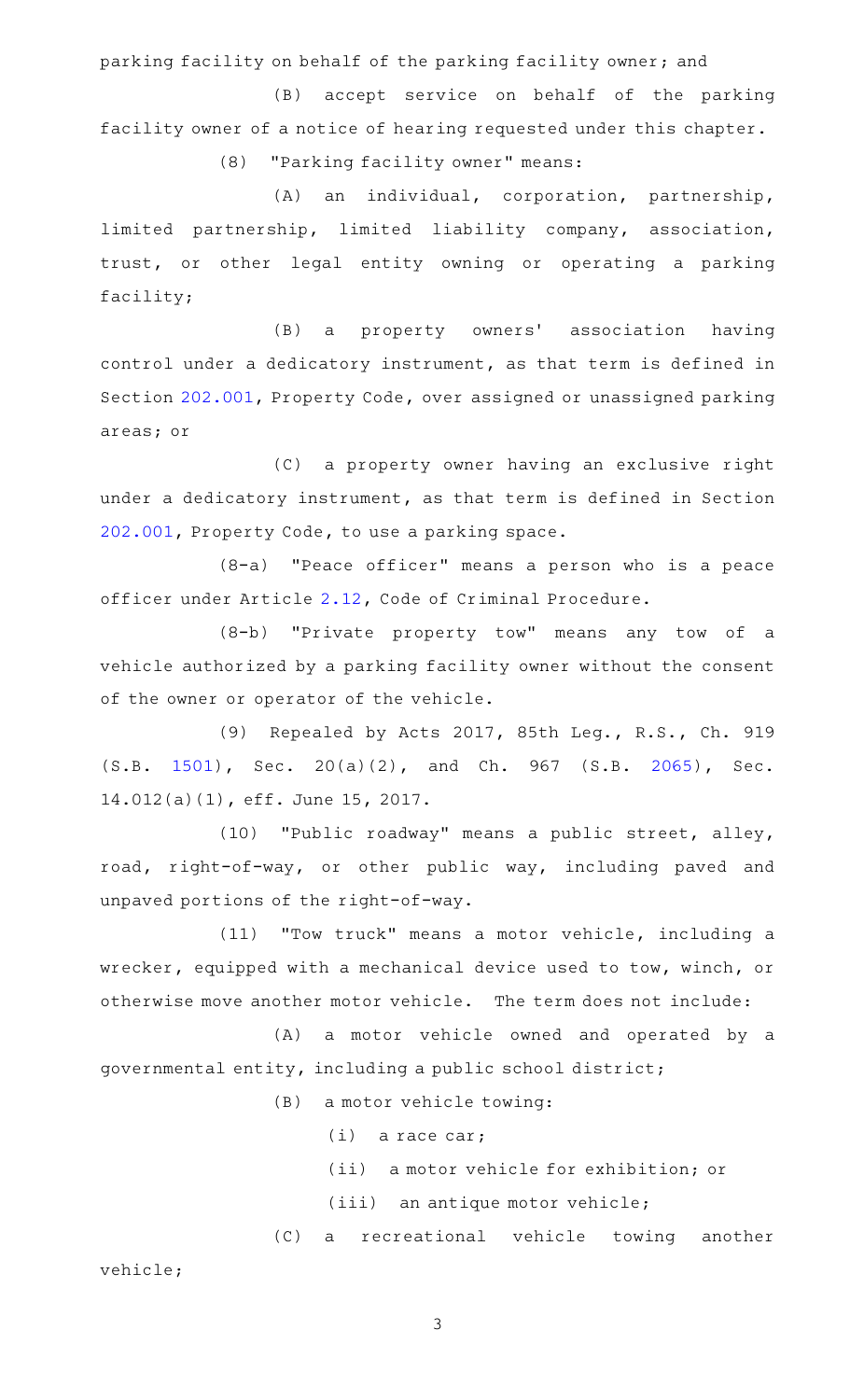parking facility on behalf of the parking facility owner; and

(B) accept service on behalf of the parking facility owner of a notice of hearing requested under this chapter.

(8) "Parking facility owner" means:

(A) an individual, corporation, partnership, limited partnership, limited liability company, association, trust, or other legal entity owning or operating a parking facility;

(B) a property owners' association having control under a dedicatory instrument, as that term is defined in Section 202.001, Property Code, over assigned or unassigned parking areas; or

(C) a property owner having an exclusive right under a dedicatory instrument, as that term is defined in Section 202.001, Property Code, to use a parking space.

(8-a) "Peace officer" means a person who is a peace officer under Article 2.12, Code of Criminal Procedure.

(8-b) "Private property tow" means any tow of a vehicle authorized by a parking facility owner without the consent of the owner or operator of the vehicle.

(9) Repealed by Acts 2017, 85th Leg., R.S., Ch. 919 (S.B. 1501), Sec. 20(a)(2), and Ch. 967 (S.B. 2065), Sec. 14.012(a)(1), eff. June 15, 2017.

(10) "Public roadway" means a public street, alley, road, right-of-way, or other public way, including paved and unpaved portions of the right-of-way.

(11) "Tow truck" means a motor vehicle, including a wrecker, equipped with a mechanical device used to tow, winch, or otherwise move another motor vehicle. The term does not include:

(A) a motor vehicle owned and operated by a governmental entity, including a public school district;

(B) a motor vehicle towing:

(i) a race car;

(ii) a motor vehicle for exhibition; or

(iii) an antique motor vehicle;

(C) a recreational vehicle towing another vehicle;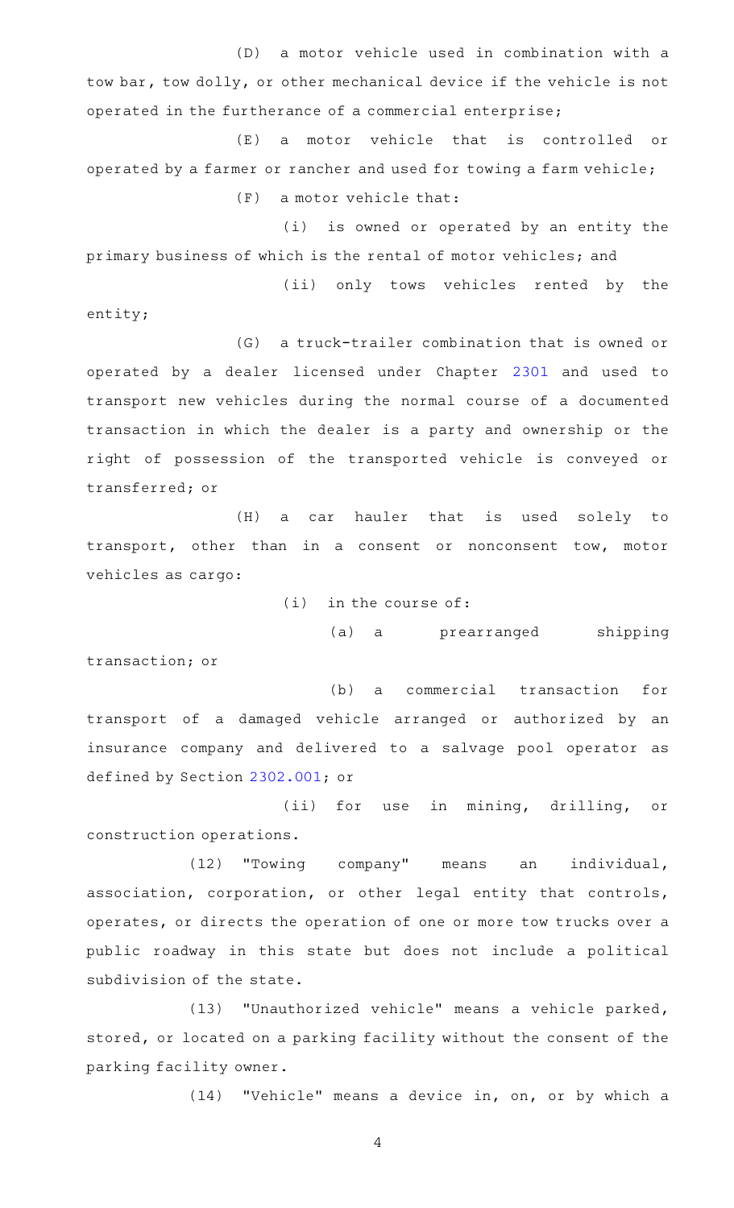(D) a motor vehicle used in combination with a tow bar, tow dolly, or other mechanical device if the vehicle is not operated in the furtherance of a commercial enterprise;

(E) a motor vehicle that is controlled or operated by a farmer or rancher and used for towing a farm vehicle;

(F) a motor vehicle that:

(i) is owned or operated by an entity the primary business of which is the rental of motor vehicles; and

(ii) only tows vehicles rented by the entity;

(G) a truck-trailer combination that is owned or operated by a dealer licensed under Chapter 2301 and used to transport new vehicles during the normal course of a documented transaction in which the dealer is a party and ownership or the right of possession of the transported vehicle is conveyed or transferred; or

(H) a car hauler that is used solely to transport, other than in a consent or nonconsent tow, motor vehicles as cargo:

(i) in the course of:

(a) a prearranged shipping transaction; or

(b) a commercial transaction for transport of a damaged vehicle arranged or authorized by an insurance company and delivered to a salvage pool operator as defined by Section 2302.001; or

(ii) for use in mining, drilling, or construction operations.

(12) "Towing company" means an individual, association, corporation, or other legal entity that controls, operates, or directs the operation of one or more tow trucks over a public roadway in this state but does not include a political subdivision of the state.

(13) "Unauthorized vehicle" means a vehicle parked, stored, or located on a parking facility without the consent of the parking facility owner.

(14) "Vehicle" means a device in, on, or by which a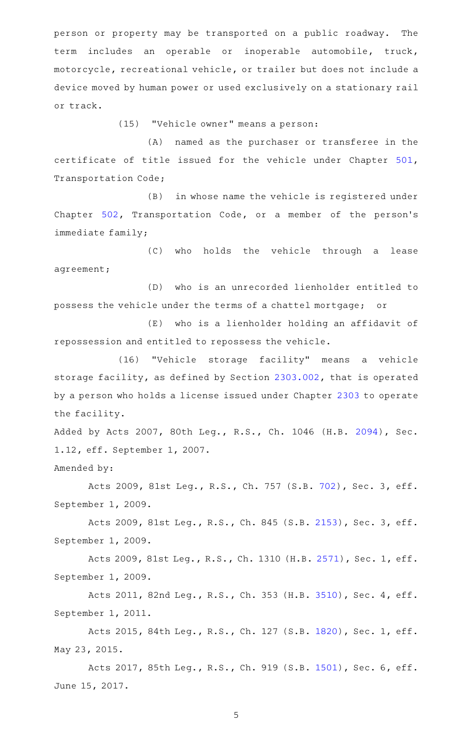person or property may be transported on a public roadway. The term includes an operable or inoperable automobile, truck, motorcycle, recreational vehicle, or trailer but does not include a device moved by human power or used exclusively on a stationary rail or track.

(15) "Vehicle owner" means a person:

(A) named as the purchaser or transferee in the certificate of title issued for the vehicle under Chapter 501, Transportation Code;

(B) in whose name the vehicle is registered under Chapter 502, Transportation Code, or a member of the person's immediate family;

(C) who holds the vehicle through a lease agreement;

(D) who is an unrecorded lienholder entitled to possess the vehicle under the terms of a chattel mortgage; or

(E) who is a lienholder holding an affidavit of repossession and entitled to repossess the vehicle.

(16) "Vehicle storage facility" means a vehicle storage facility, as defined by Section 2303.002, that is operated by a person who holds a license issued under Chapter 2303 to operate the facility.

Added by Acts 2007, 80th Leg., R.S., Ch. 1046 (H.B. 2094), Sec. 1.12, eff. September 1, 2007.

Amended by:

Acts 2009, 81st Leg., R.S., Ch. 757 (S.B. 702), Sec. 3, eff. September 1, 2009.

Acts 2009, 81st Leg., R.S., Ch. 845 (S.B. 2153), Sec. 3, eff. September 1, 2009.

Acts 2009, 81st Leg., R.S., Ch. 1310 (H.B. 2571), Sec. 1, eff. September 1, 2009.

Acts 2011, 82nd Leg., R.S., Ch. 353 (H.B. 3510), Sec. 4, eff. September 1, 2011.

Acts 2015, 84th Leg., R.S., Ch. 127 (S.B. 1820), Sec. 1, eff. May 23, 2015.

Acts 2017, 85th Leg., R.S., Ch. 919 (S.B. 1501), Sec. 6, eff. June 15, 2017.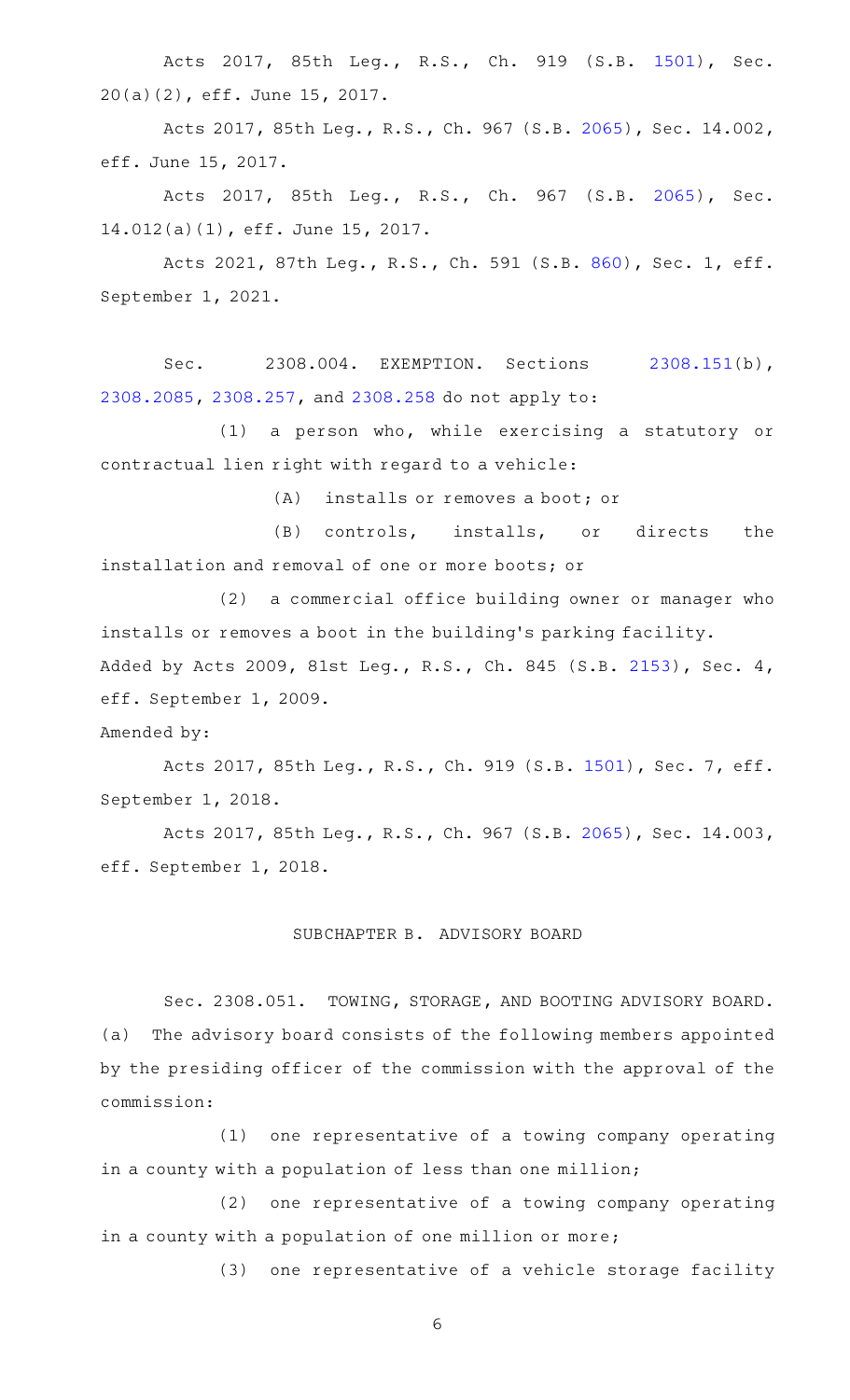Acts 2017, 85th Leg., R.S., Ch. 919 (S.B. 1501), Sec. 20(a)(2), eff. June 15, 2017.

Acts 2017, 85th Leg., R.S., Ch. 967 (S.B. 2065), Sec. 14.002, eff. June 15, 2017.

Acts 2017, 85th Leg., R.S., Ch. 967 (S.B. 2065), Sec. 14.012(a)(1), eff. June 15, 2017.

Acts 2021, 87th Leg., R.S., Ch. 591 (S.B. 860), Sec. 1, eff. September 1, 2021.

Sec. 2308.004. EXEMPTION. Sections 2308.151(b), 2308.2085, 2308.257, and 2308.258 do not apply to:

(1) a person who, while exercising a statutory or contractual lien right with regard to a vehicle:

(A) installs or removes a boot; or

(B) controls, installs, or directs the installation and removal of one or more boots; or

(2) a commercial office building owner or manager who installs or removes a boot in the building's parking facility.

Added by Acts 2009, 81st Leg., R.S., Ch. 845 (S.B. 2153), Sec. 4, eff. September 1, 2009.

Amended by:

Acts 2017, 85th Leg., R.S., Ch. 919 (S.B. 1501), Sec. 7, eff. September 1, 2018.

Acts 2017, 85th Leg., R.S., Ch. 967 (S.B. 2065), Sec. 14.003, eff. September 1, 2018.

## SUBCHAPTER B. ADVISORY BOARD

Sec. 2308.051. TOWING, STORAGE, AND BOOTING ADVISORY BOARD. (a) The advisory board consists of the following members appointed by the presiding officer of the commission with the approval of the commission:

(1) one representative of a towing company operating in a county with a population of less than one million;

(2) one representative of a towing company operating in a county with a population of one million or more;

(3) one representative of a vehicle storage facility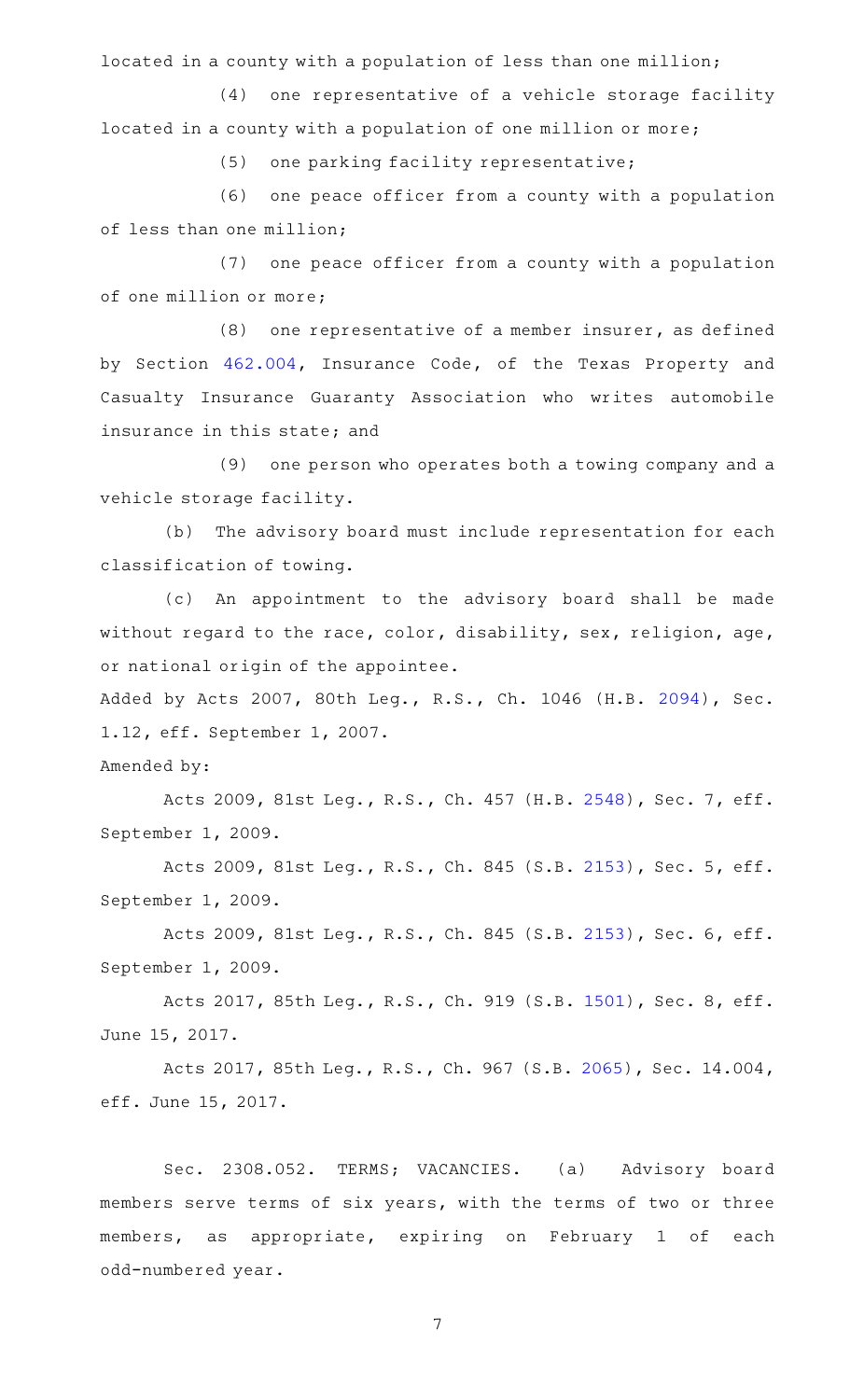located in a county with a population of less than one million;

(4) one representative of a vehicle storage facility located in a county with a population of one million or more;

(5) one parking facility representative;

(6) one peace officer from a county with a population of less than one million;

(7) one peace officer from a county with a population of one million or more;

(8) one representative of a member insurer, as defined by Section 462.004, Insurance Code, of the Texas Property and Casualty Insurance Guaranty Association who writes automobile insurance in this state; and

(9) one person who operates both a towing company and a vehicle storage facility.

(b) The advisory board must include representation for each classification of towing.

(c) An appointment to the advisory board shall be made without regard to the race, color, disability, sex, religion, age, or national origin of the appointee.

Added by Acts 2007, 80th Leg., R.S., Ch. 1046 (H.B. 2094), Sec. 1.12, eff. September 1, 2007.

Amended by:

Acts 2009, 81st Leg., R.S., Ch. 457 (H.B. 2548), Sec. 7, eff. September 1, 2009.

Acts 2009, 81st Leg., R.S., Ch. 845 (S.B. 2153), Sec. 5, eff. September 1, 2009.

Acts 2009, 81st Leg., R.S., Ch. 845 (S.B. 2153), Sec. 6, eff. September 1, 2009.

Acts 2017, 85th Leg., R.S., Ch. 919 (S.B. 1501), Sec. 8, eff. June 15, 2017.

Acts 2017, 85th Leg., R.S., Ch. 967 (S.B. 2065), Sec. 14.004, eff. June 15, 2017.

Sec. 2308.052. TERMS; VACANCIES. (a) Advisory board members serve terms of six years, with the terms of two or three members, as appropriate, expiring on February 1 of each odd-numbered year.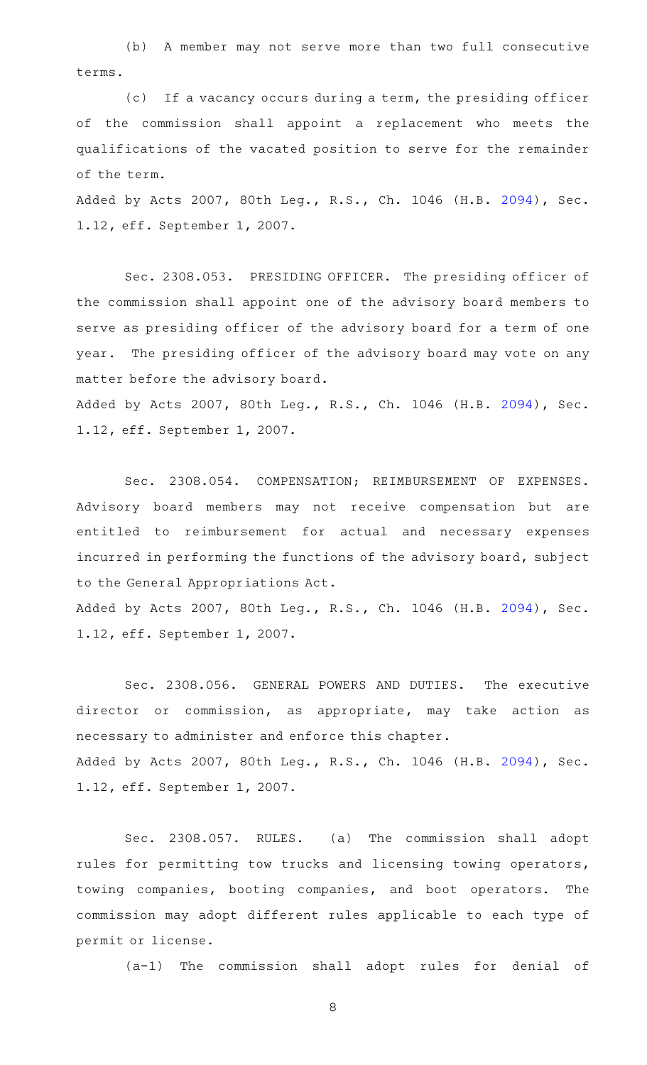(b) A member may not serve more than two full consecutive terms.

(c) If a vacancy occurs during a term, the presiding officer of the commission shall appoint a replacement who meets the qualifications of the vacated position to serve for the remainder of the term.

Added by Acts 2007, 80th Leg., R.S., Ch. 1046 (H.B. 2094), Sec. 1.12, eff. September 1, 2007.

Sec. 2308.053. PRESIDING OFFICER. The presiding officer of the commission shall appoint one of the advisory board members to serve as presiding officer of the advisory board for a term of one year. The presiding officer of the advisory board may vote on any matter before the advisory board.

Added by Acts 2007, 80th Leg., R.S., Ch. 1046 (H.B. 2094), Sec. 1.12, eff. September 1, 2007.

Sec. 2308.054. COMPENSATION; REIMBURSEMENT OF EXPENSES. Advisory board members may not receive compensation but are entitled to reimbursement for actual and necessary expenses incurred in performing the functions of the advisory board, subject to the General Appropriations Act.

Added by Acts 2007, 80th Leg., R.S., Ch. 1046 (H.B. 2094), Sec. 1.12, eff. September 1, 2007.

Sec. 2308.056. GENERAL POWERS AND DUTIES. The executive director or commission, as appropriate, may take action as necessary to administer and enforce this chapter.

Added by Acts 2007, 80th Leg., R.S., Ch. 1046 (H.B. 2094), Sec. 1.12, eff. September 1, 2007.

Sec. 2308.057. RULES. (a) The commission shall adopt rules for permitting tow trucks and licensing towing operators, towing companies, booting companies, and boot operators. The commission may adopt different rules applicable to each type of permit or license.

(a-1) The commission shall adopt rules for denial of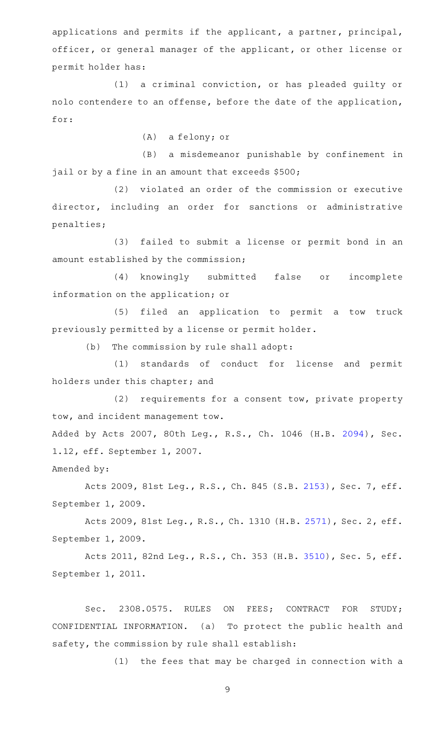applications and permits if the applicant, a partner, principal, officer, or general manager of the applicant, or other license or permit holder has:

(1) a criminal conviction, or has pleaded guilty or nolo contendere to an offense, before the date of the application, for:

(A) a felony; or

(B) a misdemeanor punishable by confinement in jail or by a fine in an amount that exceeds $500;

(2) violated an order of the commission or executive director, including an order for sanctions or administrative penalties;

(3) failed to submit a license or permit bond in an amount established by the commission;

(4) knowingly submitted false or incomplete information on the application; or

(5) filed an application to permit a tow truck previously permitted by a license or permit holder.

(b) The commission by rule shall adopt:

(1) standards of conduct for license and permit holders under this chapter; and

(2) requirements for a consent tow, private property tow, and incident management tow.

Added by Acts 2007, 80th Leg., R.S., Ch. 1046 (H.B. 2094), Sec. 1.12, eff. September 1, 2007.

Amended by:

Acts 2009, 81st Leg., R.S., Ch. 845 (S.B. 2153), Sec. 7, eff. September 1, 2009.

Acts 2009, 81st Leg., R.S., Ch. 1310 (H.B. 2571), Sec. 2, eff. September 1, 2009.

Acts 2011, 82nd Leg., R.S., Ch. 353 (H.B. 3510), Sec. 5, eff. September 1, 2011.

Sec. 2308.0575. RULES ON FEES; CONTRACT FOR STUDY; CONFIDENTIAL INFORMATION. (a) To protect the public health and safety, the commission by rule shall establish:

(1) the fees that may be charged in connection with a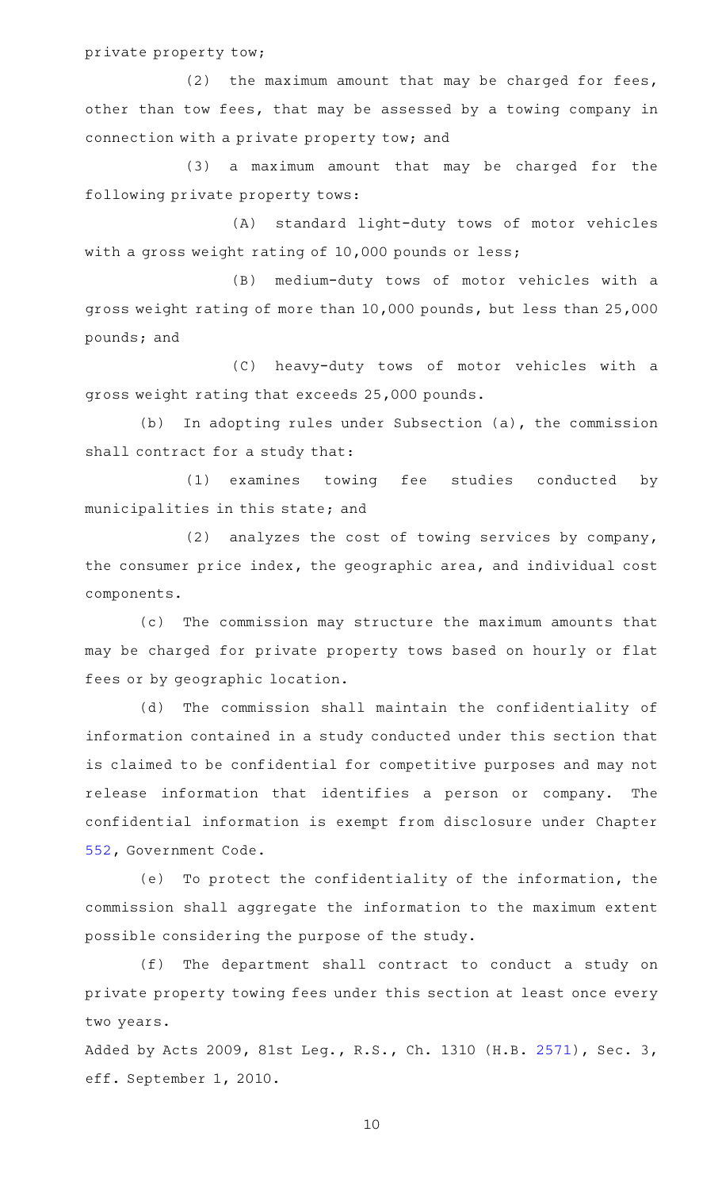private property tow;

(2) the maximum amount that may be charged for fees, other than tow fees, that may be assessed by a towing company in connection with a private property tow; and

(3) a maximum amount that may be charged for the following private property tows:

(A) standard light-duty tows of motor vehicles with a gross weight rating of 10,000 pounds or less;

(B) medium-duty tows of motor vehicles with a gross weight rating of more than 10,000 pounds, but less than 25,000 pounds; and

(C) heavy-duty tows of motor vehicles with a gross weight rating that exceeds 25,000 pounds.

(b) In adopting rules under Subsection (a), the commission shall contract for a study that:

(1) examines towing fee studies conducted by municipalities in this state; and

(2) analyzes the cost of towing services by company, the consumer price index, the geographic area, and individual cost components.

(c) The commission may structure the maximum amounts that may be charged for private property tows based on hourly or flat fees or by geographic location.

(d) The commission shall maintain the confidentiality of information contained in a study conducted under this section that is claimed to be confidential for competitive purposes and may not release information that identifies a person or company. The confidential information is exempt from disclosure under Chapter 552, Government Code.

(e) To protect the confidentiality of the information, the commission shall aggregate the information to the maximum extent possible considering the purpose of the study.

(f) The department shall contract to conduct a study on private property towing fees under this section at least once every two years.

Added by Acts 2009, 81st Leg., R.S., Ch. 1310 (H.B. 2571), Sec. 3, eff. September 1, 2010.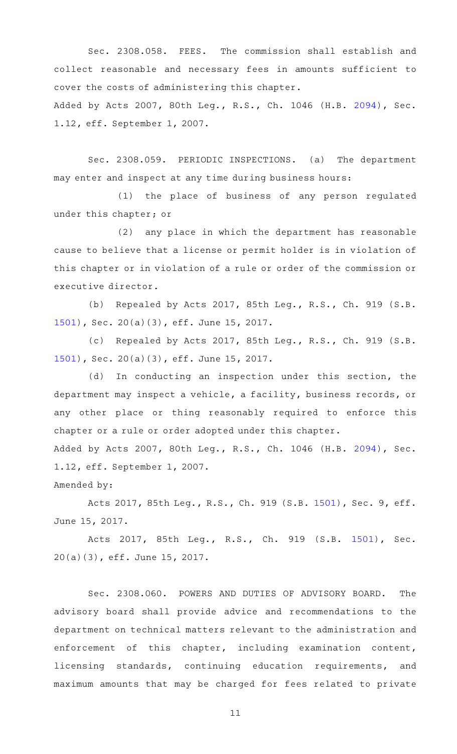Sec. 2308.058. FEES. The commission shall establish and collect reasonable and necessary fees in amounts sufficient to cover the costs of administering this chapter.

Added by Acts 2007, 80th Leg., R.S., Ch. 1046 (H.B. 2094), Sec. 1.12, eff. September 1, 2007.

Sec. 2308.059. PERIODIC INSPECTIONS. (a) The department may enter and inspect at any time during business hours:

(1) the place of business of any person regulated under this chapter; or

(2) any place in which the department has reasonable cause to believe that a license or permit holder is in violation of this chapter or in violation of a rule or order of the commission or executive director.

(b) Repealed by Acts 2017, 85th Leg., R.S., Ch. 919 (S.B. 1501), Sec. 20(a)(3), eff. June 15, 2017.

(c) Repealed by Acts 2017, 85th Leg., R.S., Ch. 919 (S.B. 1501), Sec. 20(a)(3), eff. June 15, 2017.

(d) In conducting an inspection under this section, the department may inspect a vehicle, a facility, business records, or any other place or thing reasonably required to enforce this chapter or a rule or order adopted under this chapter.

Added by Acts 2007, 80th Leg., R.S., Ch. 1046 (H.B. 2094), Sec. 1.12, eff. September 1, 2007.

Amended by:

Acts 2017, 85th Leg., R.S., Ch. 919 (S.B. 1501), Sec. 9, eff. June 15, 2017.

Acts 2017, 85th Leg., R.S., Ch. 919 (S.B. 1501), Sec. 20(a)(3), eff. June 15, 2017.

Sec. 2308.060. POWERS AND DUTIES OF ADVISORY BOARD. The advisory board shall provide advice and recommendations to the department on technical matters relevant to the administration and enforcement of this chapter, including examination content, licensing standards, continuing education requirements, and maximum amounts that may be charged for fees related to private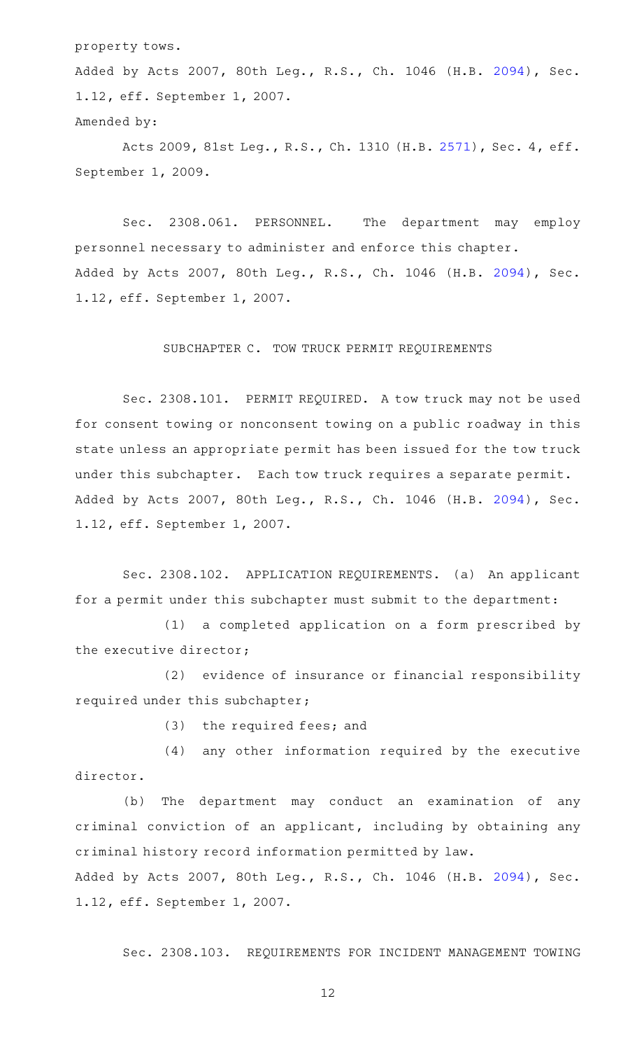property tows.

Added by Acts 2007, 80th Leg., R.S., Ch. 1046 (H.B. 2094), Sec. 1.12, eff. September 1, 2007.

Amended by:

Acts 2009, 81st Leg., R.S., Ch. 1310 (H.B. 2571), Sec. 4, eff. September 1, 2009.

Sec. 2308.061. PERSONNEL. The department may employ personnel necessary to administer and enforce this chapter.

Added by Acts 2007, 80th Leg., R.S., Ch. 1046 (H.B. 2094), Sec. 1.12, eff. September 1, 2007.

SUBCHAPTER C. TOW TRUCK PERMIT REQUIREMENTS

Sec. 2308.101. PERMIT REQUIRED. A tow truck may not be used for consent towing or nonconsent towing on a public roadway in this state unless an appropriate permit has been issued for the tow truck under this subchapter. Each tow truck requires a separate permit.

Added by Acts 2007, 80th Leg., R.S., Ch. 1046 (H.B. 2094), Sec. 1.12, eff. September 1, 2007.

Sec. 2308.102. APPLICATION REQUIREMENTS. (a) An applicant for a permit under this subchapter must submit to the department:

(1) a completed application on a form prescribed by the executive director;

(2) evidence of insurance or financial responsibility required under this subchapter;

(3) the required fees; and

(4) any other information required by the executive director.

(b) The department may conduct an examination of any criminal conviction of an applicant, including by obtaining any criminal history record information permitted by law.

Added by Acts 2007, 80th Leg., R.S., Ch. 1046 (H.B. 2094), Sec. 1.12, eff. September 1, 2007.

Sec. 2308.103. REQUIREMENTS FOR INCIDENT MANAGEMENT TOWING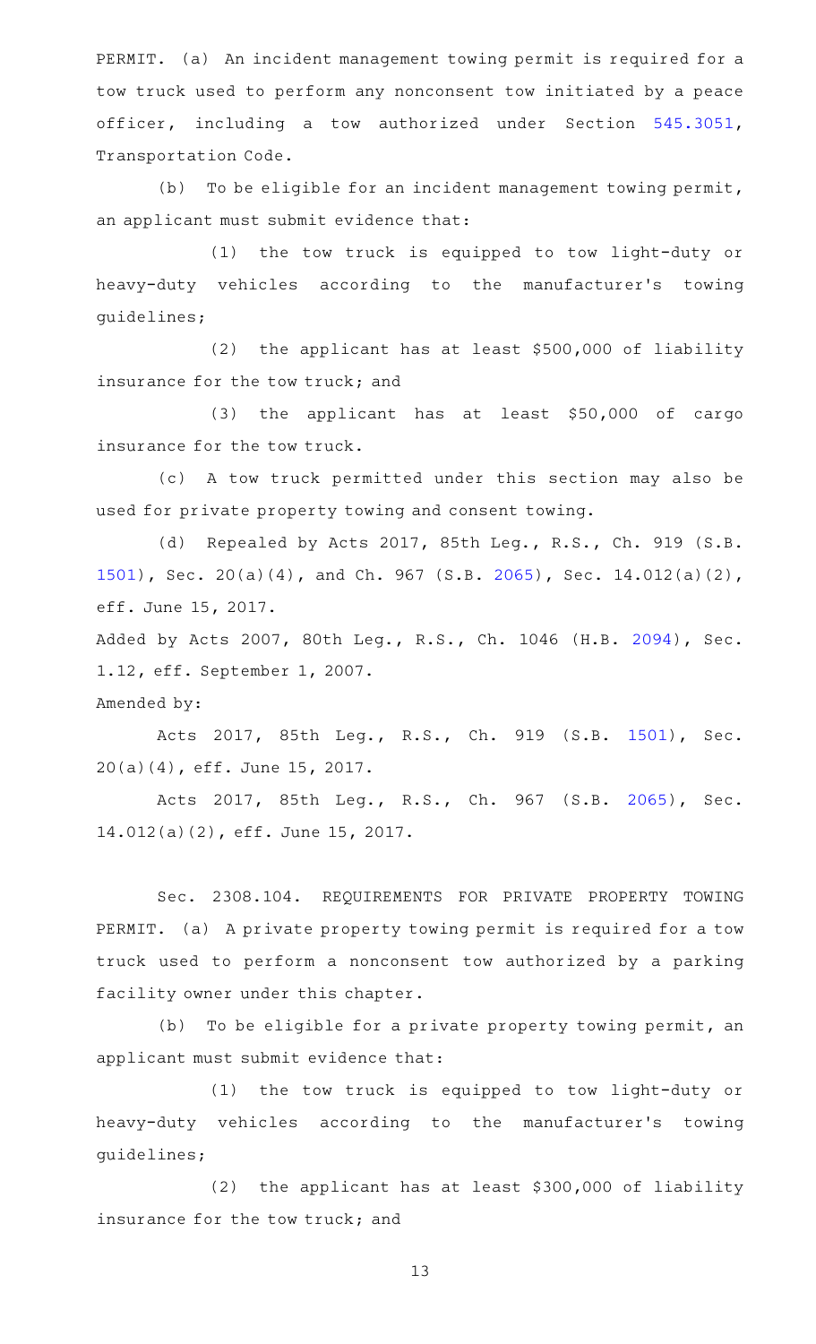PERMIT. (a) An incident management towing permit is required for a tow truck used to perform any nonconsent tow initiated by a peace officer, including a tow authorized under Section 545.3051, Transportation Code.

(b) To be eligible for an incident management towing permit, an applicant must submit evidence that:

(1) the tow truck is equipped to tow light-duty or heavy-duty vehicles according to the manufacturer's towing guidelines;

(2) the applicant has at least $500,000 of liability insurance for the tow truck; and

(3) the applicant has at least $50,000 of cargo insurance for the tow truck.

(c) A tow truck permitted under this section may also be used for private property towing and consent towing.

(d) Repealed by Acts 2017, 85th Leg., R.S., Ch. 919 (S.B. 1501), Sec. 20(a)(4), and Ch. 967 (S.B. 2065), Sec. 14.012(a)(2), eff. June 15, 2017.

Added by Acts 2007, 80th Leg., R.S., Ch. 1046 (H.B. 2094), Sec. 1.12, eff. September 1, 2007.

Amended by:

Acts 2017, 85th Leg., R.S., Ch. 919 (S.B. 1501), Sec. 20(a)(4), eff. June 15, 2017.

Acts 2017, 85th Leg., R.S., Ch. 967 (S.B. 2065), Sec. 14.012(a)(2), eff. June 15, 2017.

Sec. 2308.104. REQUIREMENTS FOR PRIVATE PROPERTY TOWING PERMIT. (a) A private property towing permit is required for a tow truck used to perform a nonconsent tow authorized by a parking facility owner under this chapter.

(b) To be eligible for a private property towing permit, an applicant must submit evidence that:

(1) the tow truck is equipped to tow light-duty or heavy-duty vehicles according to the manufacturer's towing guidelines;

(2) the applicant has at least $300,000 of liability insurance for the tow truck; and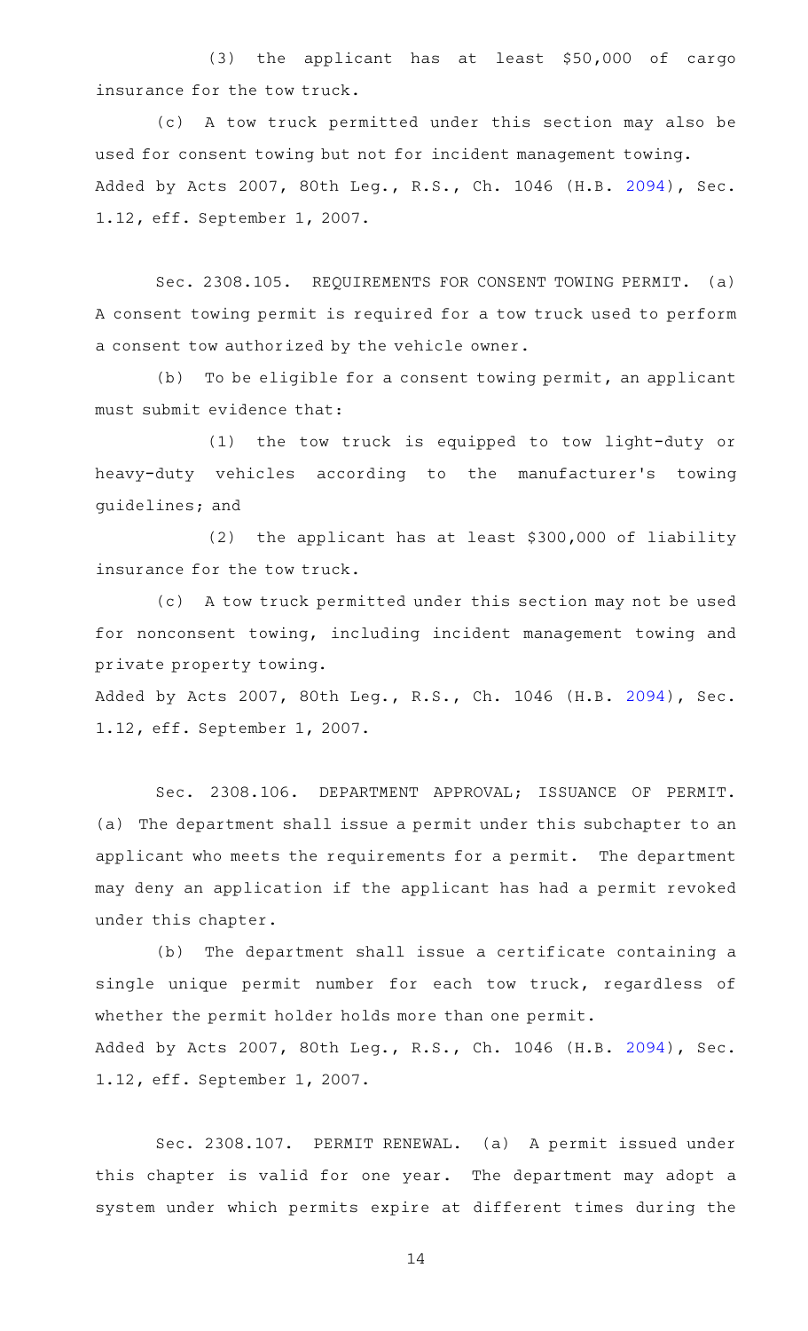(3) the applicant has at least $50,000 of cargo insurance for the tow truck.

(c) A tow truck permitted under this section may also be used for consent towing but not for incident management towing.

Added by Acts 2007, 80th Leg., R.S., Ch. 1046 (H.B. 2094), Sec. 1.12, eff. September 1, 2007.

Sec. 2308.105. REQUIREMENTS FOR CONSENT TOWING PERMIT. (a) A consent towing permit is required for a tow truck used to perform a consent tow authorized by the vehicle owner.

(b) To be eligible for a consent towing permit, an applicant must submit evidence that:

(1) the tow truck is equipped to tow light-duty or heavy-duty vehicles according to the manufacturer's towing guidelines; and

(2) the applicant has at least $300,000 of liability insurance for the tow truck.

(c) A tow truck permitted under this section may not be used for nonconsent towing, including incident management towing and private property towing.

Added by Acts 2007, 80th Leg., R.S., Ch. 1046 (H.B. 2094), Sec. 1.12, eff. September 1, 2007.

Sec. 2308.106. DEPARTMENT APPROVAL; ISSUANCE OF PERMIT. (a) The department shall issue a permit under this subchapter to an applicant who meets the requirements for a permit. The department may deny an application if the applicant has had a permit revoked under this chapter.

(b) The department shall issue a certificate containing a single unique permit number for each tow truck, regardless of whether the permit holder holds more than one permit.

Added by Acts 2007, 80th Leg., R.S., Ch. 1046 (H.B. 2094), Sec. 1.12, eff. September 1, 2007.

Sec. 2308.107. PERMIT RENEWAL. (a) A permit issued under this chapter is valid for one year. The department may adopt a system under which permits expire at different times during the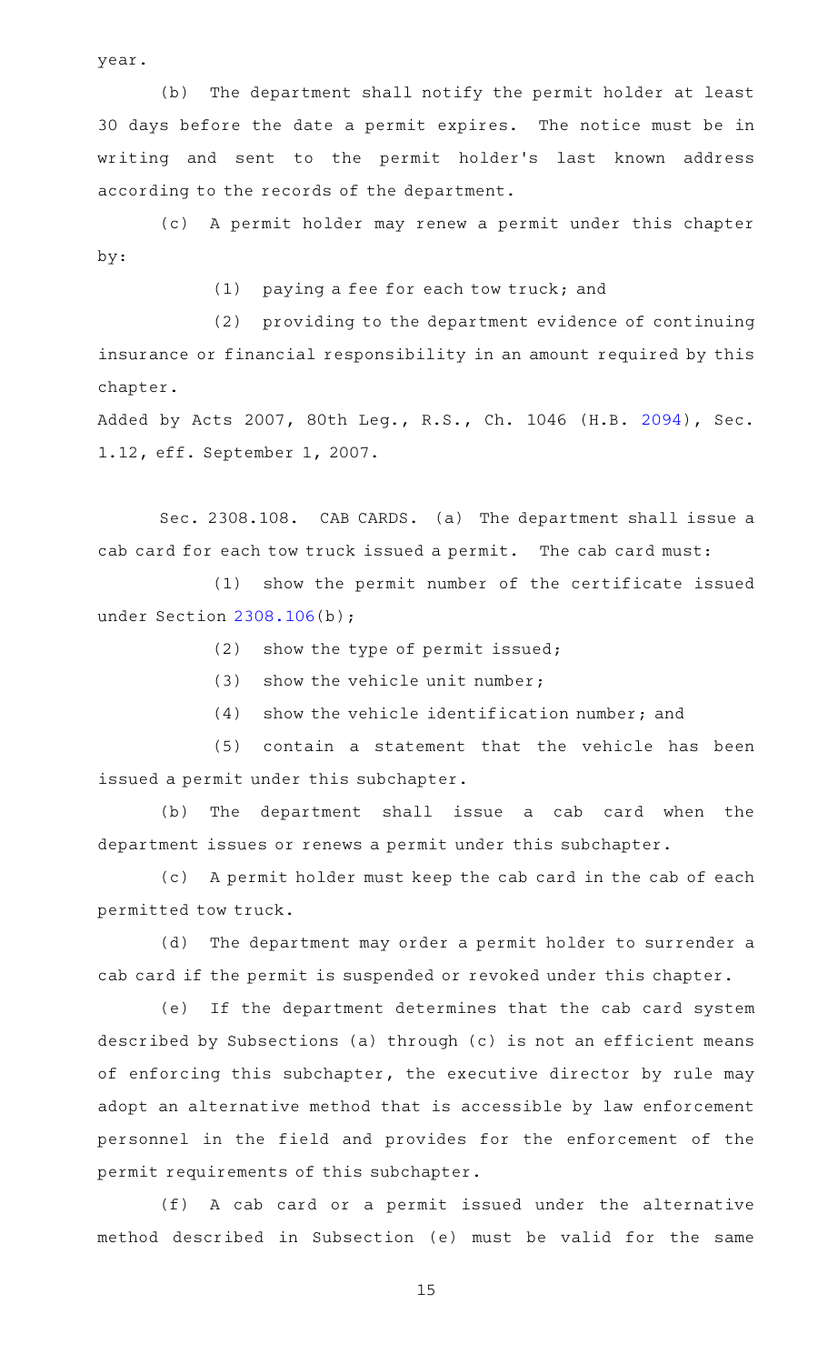year.

(b) The department shall notify the permit holder at least 30 days before the date a permit expires. The notice must be in writing and sent to the permit holder's last known address according to the records of the department.

(c) A permit holder may renew a permit under this chapter by:

(1) paying a fee for each tow truck; and

(2) providing to the department evidence of continuing insurance or financial responsibility in an amount required by this chapter.

Added by Acts 2007, 80th Leg., R.S., Ch. 1046 (H.B. 2094), Sec. 1.12, eff. September 1, 2007.

Sec. 2308.108. CAB CARDS. (a) The department shall issue a cab card for each tow truck issued a permit. The cab card must:

(1) show the permit number of the certificate issued under Section 2308.106(b);

(2) show the type of permit issued;

(3) show the vehicle unit number;

(4) show the vehicle identification number; and

(5) contain a statement that the vehicle has been issued a permit under this subchapter.

(b) The department shall issue a cab card when the department issues or renews a permit under this subchapter.

(c) A permit holder must keep the cab card in the cab of each permitted tow truck.

(d) The department may order a permit holder to surrender a cab card if the permit is suspended or revoked under this chapter.

(e) If the department determines that the cab card system described by Subsections (a) through (c) is not an efficient means of enforcing this subchapter, the executive director by rule may adopt an alternative method that is accessible by law enforcement personnel in the field and provides for the enforcement of the permit requirements of this subchapter.

(f) A cab card or a permit issued under the alternative method described in Subsection (e) must be valid for the same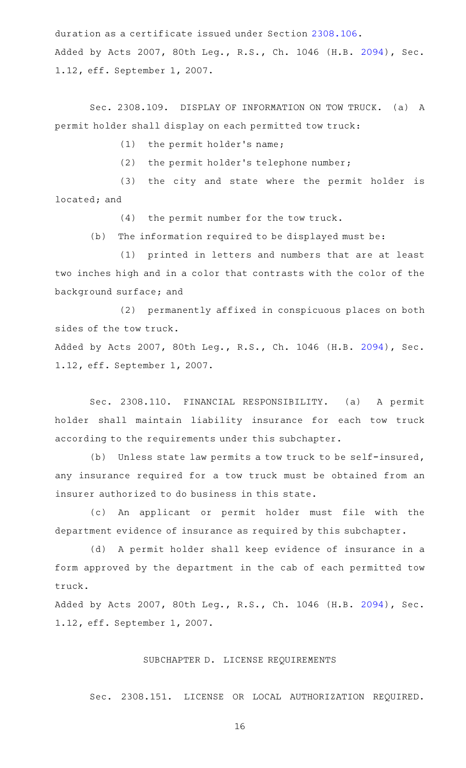duration as a certificate issued under Section 2308.106.

Added by Acts 2007, 80th Leg., R.S., Ch. 1046 (H.B. 2094), Sec. 1.12, eff. September 1, 2007.

Sec. 2308.109. DISPLAY OF INFORMATION ON TOW TRUCK. (a) A permit holder shall display on each permitted tow truck:

(1) the permit holder's name;

(2) the permit holder's telephone number;

(3) the city and state where the permit holder is located; and

(4) the permit number for the tow truck.

(b) The information required to be displayed must be:

(1) printed in letters and numbers that are at least two inches high and in a color that contrasts with the color of the background surface; and

(2) permanently affixed in conspicuous places on both sides of the tow truck.

Added by Acts 2007, 80th Leg., R.S., Ch. 1046 (H.B. 2094), Sec. 1.12, eff. September 1, 2007.

Sec. 2308.110. FINANCIAL RESPONSIBILITY. (a) A permit holder shall maintain liability insurance for each tow truck according to the requirements under this subchapter.

(b) Unless state law permits a tow truck to be self-insured, any insurance required for a tow truck must be obtained from an insurer authorized to do business in this state.

(c) An applicant or permit holder must file with the department evidence of insurance as required by this subchapter.

(d) A permit holder shall keep evidence of insurance in a form approved by the department in the cab of each permitted tow truck.

Added by Acts 2007, 80th Leg., R.S., Ch. 1046 (H.B. 2094), Sec. 1.12, eff. September 1, 2007.

## SUBCHAPTER D. LICENSE REQUIREMENTS

Sec. 2308.151. LICENSE OR LOCAL AUTHORIZATION REQUIRED.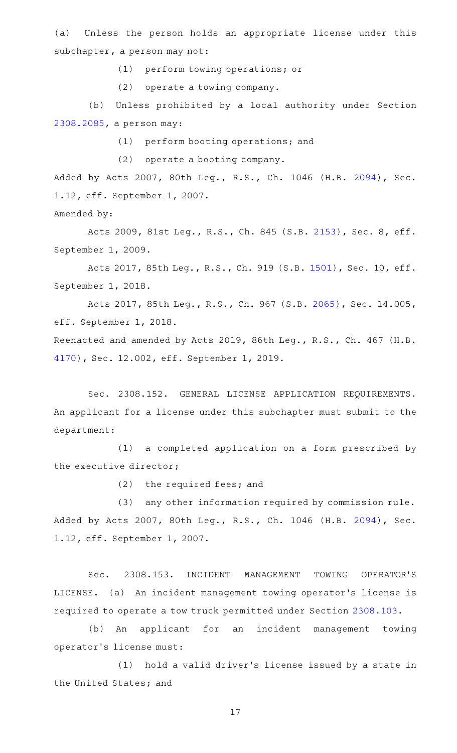(a) Unless the person holds an appropriate license under this subchapter, a person may not:

(1) perform towing operations; or

(2) operate a towing company.

(b) Unless prohibited by a local authority under Section 2308.2085, a person may:

(1) perform booting operations; and

(2) operate a booting company.

Added by Acts 2007, 80th Leg., R.S., Ch. 1046 (H.B. 2094), Sec. 1.12, eff. September 1, 2007.

Amended by:

Acts 2009, 81st Leg., R.S., Ch. 845 (S.B. 2153), Sec. 8, eff. September 1, 2009.

Acts 2017, 85th Leg., R.S., Ch. 919 (S.B. 1501), Sec. 10, eff. September 1, 2018.

Acts 2017, 85th Leg., R.S., Ch. 967 (S.B. 2065), Sec. 14.005, eff. September 1, 2018.

Reenacted and amended by Acts 2019, 86th Leg., R.S., Ch. 467 (H.B. 4170), Sec. 12.002, eff. September 1, 2019.

Sec. 2308.152. GENERAL LICENSE APPLICATION REQUIREMENTS. An applicant for a license under this subchapter must submit to the department:

(1) a completed application on a form prescribed by the executive director;

(2) the required fees; and

(3) any other information required by commission rule.

Added by Acts 2007, 80th Leg., R.S., Ch. 1046 (H.B. 2094), Sec. 1.12, eff. September 1, 2007.

Sec. 2308.153. INCIDENT MANAGEMENT TOWING OPERATOR'S LICENSE. (a) An incident management towing operator's license is required to operate a tow truck permitted under Section 2308.103.

(b) An applicant for an incident management towing operator's license must:

(1) hold a valid driver's license issued by a state in the United States; and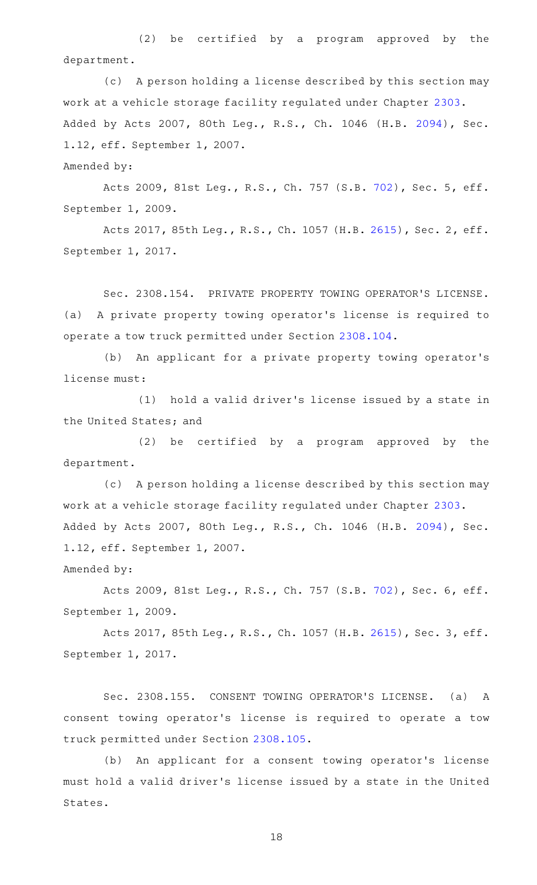(2) be certified by a program approved by the department.

(c) A person holding a license described by this section may work at a vehicle storage facility regulated under Chapter 2303.

Added by Acts 2007, 80th Leg., R.S., Ch. 1046 (H.B. 2094), Sec. 1.12, eff. September 1, 2007.

Amended by:

Acts 2009, 81st Leg., R.S., Ch. 757 (S.B. 702), Sec. 5, eff. September 1, 2009.

Acts 2017, 85th Leg., R.S., Ch. 1057 (H.B. 2615), Sec. 2, eff. September 1, 2017.

Sec. 2308.154. PRIVATE PROPERTY TOWING OPERATOR'S LICENSE. (a) A private property towing operator's license is required to operate a tow truck permitted under Section 2308.104.

(b) An applicant for a private property towing operator's license must:

(1) hold a valid driver's license issued by a state in the United States; and

(2) be certified by a program approved by the department.

(c) A person holding a license described by this section may work at a vehicle storage facility regulated under Chapter 2303.

Added by Acts 2007, 80th Leg., R.S., Ch. 1046 (H.B. 2094), Sec. 1.12, eff. September 1, 2007.

Amended by:

Acts 2009, 81st Leg., R.S., Ch. 757 (S.B. 702), Sec. 6, eff. September 1, 2009.

Acts 2017, 85th Leg., R.S., Ch. 1057 (H.B. 2615), Sec. 3, eff. September 1, 2017.

Sec. 2308.155. CONSENT TOWING OPERATOR'S LICENSE. (a) A consent towing operator's license is required to operate a tow truck permitted under Section 2308.105.

(b) An applicant for a consent towing operator's license must hold a valid driver's license issued by a state in the United States.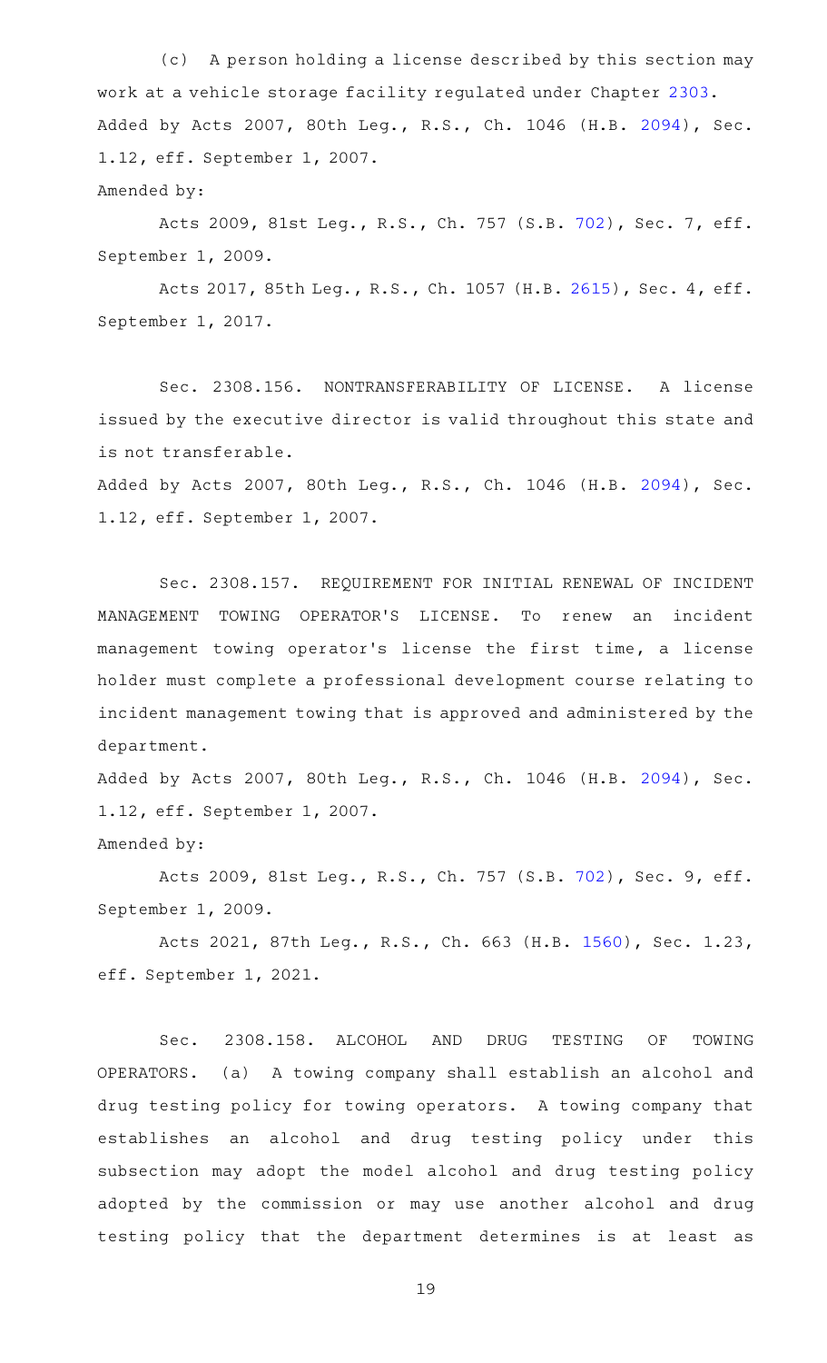(c) A person holding a license described by this section may work at a vehicle storage facility regulated under Chapter 2303.

Added by Acts 2007, 80th Leg., R.S., Ch. 1046 (H.B. 2094), Sec. 1.12, eff. September 1, 2007.

Amended by:

Acts 2009, 81st Leg., R.S., Ch. 757 (S.B. 702), Sec. 7, eff. September 1, 2009.

Acts 2017, 85th Leg., R.S., Ch. 1057 (H.B. 2615), Sec. 4, eff. September 1, 2017.

Sec. 2308.156. NONTRANSFERABILITY OF LICENSE. A license issued by the executive director is valid throughout this state and is not transferable.

Added by Acts 2007, 80th Leg., R.S., Ch. 1046 (H.B. 2094), Sec. 1.12, eff. September 1, 2007.

Sec. 2308.157. REQUIREMENT FOR INITIAL RENEWAL OF INCIDENT MANAGEMENT TOWING OPERATOR'S LICENSE. To renew an incident management towing operator's license the first time, a license holder must complete a professional development course relating to incident management towing that is approved and administered by the department.

Added by Acts 2007, 80th Leg., R.S., Ch. 1046 (H.B. 2094), Sec. 1.12, eff. September 1, 2007.

Amended by:

Acts 2009, 81st Leg., R.S., Ch. 757 (S.B. 702), Sec. 9, eff. September 1, 2009.

Acts 2021, 87th Leg., R.S., Ch. 663 (H.B. 1560), Sec. 1.23, eff. September 1, 2021.

Sec. 2308.158. ALCOHOL AND DRUG TESTING OF TOWING OPERATORS. (a) A towing company shall establish an alcohol and drug testing policy for towing operators. A towing company that establishes an alcohol and drug testing policy under this subsection may adopt the model alcohol and drug testing policy adopted by the commission or may use another alcohol and drug testing policy that the department determines is at least as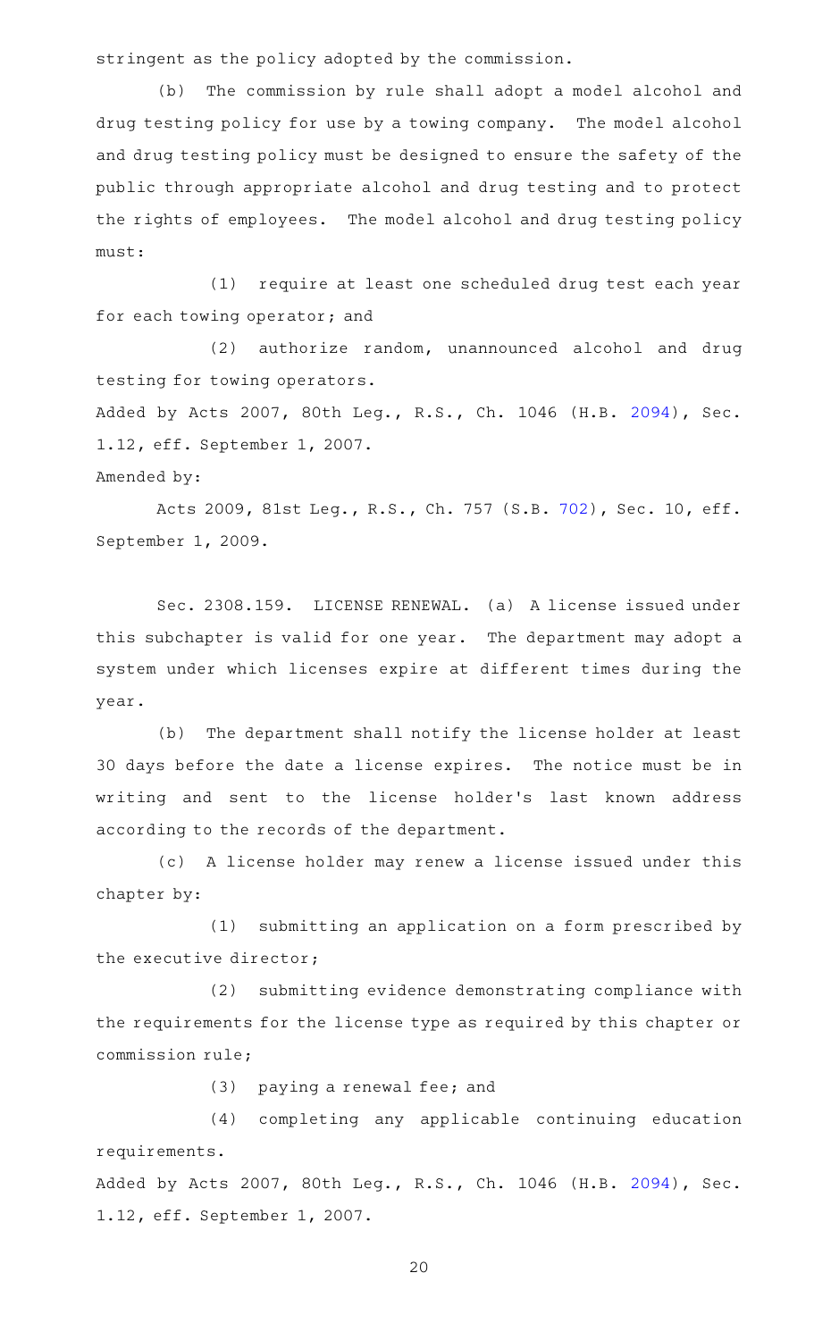stringent as the policy adopted by the commission.

(b) The commission by rule shall adopt a model alcohol and drug testing policy for use by a towing company. The model alcohol and drug testing policy must be designed to ensure the safety of the public through appropriate alcohol and drug testing and to protect the rights of employees. The model alcohol and drug testing policy must:

(1) require at least one scheduled drug test each year for each towing operator; and

(2) authorize random, unannounced alcohol and drug testing for towing operators.

Added by Acts 2007, 80th Leg., R.S., Ch. 1046 (H.B. 2094), Sec. 1.12, eff. September 1, 2007.

Amended by:

Acts 2009, 81st Leg., R.S., Ch. 757 (S.B. 702), Sec. 10, eff. September 1, 2009.

Sec. 2308.159. LICENSE RENEWAL. (a) A license issued under this subchapter is valid for one year. The department may adopt a system under which licenses expire at different times during the year.

(b) The department shall notify the license holder at least 30 days before the date a license expires. The notice must be in writing and sent to the license holder's last known address according to the records of the department.

(c) A license holder may renew a license issued under this chapter by:

(1) submitting an application on a form prescribed by the executive director;

(2) submitting evidence demonstrating compliance with the requirements for the license type as required by this chapter or commission rule;

(3) paying a renewal fee; and

(4) completing any applicable continuing education requirements.

Added by Acts 2007, 80th Leg., R.S., Ch. 1046 (H.B. 2094), Sec. 1.12, eff. September 1, 2007.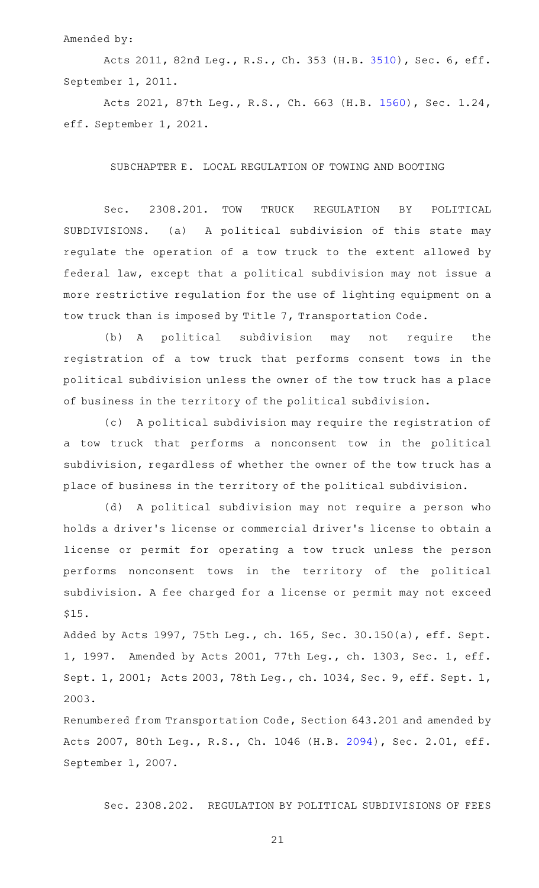Amended by:

Acts 2011, 82nd Leg., R.S., Ch. 353 (H.B. 3510), Sec. 6, eff. September 1, 2011.

Acts 2021, 87th Leg., R.S., Ch. 663 (H.B. 1560), Sec. 1.24, eff. September 1, 2021.

SUBCHAPTER E. LOCAL REGULATION OF TOWING AND BOOTING

Sec. 2308.201. TOW TRUCK REGULATION BY POLITICAL SUBDIVISIONS. (a) A political subdivision of this state may regulate the operation of a tow truck to the extent allowed by federal law, except that a political subdivision may not issue a more restrictive regulation for the use of lighting equipment on a tow truck than is imposed by Title 7, Transportation Code.

(b) A political subdivision may not require the registration of a tow truck that performs consent tows in the political subdivision unless the owner of the tow truck has a place of business in the territory of the political subdivision.

(c) A political subdivision may require the registration of a tow truck that performs a nonconsent tow in the political subdivision, regardless of whether the owner of the tow truck has a place of business in the territory of the political subdivision.

(d) A political subdivision may not require a person who holds a driver's license or commercial driver's license to obtain a license or permit for operating a tow truck unless the person performs nonconsent tows in the territory of the political subdivision. A fee charged for a license or permit may not exceed $15.

Added by Acts 1997, 75th Leg., ch. 165, Sec. 30.150(a), eff. Sept. 1, 1997. Amended by Acts 2001, 77th Leg., ch. 1303, Sec. 1, eff. Sept. 1, 2001; Acts 2003, 78th Leg., ch. 1034, Sec. 9, eff. Sept. 1, 2003.

Renumbered from Transportation Code, Section 643.201 and amended by Acts 2007, 80th Leg., R.S., Ch. 1046 (H.B. 2094), Sec. 2.01, eff. September 1, 2007.

Sec. 2308.202. REGULATION BY POLITICAL SUBDIVISIONS OF FEES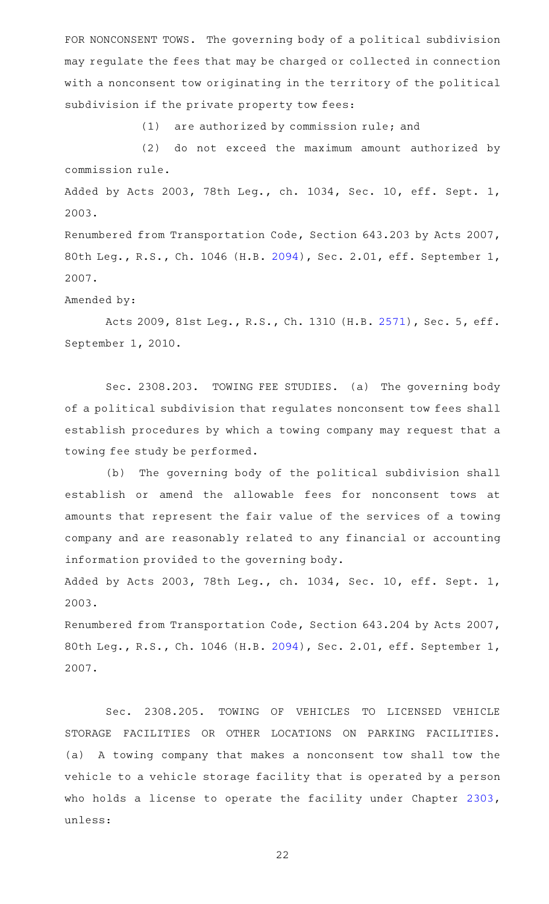FOR NONCONSENT TOWS. The governing body of a political subdivision may regulate the fees that may be charged or collected in connection with a nonconsent tow originating in the territory of the political subdivision if the private property tow fees:

(1) are authorized by commission rule; and

(2) do not exceed the maximum amount authorized by commission rule.

Added by Acts 2003, 78th Leg., ch. 1034, Sec. 10, eff. Sept. 1, 2003.

Renumbered from Transportation Code, Section 643.203 by Acts 2007, 80th Leg., R.S., Ch. 1046 (H.B. 2094), Sec. 2.01, eff. September 1, 2007.

Amended by:

Acts 2009, 81st Leg., R.S., Ch. 1310 (H.B. 2571), Sec. 5, eff. September 1, 2010.

Sec. 2308.203. TOWING FEE STUDIES. (a) The governing body of a political subdivision that regulates nonconsent tow fees shall establish procedures by which a towing company may request that a towing fee study be performed.

(b) The governing body of the political subdivision shall establish or amend the allowable fees for nonconsent tows at amounts that represent the fair value of the services of a towing company and are reasonably related to any financial or accounting information provided to the governing body.

Added by Acts 2003, 78th Leg., ch. 1034, Sec. 10, eff. Sept. 1, 2003.

Renumbered from Transportation Code, Section 643.204 by Acts 2007, 80th Leg., R.S., Ch. 1046 (H.B. 2094), Sec. 2.01, eff. September 1, 2007.

Sec. 2308.205. TOWING OF VEHICLES TO LICENSED VEHICLE STORAGE FACILITIES OR OTHER LOCATIONS ON PARKING FACILITIES. (a) A towing company that makes a nonconsent tow shall tow the vehicle to a vehicle storage facility that is operated by a person who holds a license to operate the facility under Chapter 2303, unless: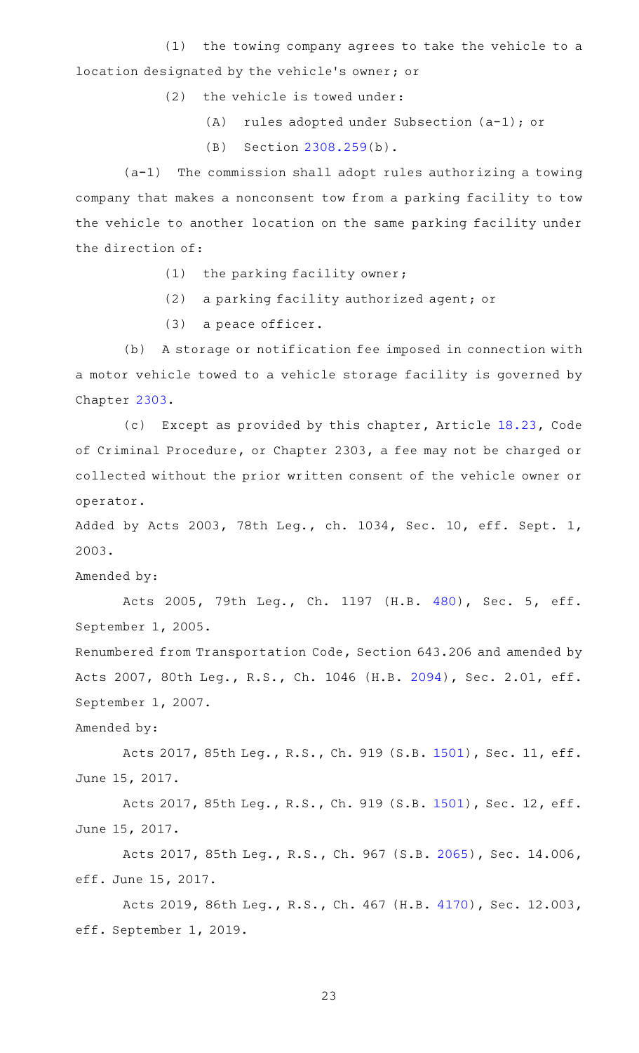(1) the towing company agrees to take the vehicle to a location designated by the vehicle's owner; or

(2) the vehicle is towed under:

(A) rules adopted under Subsection (a-1); or

(B) Section 2308.259(b).

(a-1) The commission shall adopt rules authorizing a towing company that makes a nonconsent tow from a parking facility to tow the vehicle to another location on the same parking facility under the direction of:

(1) the parking facility owner;

(2) a parking facility authorized agent; or

(3) a peace officer.

(b) A storage or notification fee imposed in connection with a motor vehicle towed to a vehicle storage facility is governed by Chapter 2303.

(c) Except as provided by this chapter, Article 18.23, Code of Criminal Procedure, or Chapter 2303, a fee may not be charged or collected without the prior written consent of the vehicle owner or operator.

Added by Acts 2003, 78th Leg., ch. 1034, Sec. 10, eff. Sept. 1, 2003.

Amended by:

Acts 2005, 79th Leg., Ch. 1197 (H.B. 480), Sec. 5, eff. September 1, 2005.

Renumbered from Transportation Code, Section 643.206 and amended by Acts 2007, 80th Leg., R.S., Ch. 1046 (H.B. 2094), Sec. 2.01, eff. September 1, 2007.

Amended by:

Acts 2017, 85th Leg., R.S., Ch. 919 (S.B. 1501), Sec. 11, eff. June 15, 2017.

Acts 2017, 85th Leg., R.S., Ch. 919 (S.B. 1501), Sec. 12, eff. June 15, 2017.

Acts 2017, 85th Leg., R.S., Ch. 967 (S.B. 2065), Sec. 14.006, eff. June 15, 2017.

Acts 2019, 86th Leg., R.S., Ch. 467 (H.B. 4170), Sec. 12.003, eff. September 1, 2019.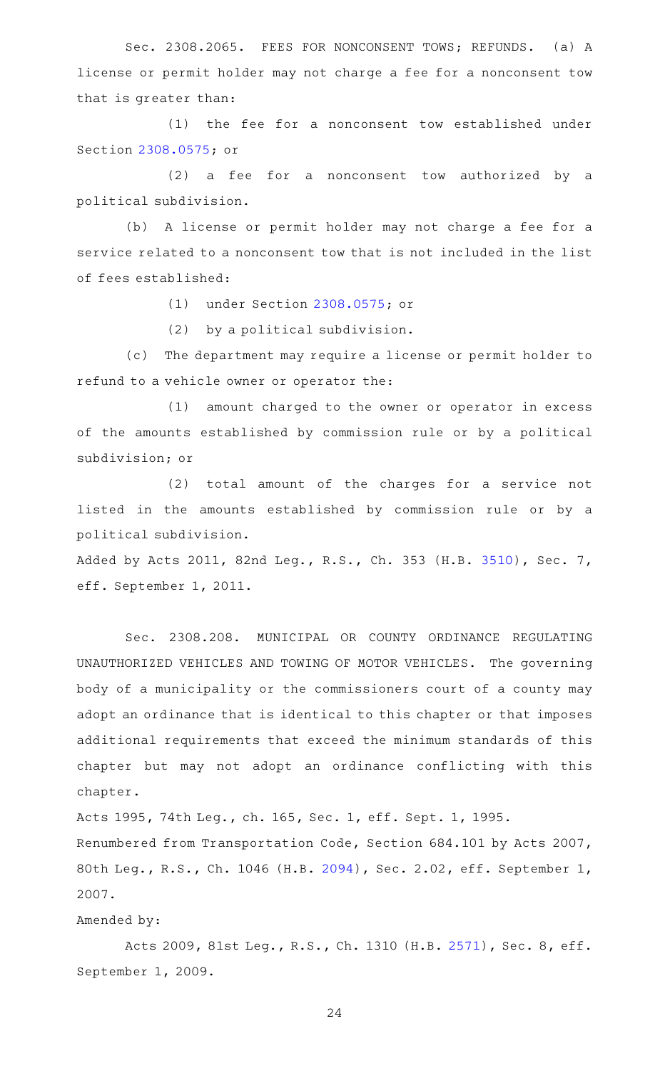Sec. 2308.2065. FEES FOR NONCONSENT TOWS; REFUNDS. (a) A license or permit holder may not charge a fee for a nonconsent tow that is greater than:

(1) the fee for a nonconsent tow established under Section 2308.0575; or

(2) a fee for a nonconsent tow authorized by a political subdivision.

(b) A license or permit holder may not charge a fee for a service related to a nonconsent tow that is not included in the list of fees established:

(1) under Section 2308.0575; or

(2) by a political subdivision.

(c) The department may require a license or permit holder to refund to a vehicle owner or operator the:

(1) amount charged to the owner or operator in excess of the amounts established by commission rule or by a political subdivision; or

(2) total amount of the charges for a service not listed in the amounts established by commission rule or by a political subdivision.

Added by Acts 2011, 82nd Leg., R.S., Ch. 353 (H.B. 3510), Sec. 7, eff. September 1, 2011.

Sec. 2308.208. MUNICIPAL OR COUNTY ORDINANCE REGULATING UNAUTHORIZED VEHICLES AND TOWING OF MOTOR VEHICLES. The governing body of a municipality or the commissioners court of a county may adopt an ordinance that is identical to this chapter or that imposes additional requirements that exceed the minimum standards of this chapter but may not adopt an ordinance conflicting with this chapter.

Acts 1995, 74th Leg., ch. 165, Sec. 1, eff. Sept. 1, 1995.

Renumbered from Transportation Code, Section 684.101 by Acts 2007, 80th Leg., R.S., Ch. 1046 (H.B. 2094), Sec. 2.02, eff. September 1, 2007.

Amended by:

Acts 2009, 81st Leg., R.S., Ch. 1310 (H.B. 2571), Sec. 8, eff. September 1, 2009.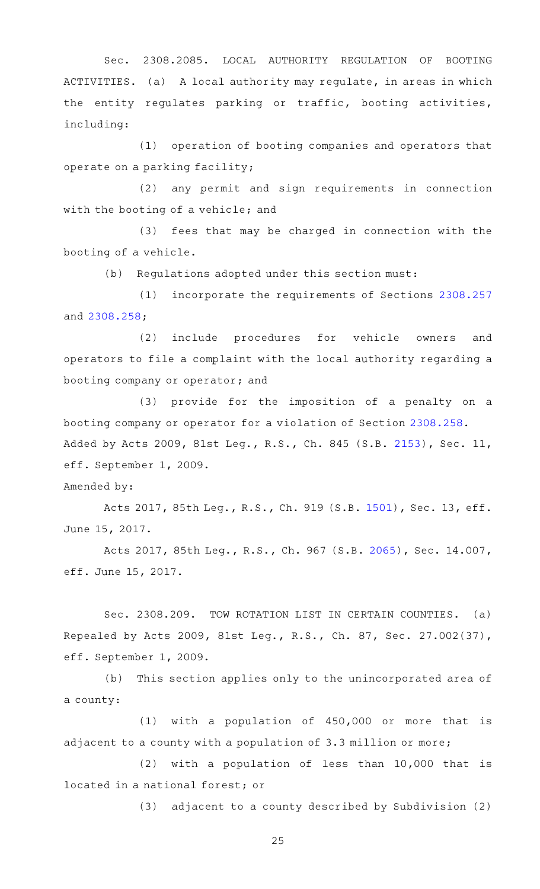Sec. 2308.2085. LOCAL AUTHORITY REGULATION OF BOOTING ACTIVITIES. (a) A local authority may regulate, in areas in which the entity regulates parking or traffic, booting activities, including:

(1) operation of booting companies and operators that operate on a parking facility;

(2) any permit and sign requirements in connection with the booting of a vehicle; and

(3) fees that may be charged in connection with the booting of a vehicle.

(b) Regulations adopted under this section must:

(1) incorporate the requirements of Sections 2308.257 and 2308.258;

(2) include procedures for vehicle owners and operators to file a complaint with the local authority regarding a booting company or operator; and

(3) provide for the imposition of a penalty on a booting company or operator for a violation of Section 2308.258.

Added by Acts 2009, 81st Leg., R.S., Ch. 845 (S.B. 2153), Sec. 11, eff. September 1, 2009.

Amended by:

Acts 2017, 85th Leg., R.S., Ch. 919 (S.B. 1501), Sec. 13, eff. June 15, 2017.

Acts 2017, 85th Leg., R.S., Ch. 967 (S.B. 2065), Sec. 14.007, eff. June 15, 2017.

Sec. 2308.209. TOW ROTATION LIST IN CERTAIN COUNTIES. (a) Repealed by Acts 2009, 81st Leg., R.S., Ch. 87, Sec. 27.002(37), eff. September 1, 2009.

(b) This section applies only to the unincorporated area of a county:

(1) with a population of 450,000 or more that is adjacent to a county with a population of 3.3 million or more;

(2) with a population of less than 10,000 that is located in a national forest; or

(3) adjacent to a county described by Subdivision (2)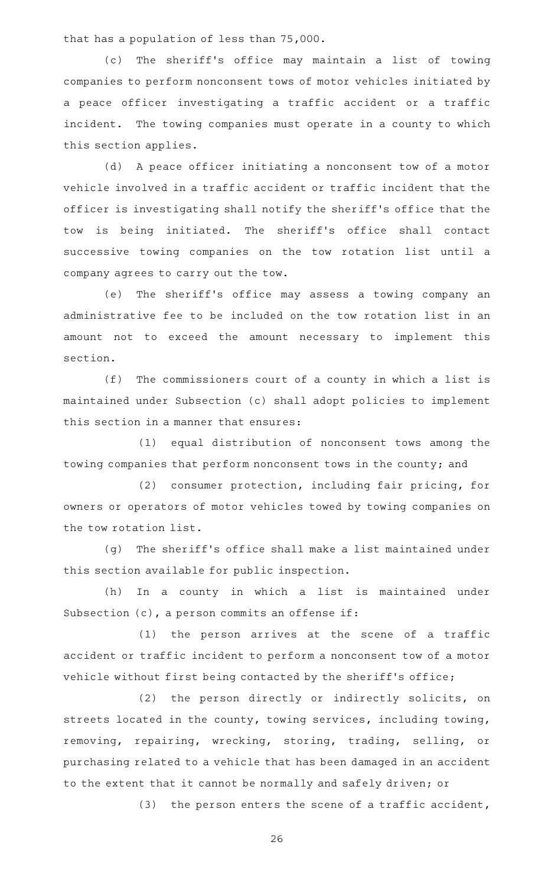that has a population of less than 75,000.

(c) The sheriff's office may maintain a list of towing companies to perform nonconsent tows of motor vehicles initiated by a peace officer investigating a traffic accident or a traffic incident. The towing companies must operate in a county to which this section applies.

(d) A peace officer initiating a nonconsent tow of a motor vehicle involved in a traffic accident or traffic incident that the officer is investigating shall notify the sheriff's office that the tow is being initiated. The sheriff's office shall contact successive towing companies on the tow rotation list until a company agrees to carry out the tow.

(e) The sheriff's office may assess a towing company an administrative fee to be included on the tow rotation list in an amount not to exceed the amount necessary to implement this section.

(f) The commissioners court of a county in which a list is maintained under Subsection (c) shall adopt policies to implement this section in a manner that ensures:

(1) equal distribution of nonconsent tows among the towing companies that perform nonconsent tows in the county; and

(2) consumer protection, including fair pricing, for owners or operators of motor vehicles towed by towing companies on the tow rotation list.

(g) The sheriff's office shall make a list maintained under this section available for public inspection.

(h) In a county in which a list is maintained under Subsection (c), a person commits an offense if:

(1) the person arrives at the scene of a traffic accident or traffic incident to perform a nonconsent tow of a motor vehicle without first being contacted by the sheriff's office;

(2) the person directly or indirectly solicits, on streets located in the county, towing services, including towing, removing, repairing, wrecking, storing, trading, selling, or purchasing related to a vehicle that has been damaged in an accident to the extent that it cannot be normally and safely driven; or

(3) the person enters the scene of a traffic accident,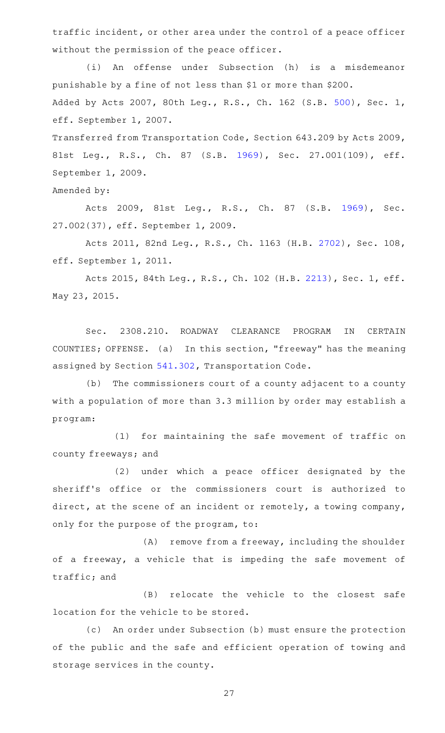traffic incident, or other area under the control of a peace officer without the permission of the peace officer.

(i) An offense under Subsection (h) is a misdemeanor punishable by a fine of not less than $1 or more than $200.

Added by Acts 2007, 80th Leg., R.S., Ch. 162 (S.B. 500), Sec. 1, eff. September 1, 2007.

Transferred from Transportation Code, Section 643.209 by Acts 2009, 81st Leg., R.S., Ch. 87 (S.B. 1969), Sec. 27.001(109), eff. September 1, 2009.

Amended by:

Acts 2009, 81st Leg., R.S., Ch. 87 (S.B. 1969), Sec. 27.002(37), eff. September 1, 2009.

Acts 2011, 82nd Leg., R.S., Ch. 1163 (H.B. 2702), Sec. 108, eff. September 1, 2011.

Acts 2015, 84th Leg., R.S., Ch. 102 (H.B. 2213), Sec. 1, eff. May 23, 2015.

Sec. 2308.210. ROADWAY CLEARANCE PROGRAM IN CERTAIN COUNTIES; OFFENSE. (a) In this section, "freeway" has the meaning assigned by Section 541.302, Transportation Code.

(b) The commissioners court of a county adjacent to a county with a population of more than 3.3 million by order may establish a program:

(1) for maintaining the safe movement of traffic on county freeways; and

(2) under which a peace officer designated by the sheriff's office or the commissioners court is authorized to direct, at the scene of an incident or remotely, a towing company, only for the purpose of the program, to:

(A) remove from a freeway, including the shoulder of a freeway, a vehicle that is impeding the safe movement of traffic; and

(B) relocate the vehicle to the closest safe location for the vehicle to be stored.

(c) An order under Subsection (b) must ensure the protection of the public and the safe and efficient operation of towing and storage services in the county.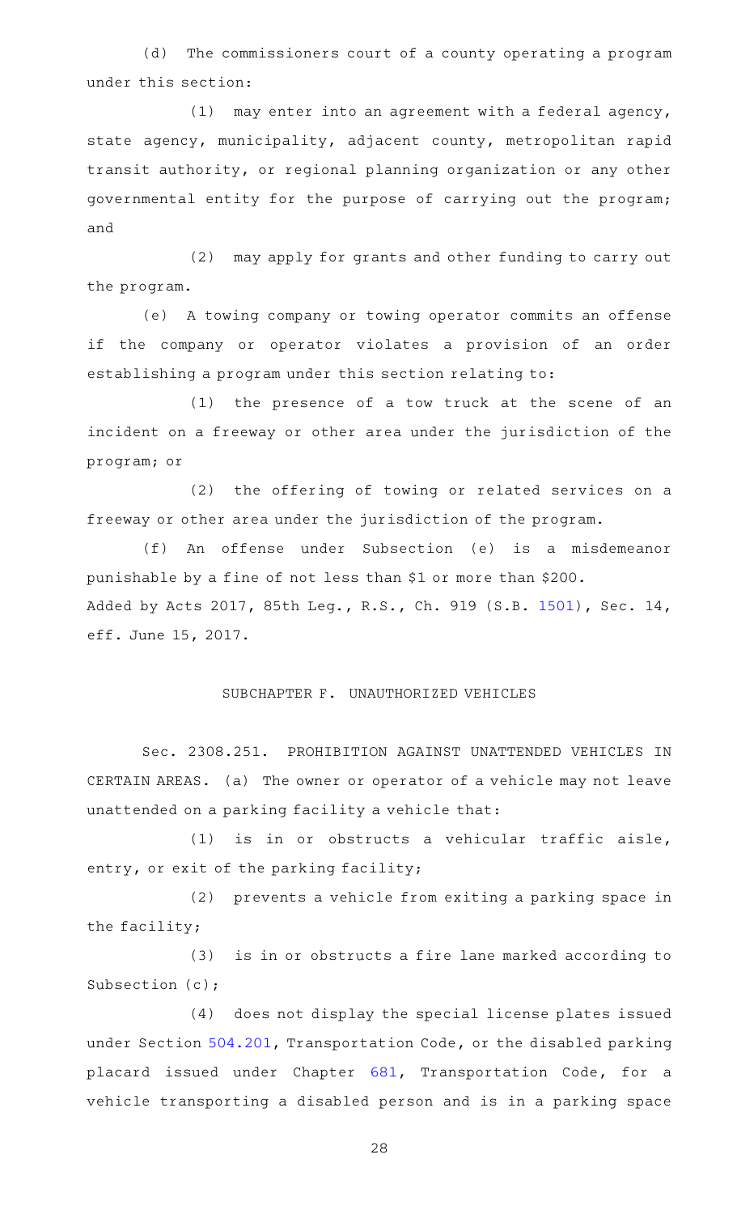(d) The commissioners court of a county operating a program under this section:

(1) may enter into an agreement with a federal agency, state agency, municipality, adjacent county, metropolitan rapid transit authority, or regional planning organization or any other governmental entity for the purpose of carrying out the program; and

(2) may apply for grants and other funding to carry out the program.

(e) A towing company or towing operator commits an offense if the company or operator violates a provision of an order establishing a program under this section relating to:

(1) the presence of a tow truck at the scene of an incident on a freeway or other area under the jurisdiction of the program; or

(2) the offering of towing or related services on a freeway or other area under the jurisdiction of the program.

(f) An offense under Subsection (e) is a misdemeanor punishable by a fine of not less than $1 or more than $200.

Added by Acts 2017, 85th Leg., R.S., Ch. 919 (S.B. 1501), Sec. 14, eff. June 15, 2017.

## SUBCHAPTER F. UNAUTHORIZED VEHICLES

Sec. 2308.251. PROHIBITION AGAINST UNATTENDED VEHICLES IN CERTAIN AREAS. (a) The owner or operator of a vehicle may not leave unattended on a parking facility a vehicle that:

(1) is in or obstructs a vehicular traffic aisle, entry, or exit of the parking facility;

(2) prevents a vehicle from exiting a parking space in the facility;

(3) is in or obstructs a fire lane marked according to Subsection (c);

(4) does not display the special license plates issued under Section 504.201, Transportation Code, or the disabled parking placard issued under Chapter 681, Transportation Code, for a vehicle transporting a disabled person and is in a parking space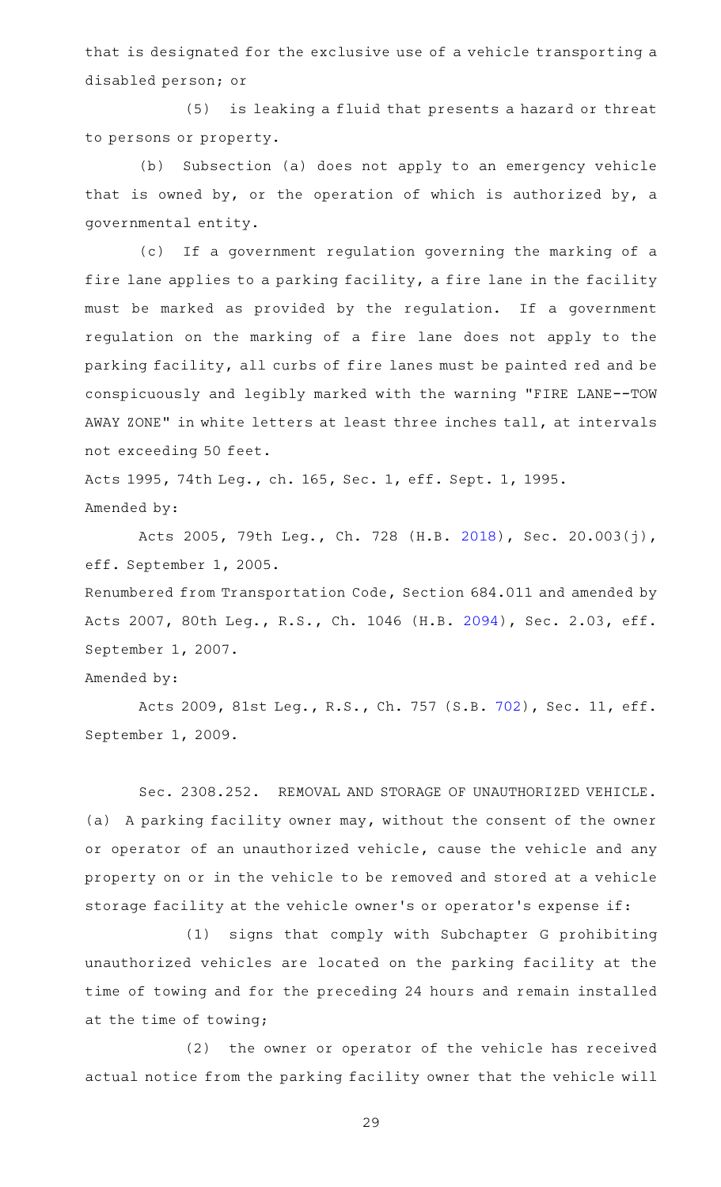that is designated for the exclusive use of a vehicle transporting a disabled person; or

(5) is leaking a fluid that presents a hazard or threat to persons or property.

(b) Subsection (a) does not apply to an emergency vehicle that is owned by, or the operation of which is authorized by, a governmental entity.

(c) If a government regulation governing the marking of a fire lane applies to a parking facility, a fire lane in the facility must be marked as provided by the regulation. If a government regulation on the marking of a fire lane does not apply to the parking facility, all curbs of fire lanes must be painted red and be conspicuously and legibly marked with the warning "FIRE LANE--TOW AWAY ZONE" in white letters at least three inches tall, at intervals not exceeding 50 feet.

Acts 1995, 74th Leg., ch. 165, Sec. 1, eff. Sept. 1, 1995.

Amended by:

Acts 2005, 79th Leg., Ch. 728 (H.B. 2018), Sec. 20.003(j), eff. September 1, 2005.

Renumbered from Transportation Code, Section 684.011 and amended by Acts 2007, 80th Leg., R.S., Ch. 1046 (H.B. 2094), Sec. 2.03, eff. September 1, 2007.

Amended by:

Acts 2009, 81st Leg., R.S., Ch. 757 (S.B. 702), Sec. 11, eff. September 1, 2009.

Sec. 2308.252. REMOVAL AND STORAGE OF UNAUTHORIZED VEHICLE. (a) A parking facility owner may, without the consent of the owner or operator of an unauthorized vehicle, cause the vehicle and any property on or in the vehicle to be removed and stored at a vehicle storage facility at the vehicle owner's or operator's expense if:

(1) signs that comply with Subchapter G prohibiting unauthorized vehicles are located on the parking facility at the time of towing and for the preceding 24 hours and remain installed at the time of towing;

(2) the owner or operator of the vehicle has received actual notice from the parking facility owner that the vehicle will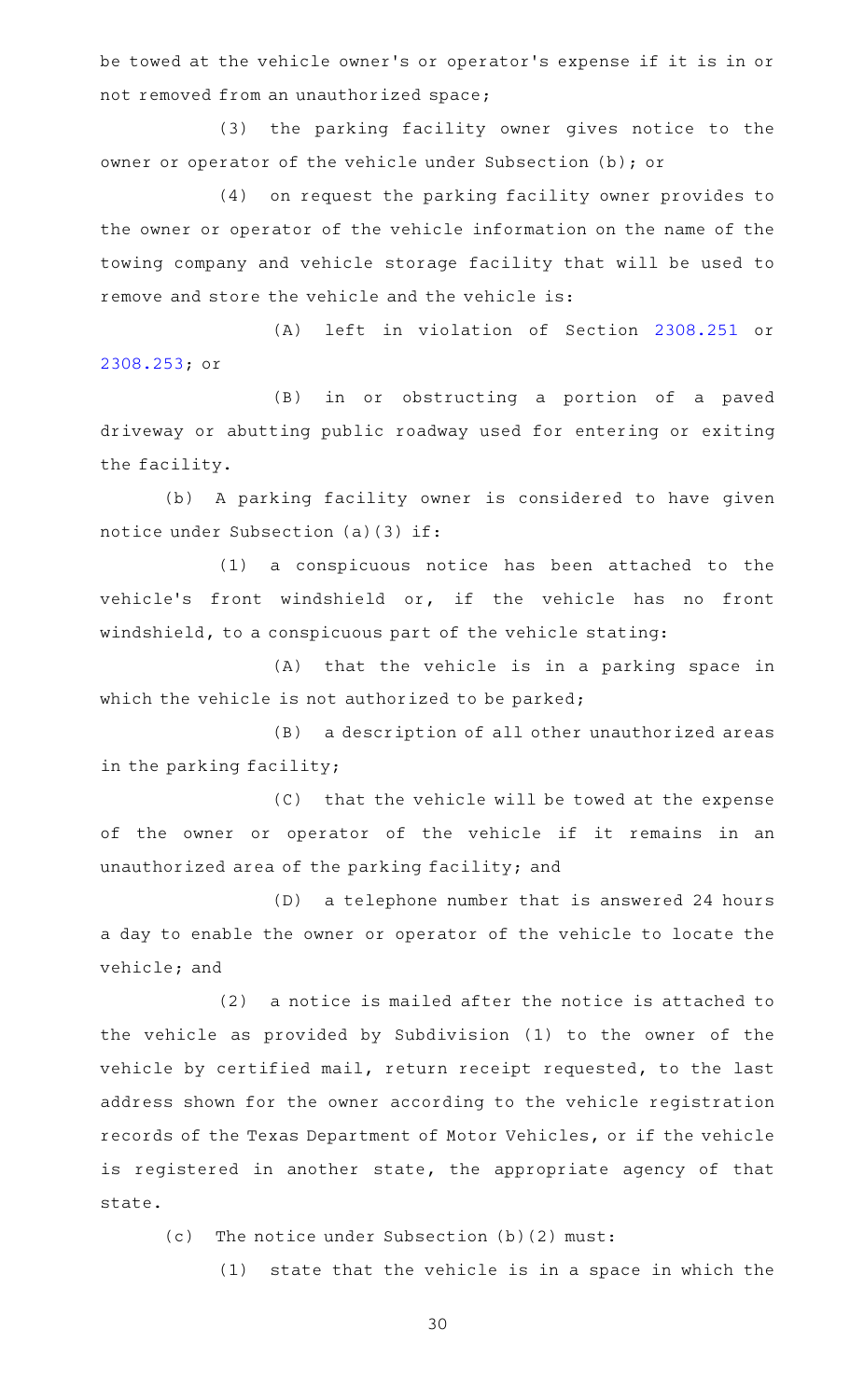be towed at the vehicle owner's or operator's expense if it is in or not removed from an unauthorized space;

(3) the parking facility owner gives notice to the owner or operator of the vehicle under Subsection (b); or

(4) on request the parking facility owner provides to the owner or operator of the vehicle information on the name of the towing company and vehicle storage facility that will be used to remove and store the vehicle and the vehicle is:

(A) left in violation of Section 2308.251 or 2308.253; or

(B) in or obstructing a portion of a paved driveway or abutting public roadway used for entering or exiting the facility.

(b) A parking facility owner is considered to have given notice under Subsection (a)(3) if:

(1) a conspicuous notice has been attached to the vehicle's front windshield or, if the vehicle has no front windshield, to a conspicuous part of the vehicle stating:

(A) that the vehicle is in a parking space in which the vehicle is not authorized to be parked;

(B) a description of all other unauthorized areas in the parking facility;

(C) that the vehicle will be towed at the expense of the owner or operator of the vehicle if it remains in an unauthorized area of the parking facility; and

(D) a telephone number that is answered 24 hours a day to enable the owner or operator of the vehicle to locate the vehicle; and

(2) a notice is mailed after the notice is attached to the vehicle as provided by Subdivision (1) to the owner of the vehicle by certified mail, return receipt requested, to the last address shown for the owner according to the vehicle registration records of the Texas Department of Motor Vehicles, or if the vehicle is registered in another state, the appropriate agency of that state.

(c) The notice under Subsection (b)(2) must:

(1) state that the vehicle is in a space in which the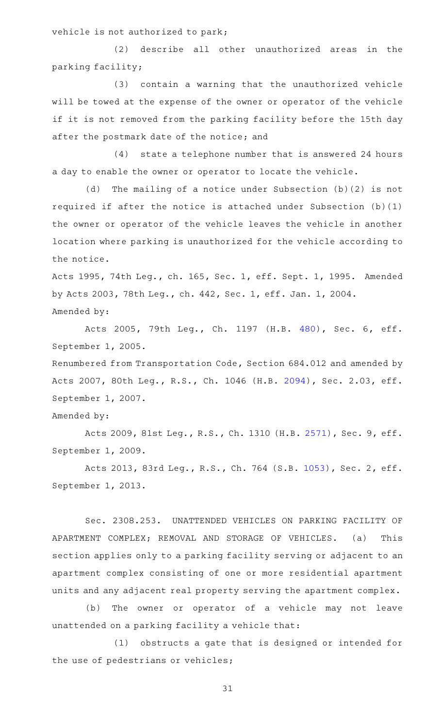vehicle is not authorized to park;

(2) describe all other unauthorized areas in the parking facility;

(3) contain a warning that the unauthorized vehicle will be towed at the expense of the owner or operator of the vehicle if it is not removed from the parking facility before the 15th day after the postmark date of the notice; and

(4) state a telephone number that is answered 24 hours a day to enable the owner or operator to locate the vehicle.

(d) The mailing of a notice under Subsection (b)(2) is not required if after the notice is attached under Subsection (b)(1) the owner or operator of the vehicle leaves the vehicle in another location where parking is unauthorized for the vehicle according to the notice.

Acts 1995, 74th Leg., ch. 165, Sec. 1, eff. Sept. 1, 1995. Amended by Acts 2003, 78th Leg., ch. 442, Sec. 1, eff. Jan. 1, 2004.

Amended by:

Acts 2005, 79th Leg., Ch. 1197 (H.B. 480), Sec. 6, eff. September 1, 2005.

Renumbered from Transportation Code, Section 684.012 and amended by Acts 2007, 80th Leg., R.S., Ch. 1046 (H.B. 2094), Sec. 2.03, eff. September 1, 2007.

Amended by:

Acts 2009, 81st Leg., R.S., Ch. 1310 (H.B. 2571), Sec. 9, eff. September 1, 2009.

Acts 2013, 83rd Leg., R.S., Ch. 764 (S.B. 1053), Sec. 2, eff. September 1, 2013.

Sec. 2308.253. UNATTENDED VEHICLES ON PARKING FACILITY OF APARTMENT COMPLEX; REMOVAL AND STORAGE OF VEHICLES. (a) This section applies only to a parking facility serving or adjacent to an apartment complex consisting of one or more residential apartment units and any adjacent real property serving the apartment complex.

(b) The owner or operator of a vehicle may not leave unattended on a parking facility a vehicle that:

(1) obstructs a gate that is designed or intended for the use of pedestrians or vehicles;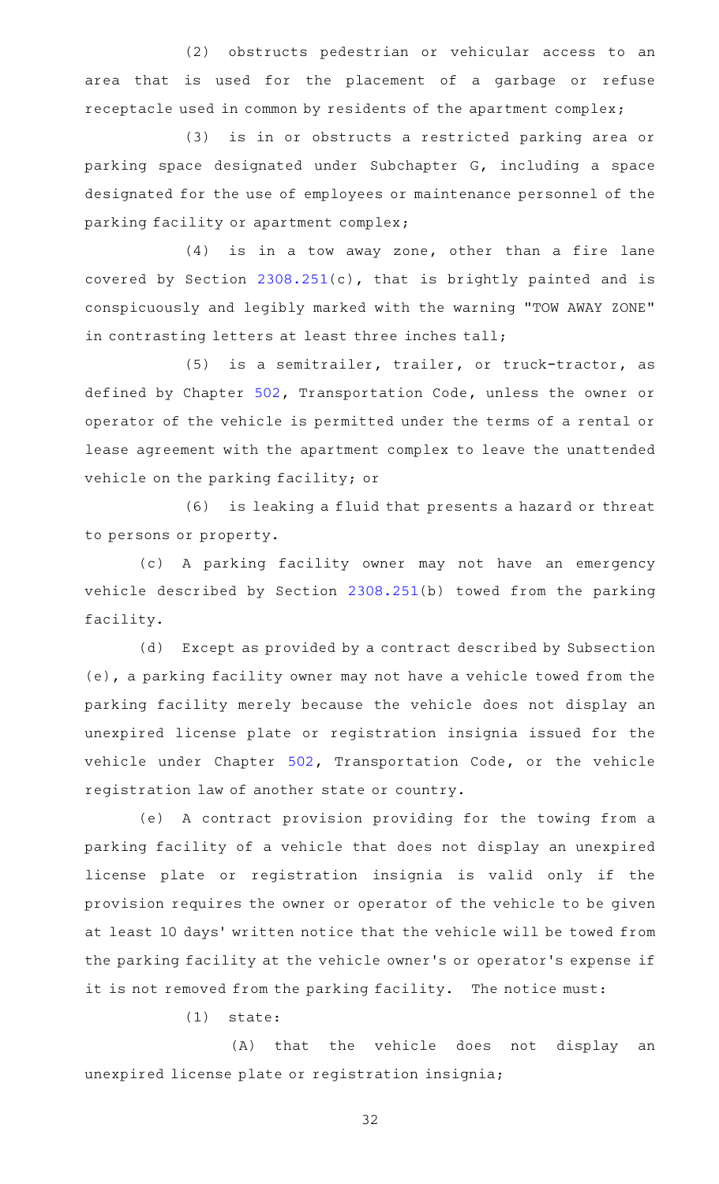(2) obstructs pedestrian or vehicular access to an area that is used for the placement of a garbage or refuse receptacle used in common by residents of the apartment complex;

(3) is in or obstructs a restricted parking area or parking space designated under Subchapter G, including a space designated for the use of employees or maintenance personnel of the parking facility or apartment complex;

(4) is in a tow away zone, other than a fire lane covered by Section 2308.251(c), that is brightly painted and is conspicuously and legibly marked with the warning "TOW AWAY ZONE" in contrasting letters at least three inches tall;

(5) is a semitrailer, trailer, or truck-tractor, as defined by Chapter 502, Transportation Code, unless the owner or operator of the vehicle is permitted under the terms of a rental or lease agreement with the apartment complex to leave the unattended vehicle on the parking facility; or

(6) is leaking a fluid that presents a hazard or threat to persons or property.

(c) A parking facility owner may not have an emergency vehicle described by Section 2308.251(b) towed from the parking facility.

(d) Except as provided by a contract described by Subsection (e), a parking facility owner may not have a vehicle towed from the parking facility merely because the vehicle does not display an unexpired license plate or registration insignia issued for the vehicle under Chapter 502, Transportation Code, or the vehicle registration law of another state or country.

(e) A contract provision providing for the towing from a parking facility of a vehicle that does not display an unexpired license plate or registration insignia is valid only if the provision requires the owner or operator of the vehicle to be given at least 10 days' written notice that the vehicle will be towed from the parking facility at the vehicle owner's or operator's expense if it is not removed from the parking facility. The notice must:

(1) state:

(A) that the vehicle does not display an unexpired license plate or registration insignia;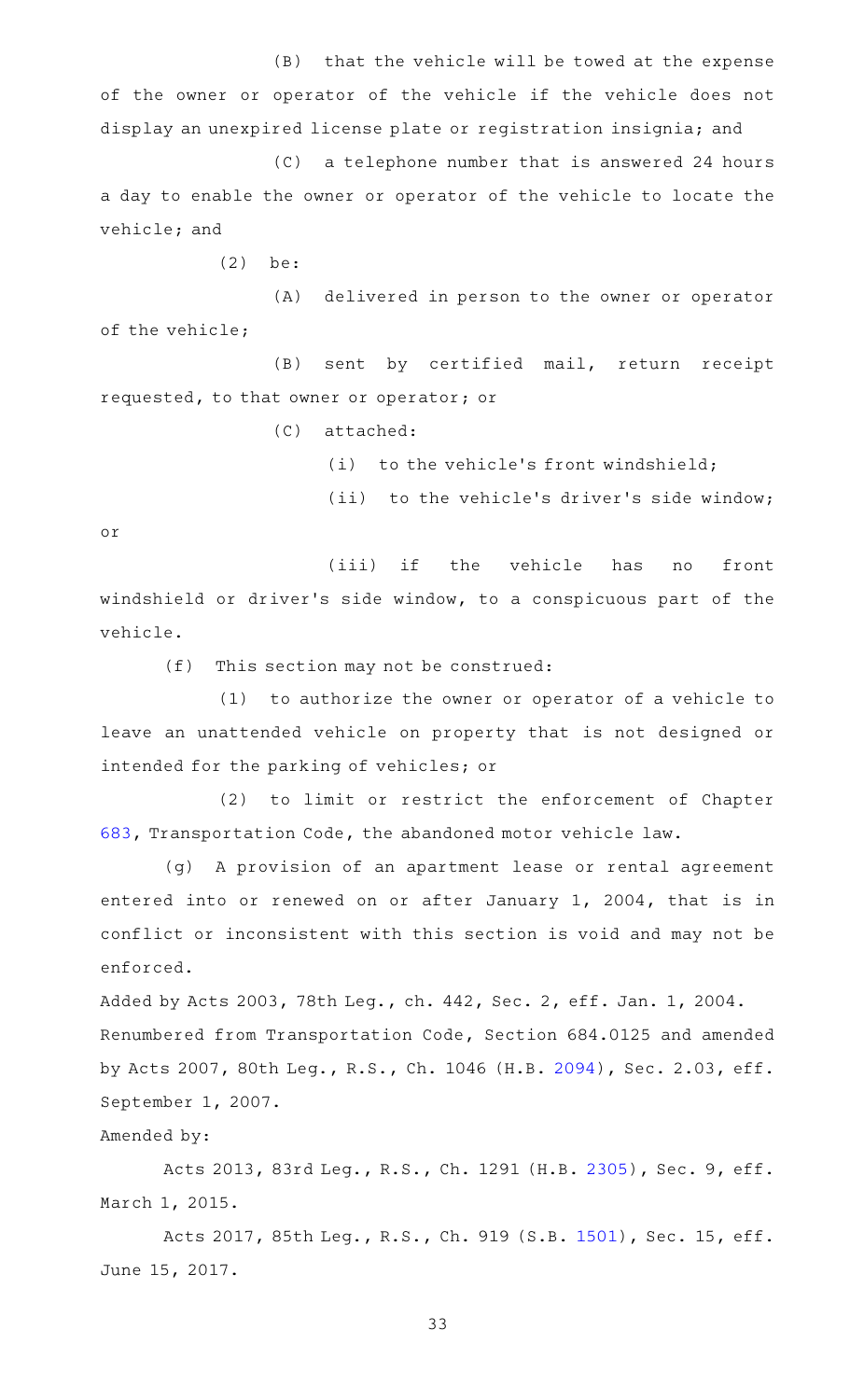(B) that the vehicle will be towed at the expense of the owner or operator of the vehicle if the vehicle does not display an unexpired license plate or registration insignia; and

(C) a telephone number that is answered 24 hours a day to enable the owner or operator of the vehicle to locate the vehicle; and

(2) be:

(A) delivered in person to the owner or operator of the vehicle;

(B) sent by certified mail, return receipt requested, to that owner or operator; or

(C) attached:

(i) to the vehicle's front windshield;

(ii) to the vehicle's driver's side window; or

(iii) if the vehicle has no front windshield or driver's side window, to a conspicuous part of the vehicle.

(f) This section may not be construed:

(1) to authorize the owner or operator of a vehicle to leave an unattended vehicle on property that is not designed or intended for the parking of vehicles; or

(2) to limit or restrict the enforcement of Chapter 683, Transportation Code, the abandoned motor vehicle law.

(g) A provision of an apartment lease or rental agreement entered into or renewed on or after January 1, 2004, that is in conflict or inconsistent with this section is void and may not be enforced.

Added by Acts 2003, 78th Leg., ch. 442, Sec. 2, eff. Jan. 1, 2004.
Renumbered from Transportation Code, Section 684.0125 and amended by Acts 2007, 80th Leg., R.S., Ch. 1046 (H.B. 2094), Sec. 2.03, eff. September 1, 2007.

Amended by:

Acts 2013, 83rd Leg., R.S., Ch. 1291 (H.B. 2305), Sec. 9, eff. March 1, 2015.

Acts 2017, 85th Leg., R.S., Ch. 919 (S.B. 1501), Sec. 15, eff. June 15, 2017.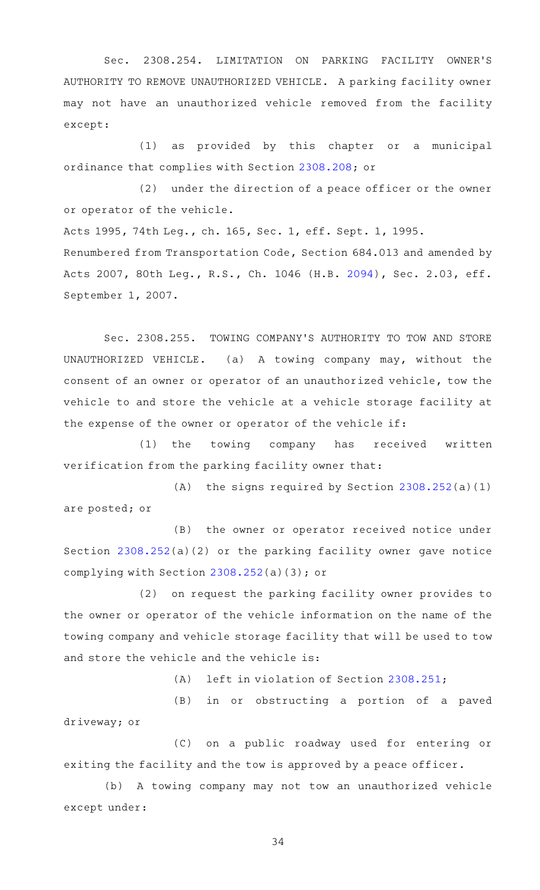Sec. 2308.254. LIMITATION ON PARKING FACILITY OWNER'S AUTHORITY TO REMOVE UNAUTHORIZED VEHICLE. A parking facility owner may not have an unauthorized vehicle removed from the facility except:

(1) as provided by this chapter or a municipal ordinance that complies with Section 2308.208; or

(2) under the direction of a peace officer or the owner or operator of the vehicle.

Acts 1995, 74th Leg., ch. 165, Sec. 1, eff. Sept. 1, 1995.

Renumbered from Transportation Code, Section 684.013 and amended by Acts 2007, 80th Leg., R.S., Ch. 1046 (H.B. 2094), Sec. 2.03, eff. September 1, 2007.

Sec. 2308.255. TOWING COMPANY'S AUTHORITY TO TOW AND STORE UNAUTHORIZED VEHICLE. (a) A towing company may, without the consent of an owner or operator of an unauthorized vehicle, tow the vehicle to and store the vehicle at a vehicle storage facility at the expense of the owner or operator of the vehicle if:

(1) the towing company has received written verification from the parking facility owner that:

(A) the signs required by Section 2308.252(a)(1) are posted; or

(B) the owner or operator received notice under Section 2308.252(a)(2) or the parking facility owner gave notice complying with Section 2308.252(a)(3); or

(2) on request the parking facility owner provides to the owner or operator of the vehicle information on the name of the towing company and vehicle storage facility that will be used to tow and store the vehicle and the vehicle is:

(A) left in violation of Section 2308.251;

(B) in or obstructing a portion of a paved driveway; or

(C) on a public roadway used for entering or exiting the facility and the tow is approved by a peace officer.

(b) A towing company may not tow an unauthorized vehicle except under: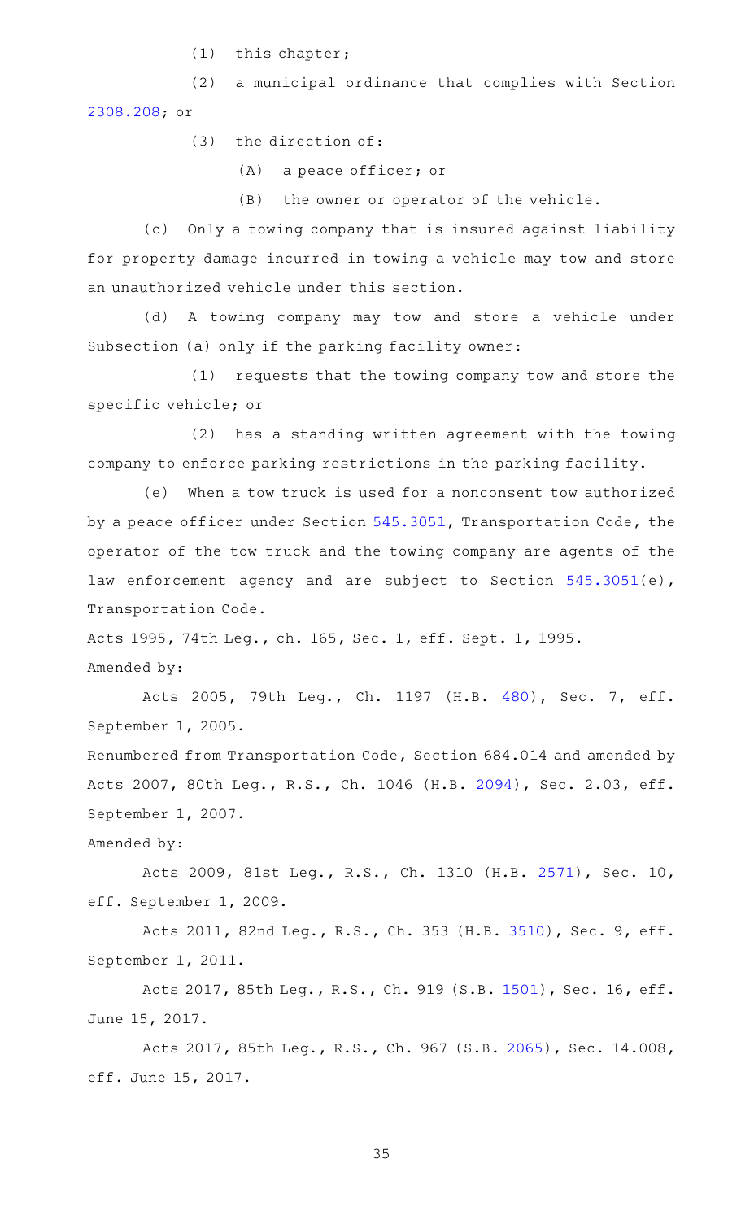(1) this chapter;

(2) a municipal ordinance that complies with Section 2308.208; or

(3) the direction of:

(A) a peace officer; or

(B) the owner or operator of the vehicle.

(c) Only a towing company that is insured against liability for property damage incurred in towing a vehicle may tow and store an unauthorized vehicle under this section.

(d) A towing company may tow and store a vehicle under Subsection (a) only if the parking facility owner:

(1) requests that the towing company tow and store the specific vehicle; or

(2) has a standing written agreement with the towing company to enforce parking restrictions in the parking facility.

(e) When a tow truck is used for a nonconsent tow authorized by a peace officer under Section 545.3051, Transportation Code, the operator of the tow truck and the towing company are agents of the law enforcement agency and are subject to Section 545.3051(e), Transportation Code.

Acts 1995, 74th Leg., ch. 165, Sec. 1, eff. Sept. 1, 1995.

Amended by:

Acts 2005, 79th Leg., Ch. 1197 (H.B. 480), Sec. 7, eff. September 1, 2005.

Renumbered from Transportation Code, Section 684.014 and amended by Acts 2007, 80th Leg., R.S., Ch. 1046 (H.B. 2094), Sec. 2.03, eff. September 1, 2007.

Amended by:

Acts 2009, 81st Leg., R.S., Ch. 1310 (H.B. 2571), Sec. 10, eff. September 1, 2009.

Acts 2011, 82nd Leg., R.S., Ch. 353 (H.B. 3510), Sec. 9, eff. September 1, 2011.

Acts 2017, 85th Leg., R.S., Ch. 919 (S.B. 1501), Sec. 16, eff. June 15, 2017.

Acts 2017, 85th Leg., R.S., Ch. 967 (S.B. 2065), Sec. 14.008, eff. June 15, 2017.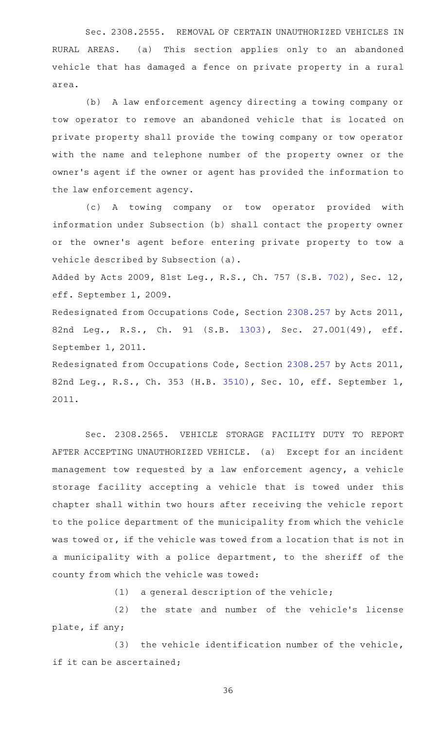Sec. 2308.2555. REMOVAL OF CERTAIN UNAUTHORIZED VEHICLES IN RURAL AREAS. (a) This section applies only to an abandoned vehicle that has damaged a fence on private property in a rural area.

(b) A law enforcement agency directing a towing company or tow operator to remove an abandoned vehicle that is located on private property shall provide the towing company or tow operator with the name and telephone number of the property owner or the owner's agent if the owner or agent has provided the information to the law enforcement agency.

(c) A towing company or tow operator provided with information under Subsection (b) shall contact the property owner or the owner's agent before entering private property to tow a vehicle described by Subsection (a).

Added by Acts 2009, 81st Leg., R.S., Ch. 757 (S.B. 702), Sec. 12, eff. September 1, 2009.

Redesignated from Occupations Code, Section 2308.257 by Acts 2011, 82nd Leg., R.S., Ch. 91 (S.B. 1303), Sec. 27.001(49), eff. September 1, 2011.

Redesignated from Occupations Code, Section 2308.257 by Acts 2011, 82nd Leg., R.S., Ch. 353 (H.B. 3510), Sec. 10, eff. September 1, 2011.

Sec. 2308.2565. VEHICLE STORAGE FACILITY DUTY TO REPORT AFTER ACCEPTING UNAUTHORIZED VEHICLE. (a) Except for an incident management tow requested by a law enforcement agency, a vehicle storage facility accepting a vehicle that is towed under this chapter shall within two hours after receiving the vehicle report to the police department of the municipality from which the vehicle was towed or, if the vehicle was towed from a location that is not in a municipality with a police department, to the sheriff of the county from which the vehicle was towed:

(1) a general description of the vehicle;

(2) the state and number of the vehicle's license plate, if any;

(3) the vehicle identification number of the vehicle, if it can be ascertained;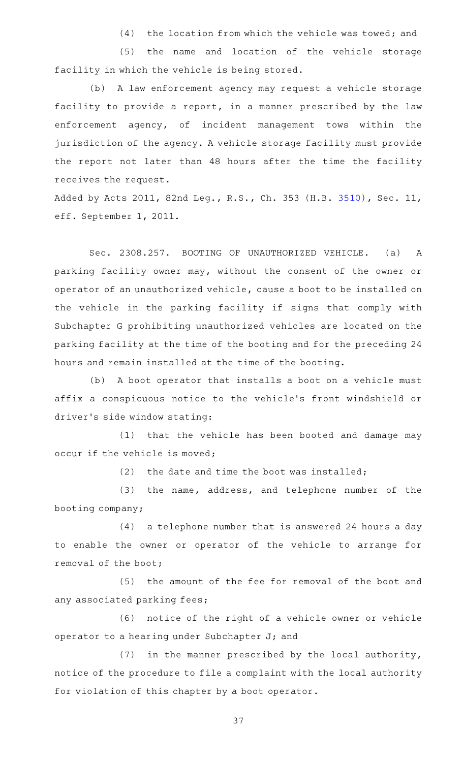(4) the location from which the vehicle was towed; and

(5) the name and location of the vehicle storage facility in which the vehicle is being stored.

(b) A law enforcement agency may request a vehicle storage facility to provide a report, in a manner prescribed by the law enforcement agency, of incident management tows within the jurisdiction of the agency. A vehicle storage facility must provide the report not later than 48 hours after the time the facility receives the request.

Added by Acts 2011, 82nd Leg., R.S., Ch. 353 (H.B. 3510), Sec. 11, eff. September 1, 2011.

Sec. 2308.257. BOOTING OF UNAUTHORIZED VEHICLE. (a) A parking facility owner may, without the consent of the owner or operator of an unauthorized vehicle, cause a boot to be installed on the vehicle in the parking facility if signs that comply with Subchapter G prohibiting unauthorized vehicles are located on the parking facility at the time of the booting and for the preceding 24 hours and remain installed at the time of the booting.

(b) A boot operator that installs a boot on a vehicle must affix a conspicuous notice to the vehicle's front windshield or driver's side window stating:

(1) that the vehicle has been booted and damage may occur if the vehicle is moved;

(2) the date and time the boot was installed;

(3) the name, address, and telephone number of the booting company;

(4) a telephone number that is answered 24 hours a day to enable the owner or operator of the vehicle to arrange for removal of the boot;

(5) the amount of the fee for removal of the boot and any associated parking fees;

(6) notice of the right of a vehicle owner or vehicle operator to a hearing under Subchapter J; and

(7) in the manner prescribed by the local authority, notice of the procedure to file a complaint with the local authority for violation of this chapter by a boot operator.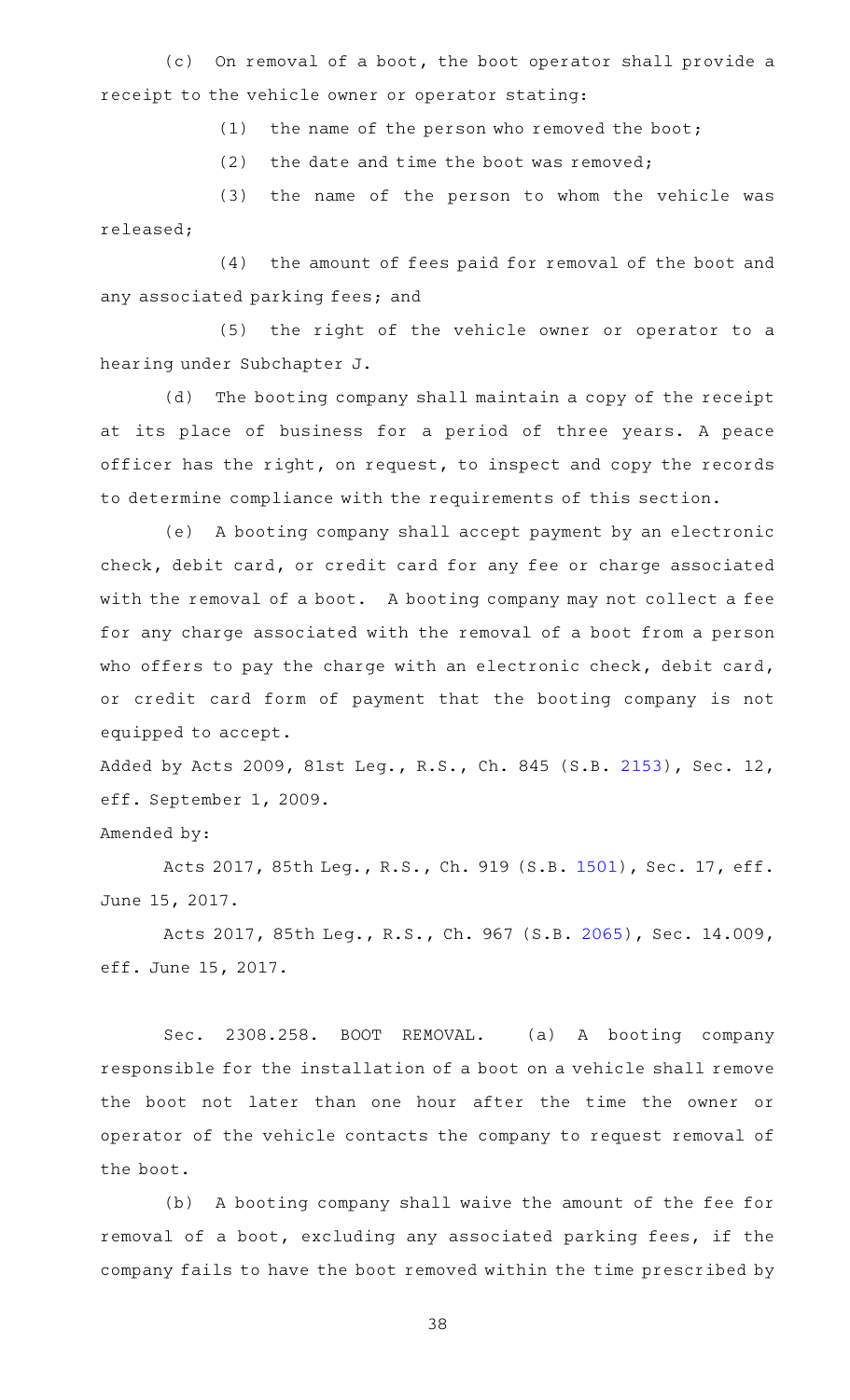(c) On removal of a boot, the boot operator shall provide a receipt to the vehicle owner or operator stating:

(1) the name of the person who removed the boot;

(2) the date and time the boot was removed;

(3) the name of the person to whom the vehicle was released;

(4) the amount of fees paid for removal of the boot and any associated parking fees; and

(5) the right of the vehicle owner or operator to a hearing under Subchapter J.

(d) The booting company shall maintain a copy of the receipt at its place of business for a period of three years. A peace officer has the right, on request, to inspect and copy the records to determine compliance with the requirements of this section.

(e) A booting company shall accept payment by an electronic check, debit card, or credit card for any fee or charge associated with the removal of a boot. A booting company may not collect a fee for any charge associated with the removal of a boot from a person who offers to pay the charge with an electronic check, debit card, or credit card form of payment that the booting company is not equipped to accept.

Added by Acts 2009, 81st Leg., R.S., Ch. 845 (S.B. 2153), Sec. 12, eff. September 1, 2009.

Amended by:

Acts 2017, 85th Leg., R.S., Ch. 919 (S.B. 1501), Sec. 17, eff. June 15, 2017.

Acts 2017, 85th Leg., R.S., Ch. 967 (S.B. 2065), Sec. 14.009, eff. June 15, 2017.

Sec. 2308.258. BOOT REMOVAL. (a) A booting company responsible for the installation of a boot on a vehicle shall remove the boot not later than one hour after the time the owner or operator of the vehicle contacts the company to request removal of the boot.

(b) A booting company shall waive the amount of the fee for removal of a boot, excluding any associated parking fees, if the company fails to have the boot removed within the time prescribed by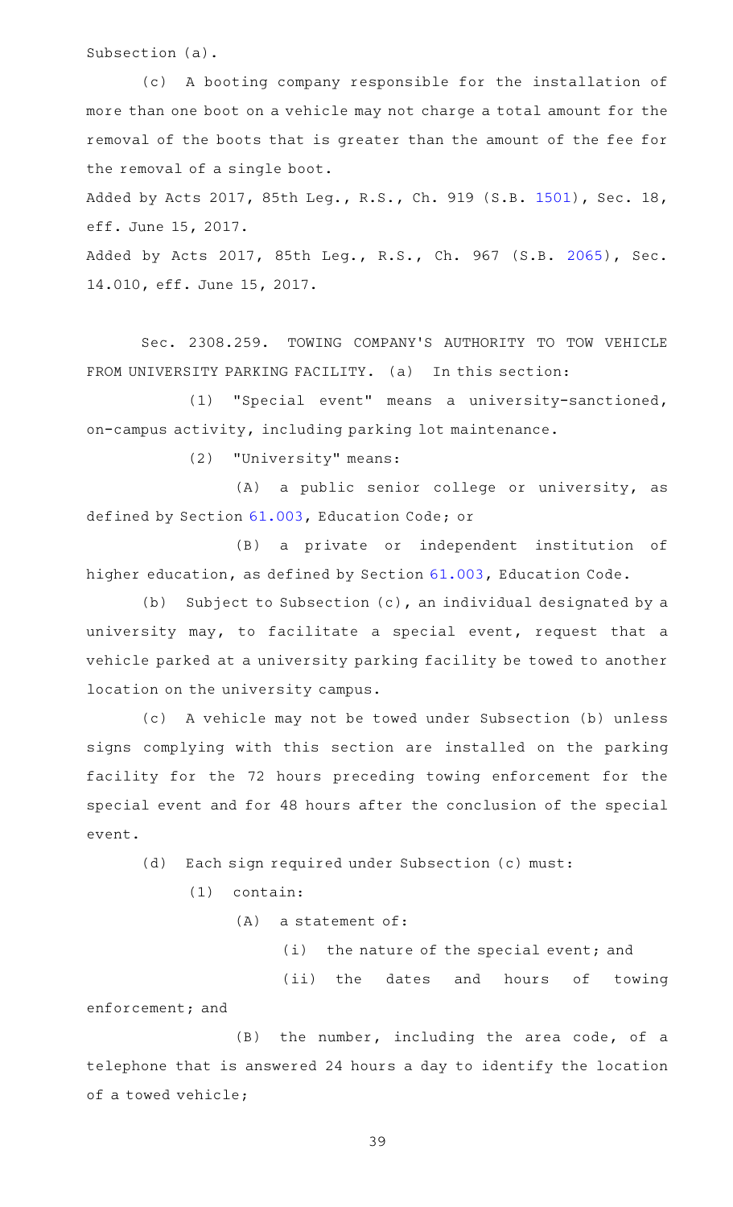Subsection (a).

(c) A booting company responsible for the installation of more than one boot on a vehicle may not charge a total amount for the removal of the boots that is greater than the amount of the fee for the removal of a single boot.

Added by Acts 2017, 85th Leg., R.S., Ch. 919 (S.B. 1501), Sec. 18, eff. June 15, 2017.

Added by Acts 2017, 85th Leg., R.S., Ch. 967 (S.B. 2065), Sec. 14.010, eff. June 15, 2017.

Sec. 2308.259. TOWING COMPANY'S AUTHORITY TO TOW VEHICLE FROM UNIVERSITY PARKING FACILITY. (a) In this section:

(1) "Special event" means a university-sanctioned, on-campus activity, including parking lot maintenance.

(2) "University" means:

(A) a public senior college or university, as defined by Section 61.003, Education Code; or

(B) a private or independent institution of higher education, as defined by Section 61.003, Education Code.

(b) Subject to Subsection (c), an individual designated by a university may, to facilitate a special event, request that a vehicle parked at a university parking facility be towed to another location on the university campus.

(c) A vehicle may not be towed under Subsection (b) unless signs complying with this section are installed on the parking facility for the 72 hours preceding towing enforcement for the special event and for 48 hours after the conclusion of the special event.

(d) Each sign required under Subsection (c) must:

(1) contain:

(A) a statement of:

(i) the nature of the special event; and

(ii) the dates and hours of towing enforcement; and

(B) the number, including the area code, of a telephone that is answered 24 hours a day to identify the location of a towed vehicle;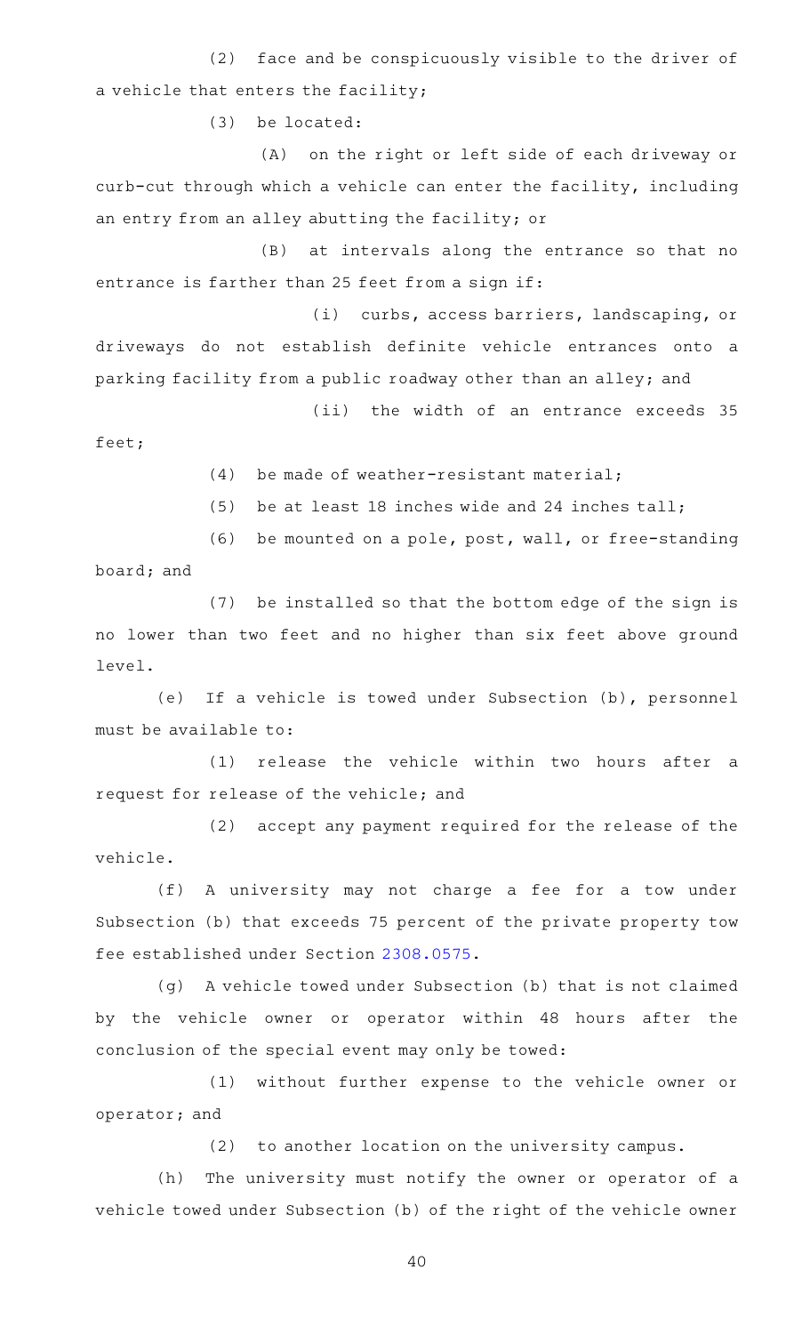(2) face and be conspicuously visible to the driver of a vehicle that enters the facility;

(3) be located:

(A) on the right or left side of each driveway or curb-cut through which a vehicle can enter the facility, including an entry from an alley abutting the facility; or

(B) at intervals along the entrance so that no entrance is farther than 25 feet from a sign if:

(i) curbs, access barriers, landscaping, or driveways do not establish definite vehicle entrances onto a parking facility from a public roadway other than an alley; and

(ii) the width of an entrance exceeds 35 feet;

(4) be made of weather-resistant material;

(5) be at least 18 inches wide and 24 inches tall;

(6) be mounted on a pole, post, wall, or free-standing board; and

(7) be installed so that the bottom edge of the sign is no lower than two feet and no higher than six feet above ground level.

(e) If a vehicle is towed under Subsection (b), personnel must be available to:

(1) release the vehicle within two hours after a request for release of the vehicle; and

(2) accept any payment required for the release of the vehicle.

(f) A university may not charge a fee for a tow under Subsection (b) that exceeds 75 percent of the private property tow fee established under Section 2308.0575.

(g) A vehicle towed under Subsection (b) that is not claimed by the vehicle owner or operator within 48 hours after the conclusion of the special event may only be towed:

(1) without further expense to the vehicle owner or operator; and

(2) to another location on the university campus.

(h) The university must notify the owner or operator of a vehicle towed under Subsection (b) of the right of the vehicle owner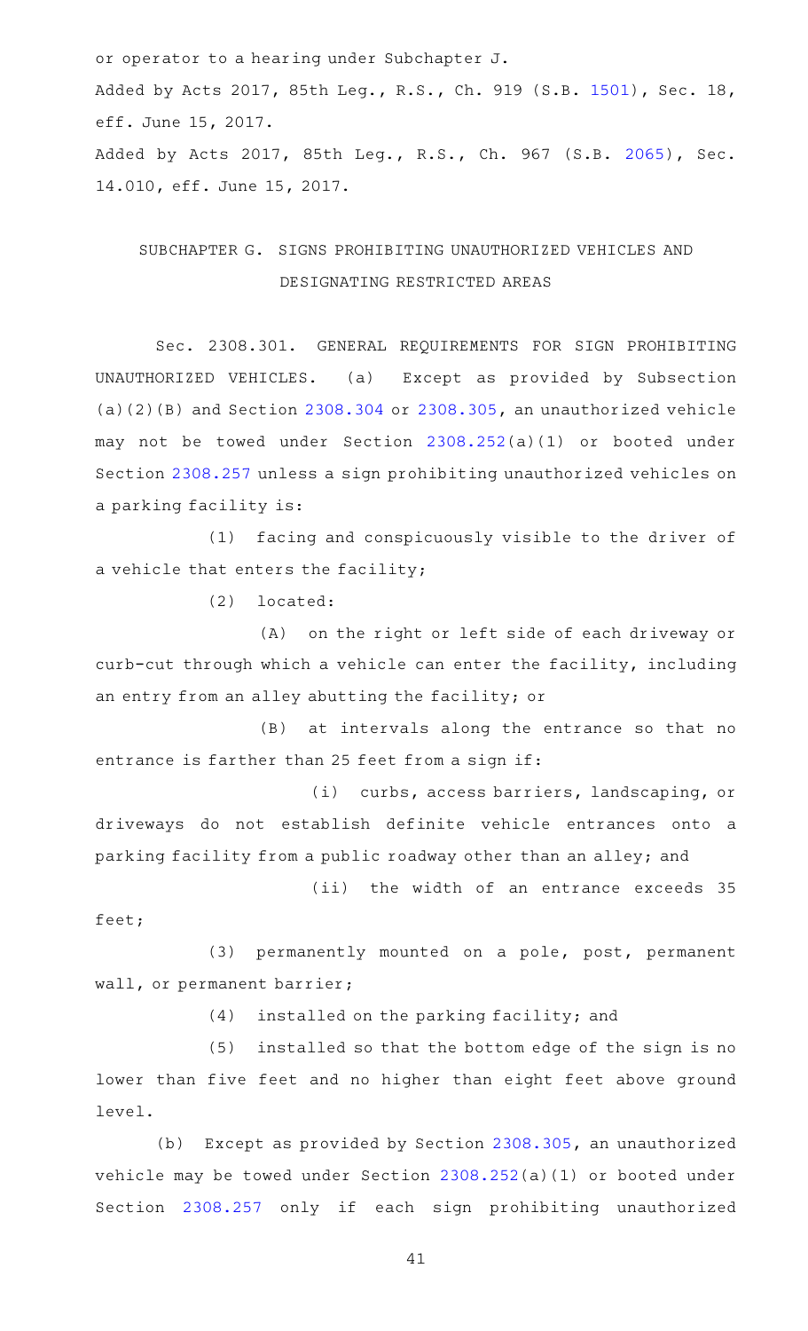or operator to a hearing under Subchapter J.

Added by Acts 2017, 85th Leg., R.S., Ch. 919 (S.B. 1501), Sec. 18, eff. June 15, 2017.

Added by Acts 2017, 85th Leg., R.S., Ch. 967 (S.B. 2065), Sec. 14.010, eff. June 15, 2017.

## SUBCHAPTER G. SIGNS PROHIBITING UNAUTHORIZED VEHICLES AND DESIGNATING RESTRICTED AREAS

Sec. 2308.301. GENERAL REQUIREMENTS FOR SIGN PROHIBITING UNAUTHORIZED VEHICLES. (a) Except as provided by Subsection (a)(2)(B) and Section 2308.304 or 2308.305, an unauthorized vehicle may not be towed under Section 2308.252(a)(1) or booted under Section 2308.257 unless a sign prohibiting unauthorized vehicles on a parking facility is:

(1) facing and conspicuously visible to the driver of a vehicle that enters the facility;

(2) located:

(A) on the right or left side of each driveway or curb-cut through which a vehicle can enter the facility, including an entry from an alley abutting the facility; or

(B) at intervals along the entrance so that no entrance is farther than 25 feet from a sign if:

(i) curbs, access barriers, landscaping, or driveways do not establish definite vehicle entrances onto a parking facility from a public roadway other than an alley; and

(ii) the width of an entrance exceeds 35 feet;

(3) permanently mounted on a pole, post, permanent wall, or permanent barrier;

(4) installed on the parking facility; and

(5) installed so that the bottom edge of the sign is no lower than five feet and no higher than eight feet above ground level.

(b) Except as provided by Section 2308.305, an unauthorized vehicle may be towed under Section 2308.252(a)(1) or booted under Section 2308.257 only if each sign prohibiting unauthorized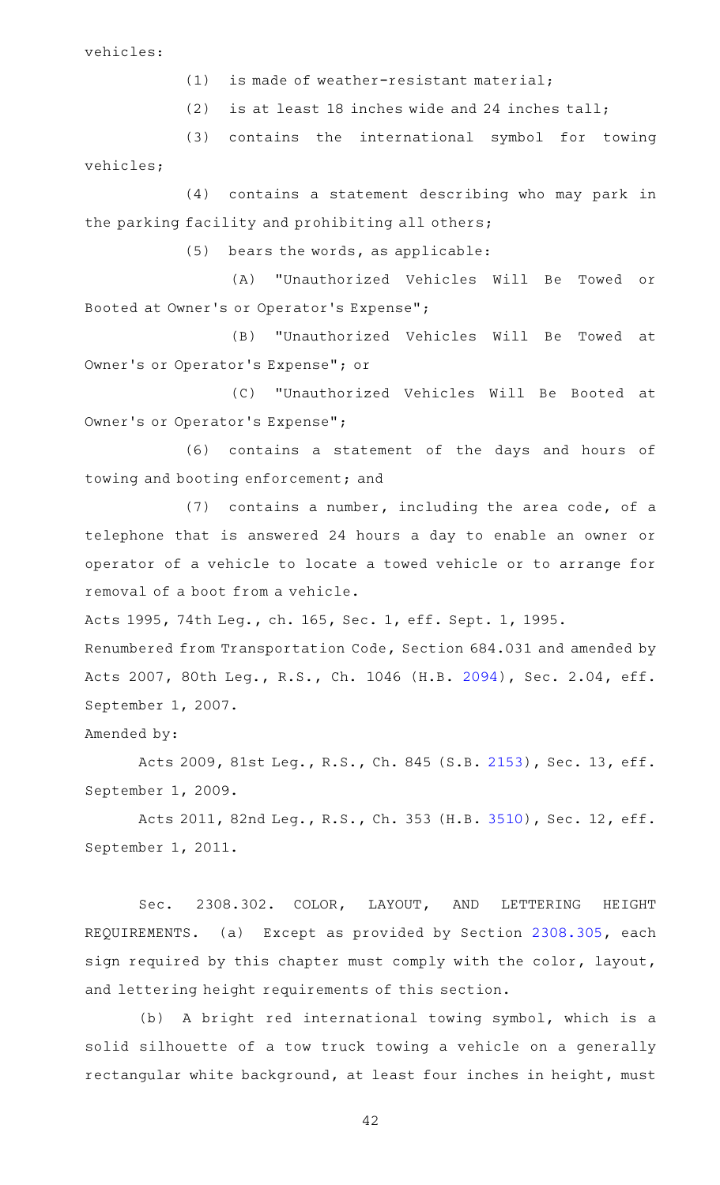vehicles:

(1) is made of weather-resistant material;

(2) is at least 18 inches wide and 24 inches tall;

(3) contains the international symbol for towing vehicles;

(4) contains a statement describing who may park in the parking facility and prohibiting all others;

(5) bears the words, as applicable:

(A) "Unauthorized Vehicles Will Be Towed or Booted at Owner's or Operator's Expense";

(B) "Unauthorized Vehicles Will Be Towed at Owner's or Operator's Expense"; or

(C) "Unauthorized Vehicles Will Be Booted at Owner's or Operator's Expense";

(6) contains a statement of the days and hours of towing and booting enforcement; and

(7) contains a number, including the area code, of a telephone that is answered 24 hours a day to enable an owner or operator of a vehicle to locate a towed vehicle or to arrange for removal of a boot from a vehicle.

Acts 1995, 74th Leg., ch. 165, Sec. 1, eff. Sept. 1, 1995.

Renumbered from Transportation Code, Section 684.031 and amended by Acts 2007, 80th Leg., R.S., Ch. 1046 (H.B. 2094), Sec. 2.04, eff. September 1, 2007.

Amended by:

Acts 2009, 81st Leg., R.S., Ch. 845 (S.B. 2153), Sec. 13, eff. September 1, 2009.

Acts 2011, 82nd Leg., R.S., Ch. 353 (H.B. 3510), Sec. 12, eff. September 1, 2011.

Sec. 2308.302. COLOR, LAYOUT, AND LETTERING HEIGHT REQUIREMENTS. (a) Except as provided by Section 2308.305, each sign required by this chapter must comply with the color, layout, and lettering height requirements of this section.

(b) A bright red international towing symbol, which is a solid silhouette of a tow truck towing a vehicle on a generally rectangular white background, at least four inches in height, must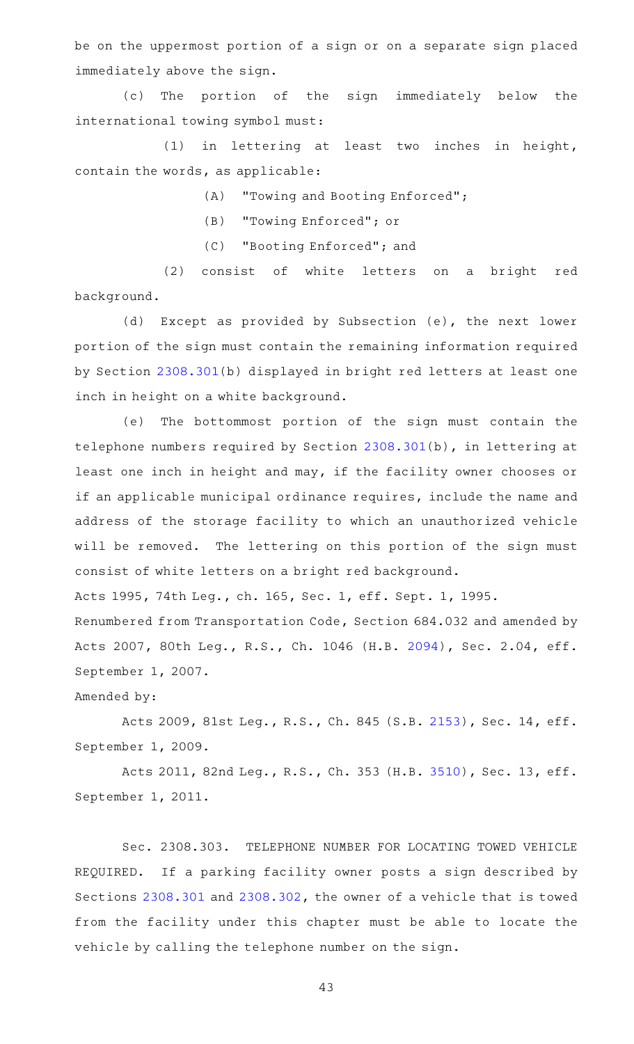be on the uppermost portion of a sign or on a separate sign placed immediately above the sign.

(c) The portion of the sign immediately below the international towing symbol must:

(1) in lettering at least two inches in height, contain the words, as applicable:

(A) "Towing and Booting Enforced";

(B) "Towing Enforced"; or

(C) "Booting Enforced"; and

(2) consist of white letters on a bright red background.

(d) Except as provided by Subsection (e), the next lower portion of the sign must contain the remaining information required by Section 2308.301(b) displayed in bright red letters at least one inch in height on a white background.

(e) The bottommost portion of the sign must contain the telephone numbers required by Section 2308.301(b), in lettering at least one inch in height and may, if the facility owner chooses or if an applicable municipal ordinance requires, include the name and address of the storage facility to which an unauthorized vehicle will be removed. The lettering on this portion of the sign must consist of white letters on a bright red background.

Acts 1995, 74th Leg., ch. 165, Sec. 1, eff. Sept. 1, 1995.

Renumbered from Transportation Code, Section 684.032 and amended by Acts 2007, 80th Leg., R.S., Ch. 1046 (H.B. 2094), Sec. 2.04, eff. September 1, 2007.

Amended by:

Acts 2009, 81st Leg., R.S., Ch. 845 (S.B. 2153), Sec. 14, eff. September 1, 2009.

Acts 2011, 82nd Leg., R.S., Ch. 353 (H.B. 3510), Sec. 13, eff. September 1, 2011.

Sec. 2308.303. TELEPHONE NUMBER FOR LOCATING TOWED VEHICLE REQUIRED. If a parking facility owner posts a sign described by Sections 2308.301 and 2308.302, the owner of a vehicle that is towed from the facility under this chapter must be able to locate the vehicle by calling the telephone number on the sign.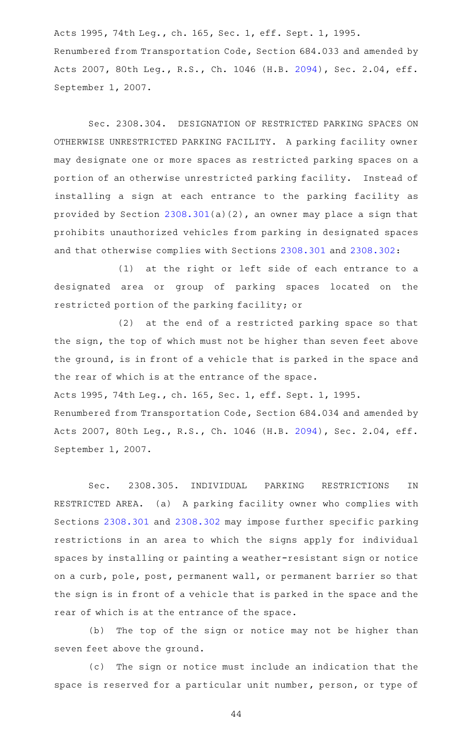Acts 1995, 74th Leg., ch. 165, Sec. 1, eff. Sept. 1, 1995.
Renumbered from Transportation Code, Section 684.033 and amended by Acts 2007, 80th Leg., R.S., Ch. 1046 (H.B. 2094), Sec. 2.04, eff. September 1, 2007.

Sec. 2308.304. DESIGNATION OF RESTRICTED PARKING SPACES ON OTHERWISE UNRESTRICTED PARKING FACILITY. A parking facility owner may designate one or more spaces as restricted parking spaces on a portion of an otherwise unrestricted parking facility. Instead of installing a sign at each entrance to the parking facility as provided by Section 2308.301(a)(2), an owner may place a sign that prohibits unauthorized vehicles from parking in designated spaces and that otherwise complies with Sections 2308.301 and 2308.302:

(1) at the right or left side of each entrance to a designated area or group of parking spaces located on the restricted portion of the parking facility; or

(2) at the end of a restricted parking space so that the sign, the top of which must not be higher than seven feet above the ground, is in front of a vehicle that is parked in the space and the rear of which is at the entrance of the space.

Acts 1995, 74th Leg., ch. 165, Sec. 1, eff. Sept. 1, 1995.
Renumbered from Transportation Code, Section 684.034 and amended by Acts 2007, 80th Leg., R.S., Ch. 1046 (H.B. 2094), Sec. 2.04, eff. September 1, 2007.

Sec. 2308.305. INDIVIDUAL PARKING RESTRICTIONS IN RESTRICTED AREA. (a) A parking facility owner who complies with Sections 2308.301 and 2308.302 may impose further specific parking restrictions in an area to which the signs apply for individual spaces by installing or painting a weather-resistant sign or notice on a curb, pole, post, permanent wall, or permanent barrier so that the sign is in front of a vehicle that is parked in the space and the rear of which is at the entrance of the space.

(b) The top of the sign or notice may not be higher than seven feet above the ground.

(c) The sign or notice must include an indication that the space is reserved for a particular unit number, person, or type of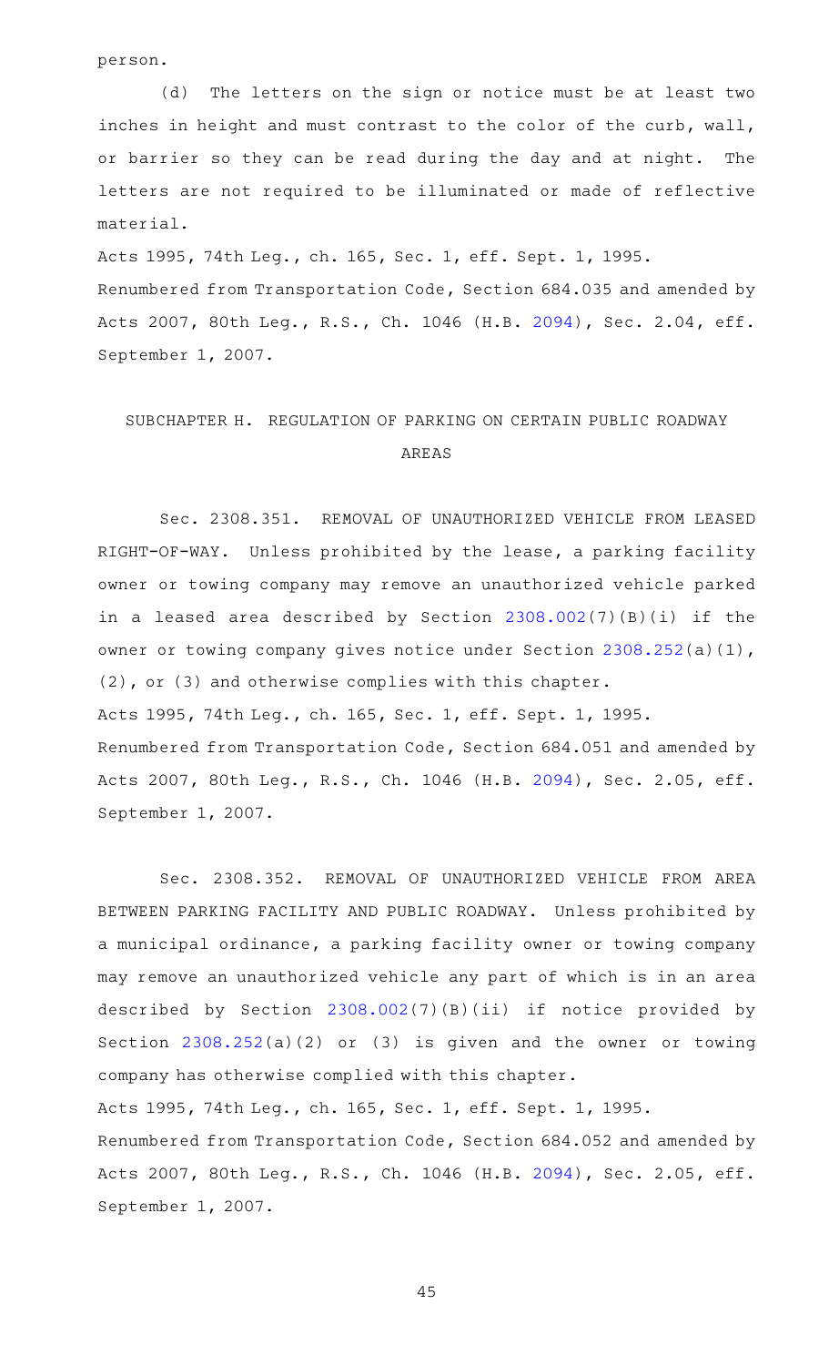person.

(d) The letters on the sign or notice must be at least two inches in height and must contrast to the color of the curb, wall, or barrier so they can be read during the day and at night. The letters are not required to be illuminated or made of reflective material.

Acts 1995, 74th Leg., ch. 165, Sec. 1, eff. Sept. 1, 1995.
Renumbered from Transportation Code, Section 684.035 and amended by Acts 2007, 80th Leg., R.S., Ch. 1046 (H.B. 2094), Sec. 2.04, eff. September 1, 2007.

## SUBCHAPTER H. REGULATION OF PARKING ON CERTAIN PUBLIC ROADWAY AREAS

Sec. 2308.351. REMOVAL OF UNAUTHORIZED VEHICLE FROM LEASED RIGHT-OF-WAY. Unless prohibited by the lease, a parking facility owner or towing company may remove an unauthorized vehicle parked in a leased area described by Section 2308.002(7)(B)(i) if the owner or towing company gives notice under Section 2308.252(a)(1), (2), or (3) and otherwise complies with this chapter.

Acts 1995, 74th Leg., ch. 165, Sec. 1, eff. Sept. 1, 1995.
Renumbered from Transportation Code, Section 684.051 and amended by Acts 2007, 80th Leg., R.S., Ch. 1046 (H.B. 2094), Sec. 2.05, eff. September 1, 2007.

Sec. 2308.352. REMOVAL OF UNAUTHORIZED VEHICLE FROM AREA BETWEEN PARKING FACILITY AND PUBLIC ROADWAY. Unless prohibited by a municipal ordinance, a parking facility owner or towing company may remove an unauthorized vehicle any part of which is in an area described by Section 2308.002(7)(B)(ii) if notice provided by Section 2308.252(a)(2) or (3) is given and the owner or towing company has otherwise complied with this chapter.

Acts 1995, 74th Leg., ch. 165, Sec. 1, eff. Sept. 1, 1995.
Renumbered from Transportation Code, Section 684.052 and amended by Acts 2007, 80th Leg., R.S., Ch. 1046 (H.B. 2094), Sec. 2.05, eff. September 1, 2007.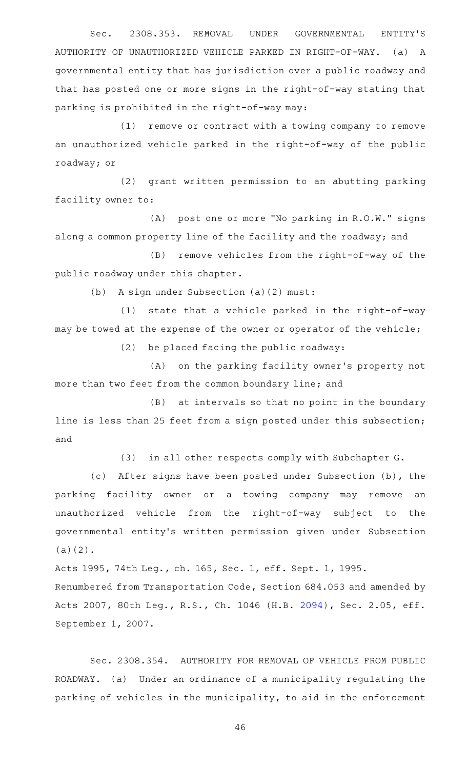Sec. 2308.353. REMOVAL UNDER GOVERNMENTAL ENTITY'S AUTHORITY OF UNAUTHORIZED VEHICLE PARKED IN RIGHT-OF-WAY. (a) A governmental entity that has jurisdiction over a public roadway and that has posted one or more signs in the right-of-way stating that parking is prohibited in the right-of-way may:

(1) remove or contract with a towing company to remove an unauthorized vehicle parked in the right-of-way of the public roadway; or

(2) grant written permission to an abutting parking facility owner to:

(A) post one or more "No parking in R.O.W." signs along a common property line of the facility and the roadway; and

(B) remove vehicles from the right-of-way of the public roadway under this chapter.

(b) A sign under Subsection (a)(2) must:

(1) state that a vehicle parked in the right-of-way may be towed at the expense of the owner or operator of the vehicle;

(2) be placed facing the public roadway:

(A) on the parking facility owner's property not more than two feet from the common boundary line; and

(B) at intervals so that no point in the boundary line is less than 25 feet from a sign posted under this subsection; and

(3) in all other respects comply with Subchapter G.

(c) After signs have been posted under Subsection (b), the parking facility owner or a towing company may remove an unauthorized vehicle from the right-of-way subject to the governmental entity's written permission given under Subsection (a)(2).

Acts 1995, 74th Leg., ch. 165, Sec. 1, eff. Sept. 1, 1995.
Renumbered from Transportation Code, Section 684.053 and amended by Acts 2007, 80th Leg., R.S., Ch. 1046 (H.B. 2094), Sec. 2.05, eff. September 1, 2007.

Sec. 2308.354. AUTHORITY FOR REMOVAL OF VEHICLE FROM PUBLIC ROADWAY. (a) Under an ordinance of a municipality regulating the parking of vehicles in the municipality, to aid in the enforcement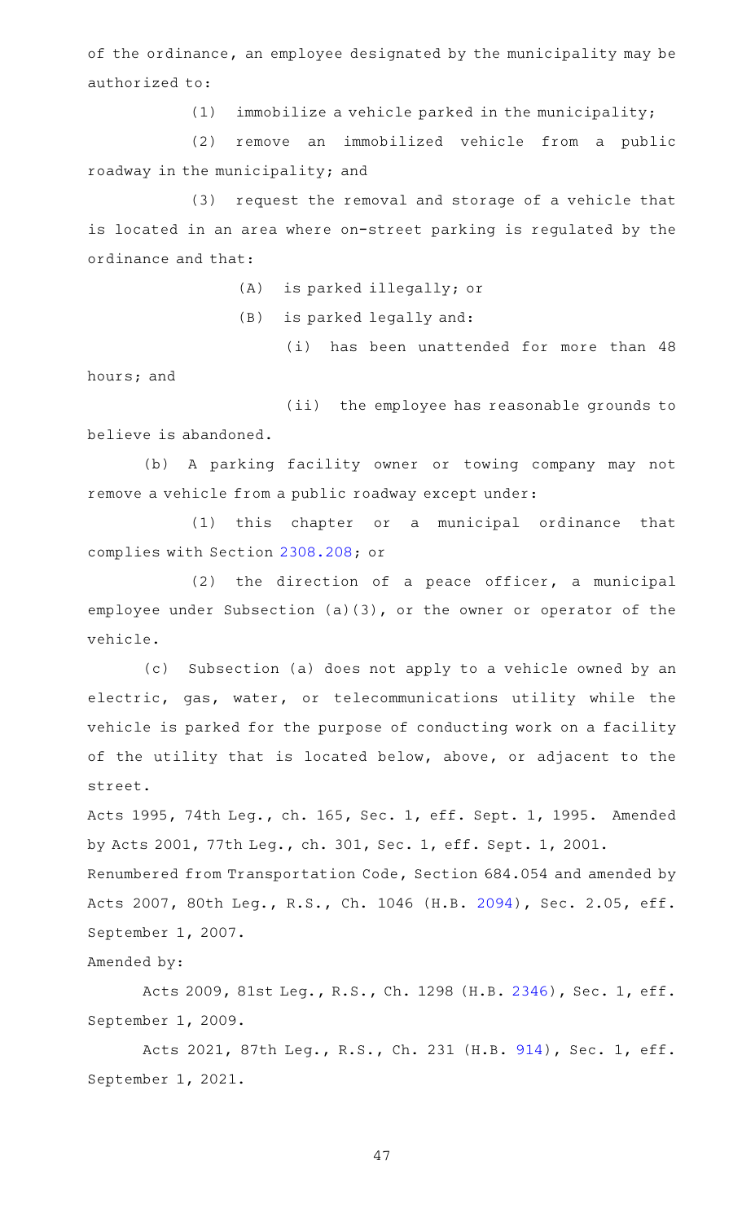of the ordinance, an employee designated by the municipality may be authorized to:

(1) immobilize a vehicle parked in the municipality;

(2) remove an immobilized vehicle from a public roadway in the municipality; and

(3) request the removal and storage of a vehicle that is located in an area where on-street parking is regulated by the ordinance and that:

(A) is parked illegally; or

(B) is parked legally and:

(i) has been unattended for more than 48 hours; and

(ii) the employee has reasonable grounds to believe is abandoned.

(b) A parking facility owner or towing company may not remove a vehicle from a public roadway except under:

(1) this chapter or a municipal ordinance that complies with Section 2308.208; or

(2) the direction of a peace officer, a municipal employee under Subsection (a)(3), or the owner or operator of the vehicle.

(c) Subsection (a) does not apply to a vehicle owned by an electric, gas, water, or telecommunications utility while the vehicle is parked for the purpose of conducting work on a facility of the utility that is located below, above, or adjacent to the street.

Acts 1995, 74th Leg., ch. 165, Sec. 1, eff. Sept. 1, 1995. Amended by Acts 2001, 77th Leg., ch. 301, Sec. 1, eff. Sept. 1, 2001.
Renumbered from Transportation Code, Section 684.054 and amended by Acts 2007, 80th Leg., R.S., Ch. 1046 (H.B. 2094), Sec. 2.05, eff. September 1, 2007.

Amended by:

Acts 2009, 81st Leg., R.S., Ch. 1298 (H.B. 2346), Sec. 1, eff. September 1, 2009.

Acts 2021, 87th Leg., R.S., Ch. 231 (H.B. 914), Sec. 1, eff. September 1, 2021.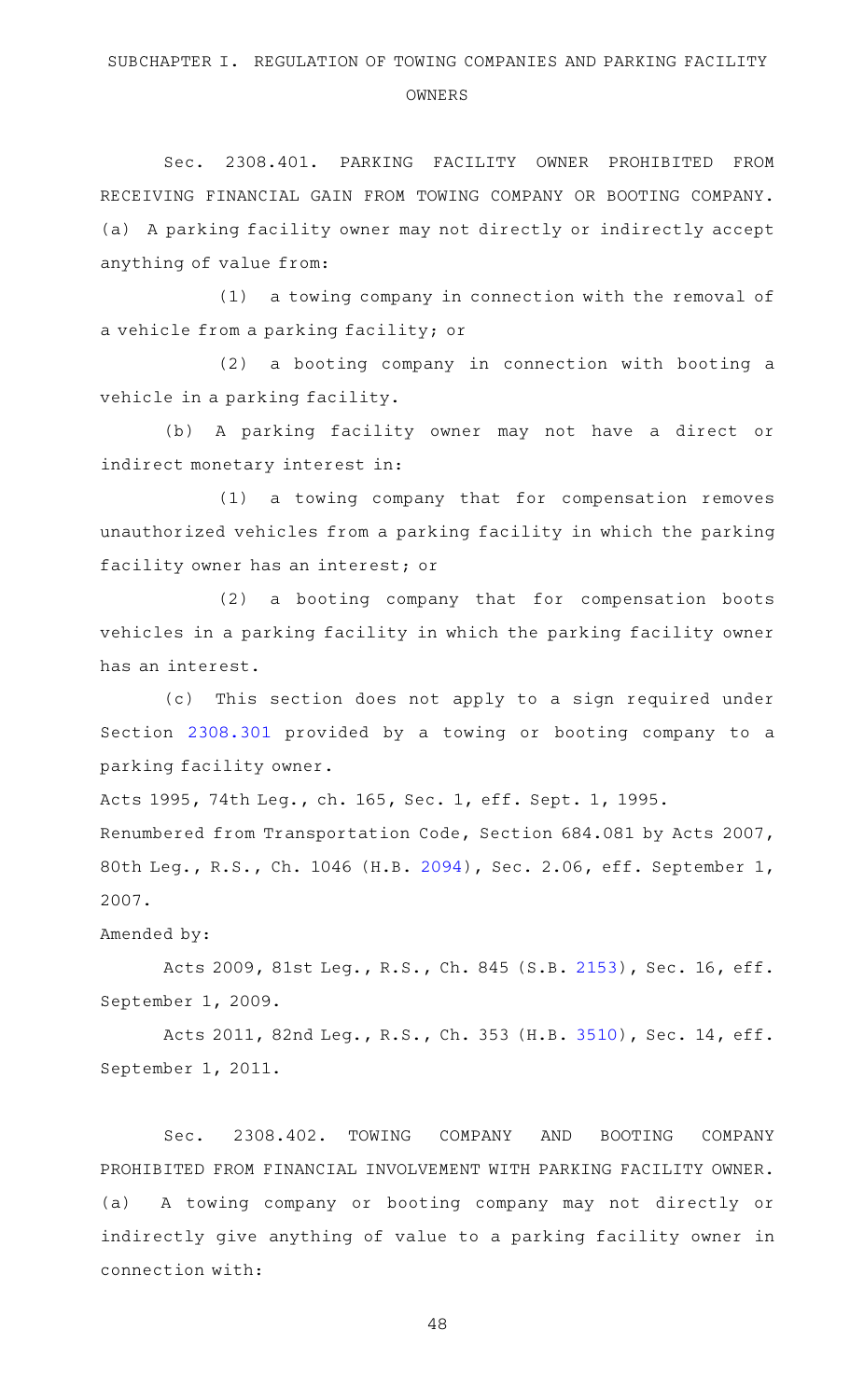SUBCHAPTER I. REGULATION OF TOWING COMPANIES AND PARKING FACILITY OWNERS

Sec. 2308.401. PARKING FACILITY OWNER PROHIBITED FROM RECEIVING FINANCIAL GAIN FROM TOWING COMPANY OR BOOTING COMPANY. (a) A parking facility owner may not directly or indirectly accept anything of value from:

(1) a towing company in connection with the removal of a vehicle from a parking facility; or

(2) a booting company in connection with booting a vehicle in a parking facility.

(b) A parking facility owner may not have a direct or indirect monetary interest in:

(1) a towing company that for compensation removes unauthorized vehicles from a parking facility in which the parking facility owner has an interest; or

(2) a booting company that for compensation boots vehicles in a parking facility in which the parking facility owner has an interest.

(c) This section does not apply to a sign required under Section 2308.301 provided by a towing or booting company to a parking facility owner.

Acts 1995, 74th Leg., ch. 165, Sec. 1, eff. Sept. 1, 1995.
Renumbered from Transportation Code, Section 684.081 by Acts 2007, 80th Leg., R.S., Ch. 1046 (H.B. 2094), Sec. 2.06, eff. September 1, 2007.

Amended by:

Acts 2009, 81st Leg., R.S., Ch. 845 (S.B. 2153), Sec. 16, eff. September 1, 2009.

Acts 2011, 82nd Leg., R.S., Ch. 353 (H.B. 3510), Sec. 14, eff. September 1, 2011.

Sec. 2308.402. TOWING COMPANY AND BOOTING COMPANY PROHIBITED FROM FINANCIAL INVOLVEMENT WITH PARKING FACILITY OWNER. (a) A towing company or booting company may not directly or indirectly give anything of value to a parking facility owner in connection with: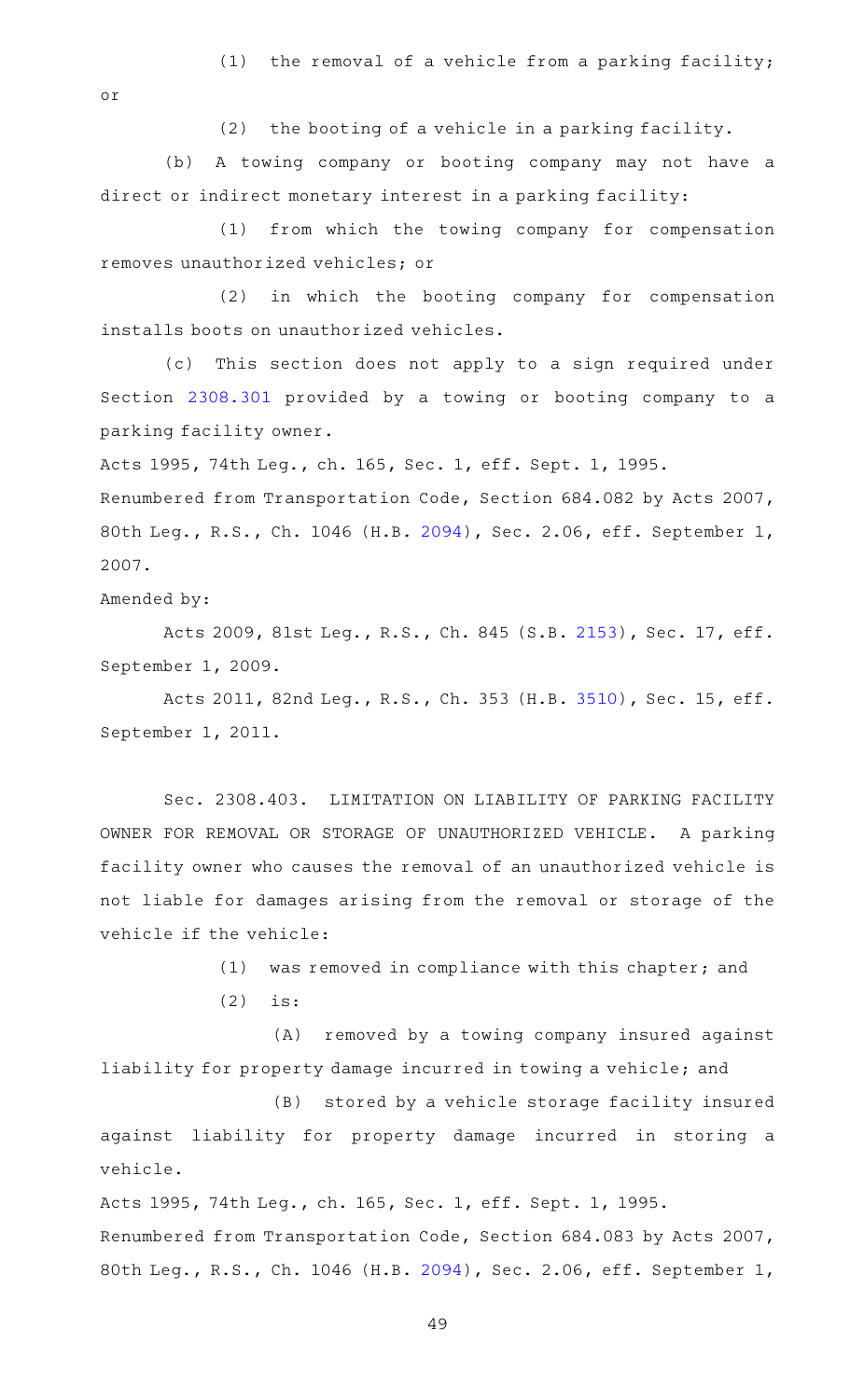(1) the removal of a vehicle from a parking facility; or

(2) the booting of a vehicle in a parking facility.

(b) A towing company or booting company may not have a direct or indirect monetary interest in a parking facility:

(1) from which the towing company for compensation removes unauthorized vehicles; or

(2) in which the booting company for compensation installs boots on unauthorized vehicles.

(c) This section does not apply to a sign required under Section 2308.301 provided by a towing or booting company to a parking facility owner.

Acts 1995, 74th Leg., ch. 165, Sec. 1, eff. Sept. 1, 1995.
Renumbered from Transportation Code, Section 684.082 by Acts 2007, 80th Leg., R.S., Ch. 1046 (H.B. 2094), Sec. 2.06, eff. September 1, 2007.

Amended by:

Acts 2009, 81st Leg., R.S., Ch. 845 (S.B. 2153), Sec. 17, eff. September 1, 2009.

Acts 2011, 82nd Leg., R.S., Ch. 353 (H.B. 3510), Sec. 15, eff. September 1, 2011.

Sec. 2308.403. LIMITATION ON LIABILITY OF PARKING FACILITY OWNER FOR REMOVAL OR STORAGE OF UNAUTHORIZED VEHICLE. A parking facility owner who causes the removal of an unauthorized vehicle is not liable for damages arising from the removal or storage of the vehicle if the vehicle:

(1) was removed in compliance with this chapter; and

(2) is:

(A) removed by a towing company insured against liability for property damage incurred in towing a vehicle; and

(B) stored by a vehicle storage facility insured against liability for property damage incurred in storing a vehicle.

Acts 1995, 74th Leg., ch. 165, Sec. 1, eff. Sept. 1, 1995.
Renumbered from Transportation Code, Section 684.083 by Acts 2007, 80th Leg., R.S., Ch. 1046 (H.B. 2094), Sec. 2.06, eff. September 1,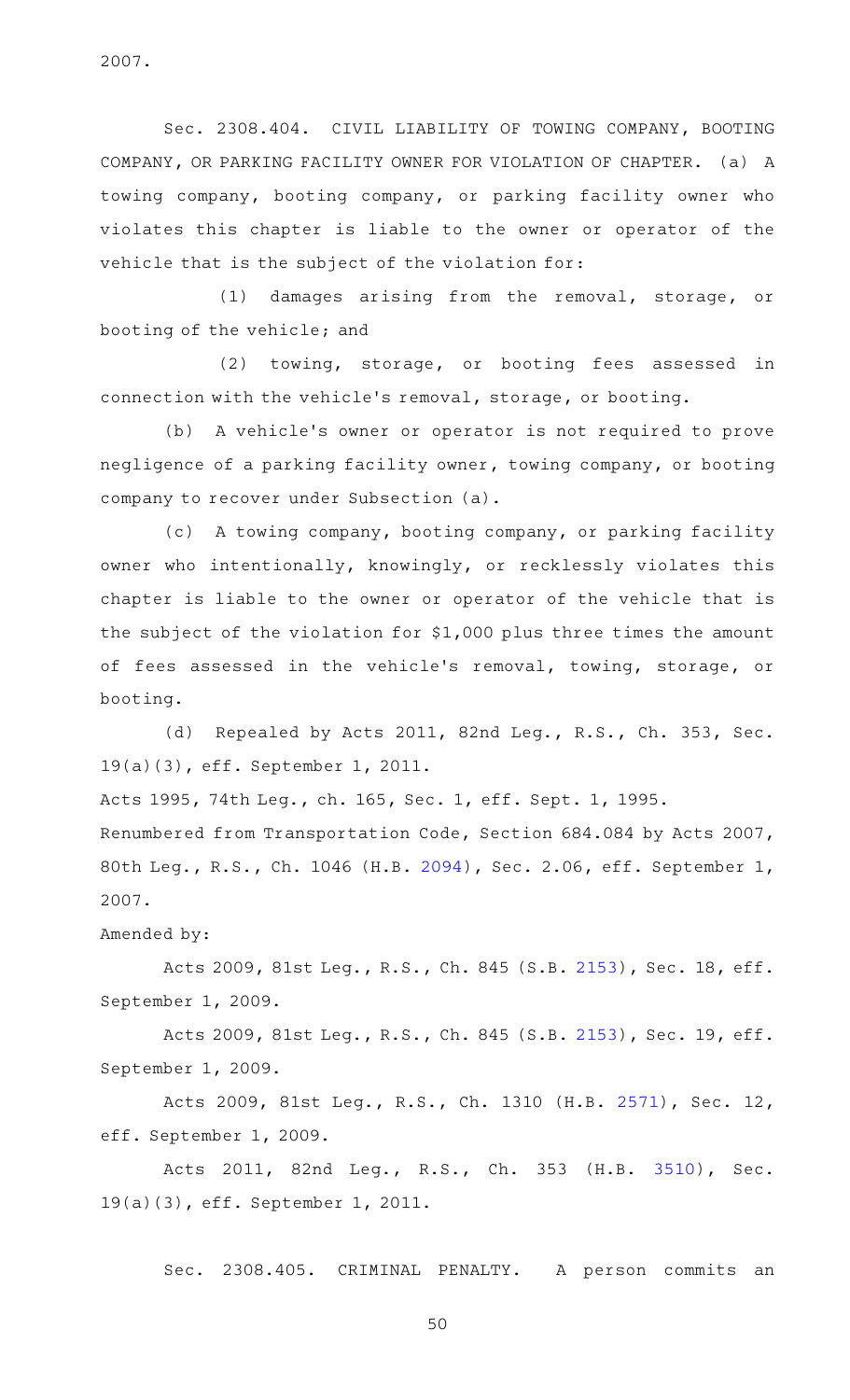2007.

Sec. 2308.404. CIVIL LIABILITY OF TOWING COMPANY, BOOTING COMPANY, OR PARKING FACILITY OWNER FOR VIOLATION OF CHAPTER. (a) A towing company, booting company, or parking facility owner who violates this chapter is liable to the owner or operator of the vehicle that is the subject of the violation for:

(1) damages arising from the removal, storage, or booting of the vehicle; and

(2) towing, storage, or booting fees assessed in connection with the vehicle's removal, storage, or booting.

(b) A vehicle's owner or operator is not required to prove negligence of a parking facility owner, towing company, or booting company to recover under Subsection (a).

(c) A towing company, booting company, or parking facility owner who intentionally, knowingly, or recklessly violates this chapter is liable to the owner or operator of the vehicle that is the subject of the violation for $1,000 plus three times the amount of fees assessed in the vehicle's removal, towing, storage, or booting.

(d) Repealed by Acts 2011, 82nd Leg., R.S., Ch. 353, Sec. 19(a)(3), eff. September 1, 2011.

Acts 1995, 74th Leg., ch. 165, Sec. 1, eff. Sept. 1, 1995.
Renumbered from Transportation Code, Section 684.084 by Acts 2007, 80th Leg., R.S., Ch. 1046 (H.B. 2094), Sec. 2.06, eff. September 1, 2007.

Amended by:

Acts 2009, 81st Leg., R.S., Ch. 845 (S.B. 2153), Sec. 18, eff. September 1, 2009.

Acts 2009, 81st Leg., R.S., Ch. 845 (S.B. 2153), Sec. 19, eff. September 1, 2009.

Acts 2009, 81st Leg., R.S., Ch. 1310 (H.B. 2571), Sec. 12, eff. September 1, 2009.

Acts 2011, 82nd Leg., R.S., Ch. 353 (H.B. 3510), Sec. 19(a)(3), eff. September 1, 2011.

Sec. 2308.405. CRIMINAL PENALTY. A person commits an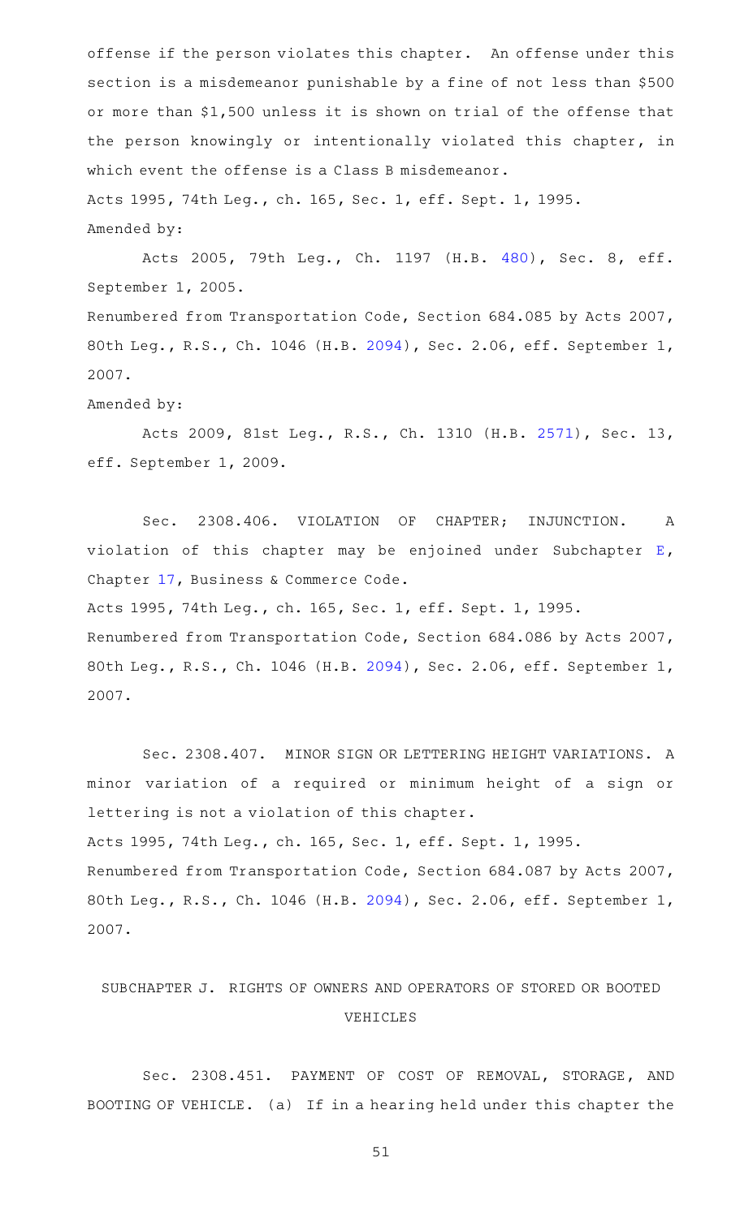offense if the person violates this chapter. An offense under this section is a misdemeanor punishable by a fine of not less than $500 or more than $1,500 unless it is shown on trial of the offense that the person knowingly or intentionally violated this chapter, in which event the offense is a Class B misdemeanor.

Acts 1995, 74th Leg., ch. 165, Sec. 1, eff. Sept. 1, 1995.

Amended by:

Acts 2005, 79th Leg., Ch. 1197 (H.B. 480), Sec. 8, eff. September 1, 2005.

Renumbered from Transportation Code, Section 684.085 by Acts 2007, 80th Leg., R.S., Ch. 1046 (H.B. 2094), Sec. 2.06, eff. September 1, 2007.

Amended by:

Acts 2009, 81st Leg., R.S., Ch. 1310 (H.B. 2571), Sec. 13, eff. September 1, 2009.

Sec. 2308.406. VIOLATION OF CHAPTER; INJUNCTION. A violation of this chapter may be enjoined under Subchapter E, Chapter 17, Business & Commerce Code.

Acts 1995, 74th Leg., ch. 165, Sec. 1, eff. Sept. 1, 1995.

Renumbered from Transportation Code, Section 684.086 by Acts 2007, 80th Leg., R.S., Ch. 1046 (H.B. 2094), Sec. 2.06, eff. September 1, 2007.

Sec. 2308.407. MINOR SIGN OR LETTERING HEIGHT VARIATIONS. A minor variation of a required or minimum height of a sign or lettering is not a violation of this chapter.

Acts 1995, 74th Leg., ch. 165, Sec. 1, eff. Sept. 1, 1995.

Renumbered from Transportation Code, Section 684.087 by Acts 2007, 80th Leg., R.S., Ch. 1046 (H.B. 2094), Sec. 2.06, eff. September 1, 2007.

## SUBCHAPTER J. RIGHTS OF OWNERS AND OPERATORS OF STORED OR BOOTED VEHICLES

Sec. 2308.451. PAYMENT OF COST OF REMOVAL, STORAGE, AND BOOTING OF VEHICLE. (a) If in a hearing held under this chapter the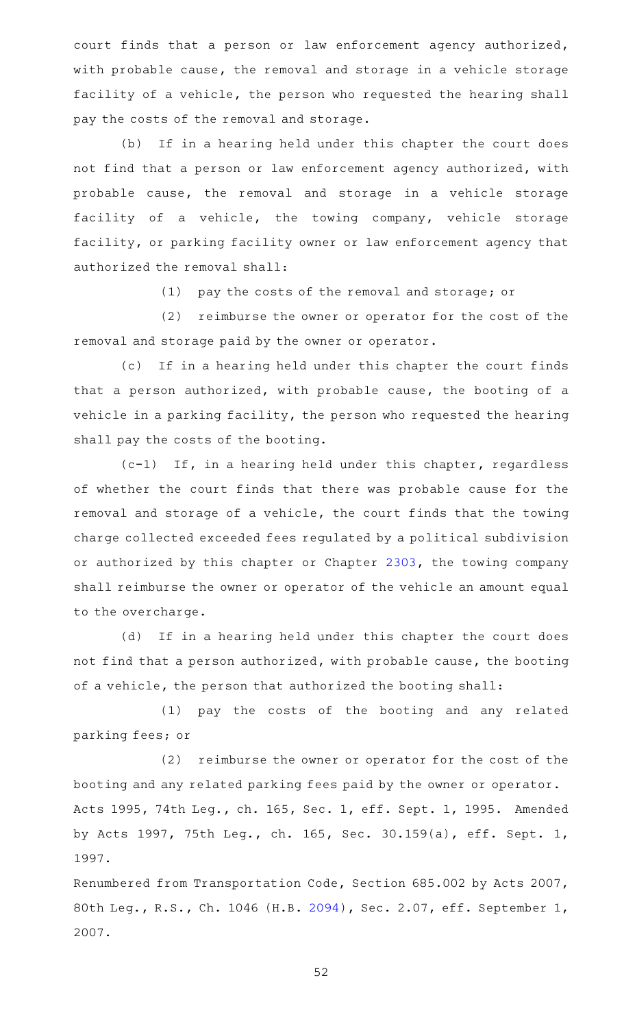court finds that a person or law enforcement agency authorized, with probable cause, the removal and storage in a vehicle storage facility of a vehicle, the person who requested the hearing shall pay the costs of the removal and storage.

(b) If in a hearing held under this chapter the court does not find that a person or law enforcement agency authorized, with probable cause, the removal and storage in a vehicle storage facility of a vehicle, the towing company, vehicle storage facility, or parking facility owner or law enforcement agency that authorized the removal shall:

(1) pay the costs of the removal and storage; or

(2) reimburse the owner or operator for the cost of the removal and storage paid by the owner or operator.

(c) If in a hearing held under this chapter the court finds that a person authorized, with probable cause, the booting of a vehicle in a parking facility, the person who requested the hearing shall pay the costs of the booting.

(c-1) If, in a hearing held under this chapter, regardless of whether the court finds that there was probable cause for the removal and storage of a vehicle, the court finds that the towing charge collected exceeded fees regulated by a political subdivision or authorized by this chapter or Chapter 2303, the towing company shall reimburse the owner or operator of the vehicle an amount equal to the overcharge.

(d) If in a hearing held under this chapter the court does not find that a person authorized, with probable cause, the booting of a vehicle, the person that authorized the booting shall:

(1) pay the costs of the booting and any related parking fees; or

(2) reimburse the owner or operator for the cost of the booting and any related parking fees paid by the owner or operator.

Acts 1995, 74th Leg., ch. 165, Sec. 1, eff. Sept. 1, 1995. Amended by Acts 1997, 75th Leg., ch. 165, Sec. 30.159(a), eff. Sept. 1, 1997.

Renumbered from Transportation Code, Section 685.002 by Acts 2007, 80th Leg., R.S., Ch. 1046 (H.B. 2094), Sec. 2.07, eff. September 1, 2007.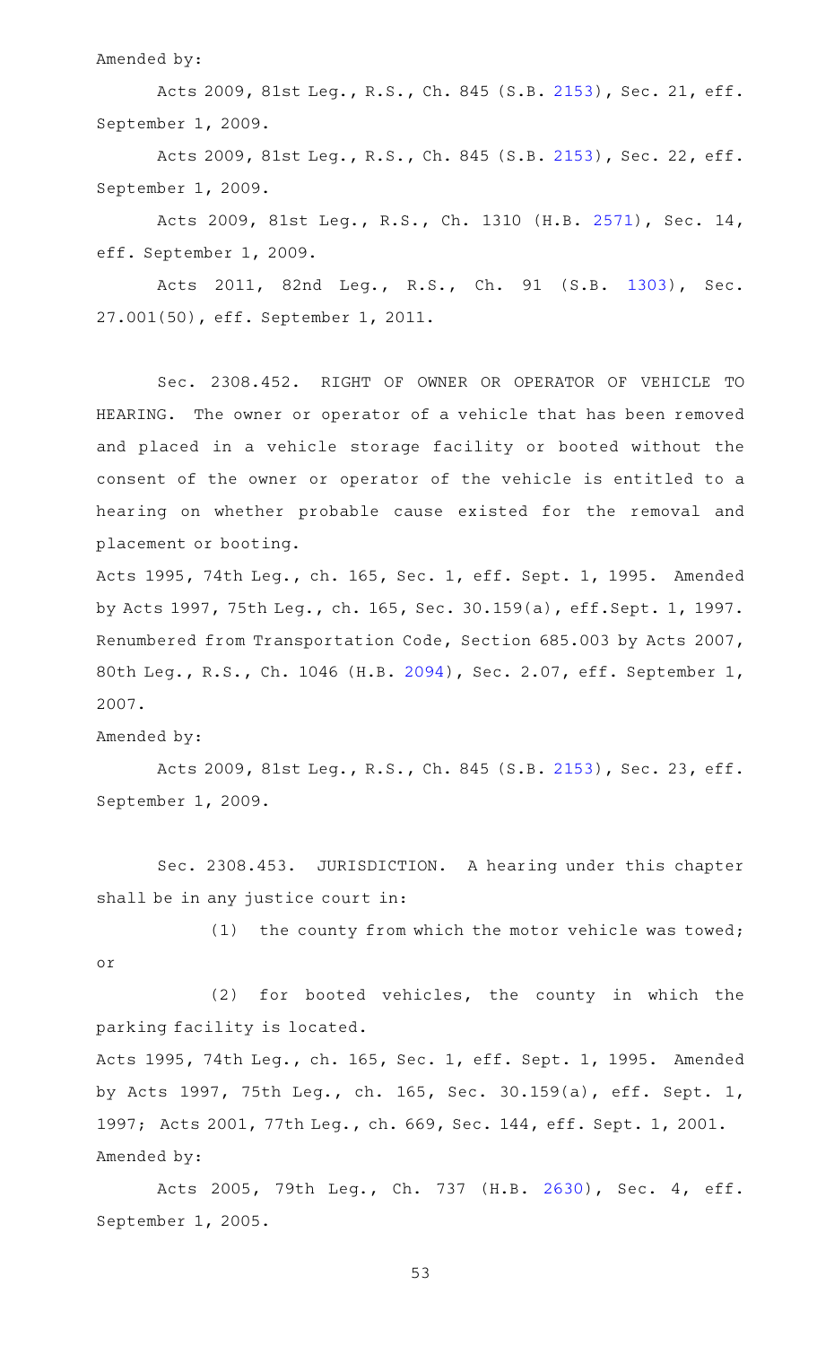Amended by:

Acts 2009, 81st Leg., R.S., Ch. 845 (S.B. 2153), Sec. 21, eff. September 1, 2009.

Acts 2009, 81st Leg., R.S., Ch. 845 (S.B. 2153), Sec. 22, eff. September 1, 2009.

Acts 2009, 81st Leg., R.S., Ch. 1310 (H.B. 2571), Sec. 14, eff. September 1, 2009.

Acts 2011, 82nd Leg., R.S., Ch. 91 (S.B. 1303), Sec. 27.001(50), eff. September 1, 2011.

Sec. 2308.452. RIGHT OF OWNER OR OPERATOR OF VEHICLE TO HEARING. The owner or operator of a vehicle that has been removed and placed in a vehicle storage facility or booted without the consent of the owner or operator of the vehicle is entitled to a hearing on whether probable cause existed for the removal and placement or booting.

Acts 1995, 74th Leg., ch. 165, Sec. 1, eff. Sept. 1, 1995. Amended by Acts 1997, 75th Leg., ch. 165, Sec. 30.159(a), eff.Sept. 1, 1997. Renumbered from Transportation Code, Section 685.003 by Acts 2007, 80th Leg., R.S., Ch. 1046 (H.B. 2094), Sec. 2.07, eff. September 1, 2007.

Amended by:

Acts 2009, 81st Leg., R.S., Ch. 845 (S.B. 2153), Sec. 23, eff. September 1, 2009.

Sec. 2308.453. JURISDICTION. A hearing under this chapter shall be in any justice court in:

(1) the county from which the motor vehicle was towed; or

(2) for booted vehicles, the county in which the parking facility is located.

Acts 1995, 74th Leg., ch. 165, Sec. 1, eff. Sept. 1, 1995. Amended by Acts 1997, 75th Leg., ch. 165, Sec. 30.159(a), eff. Sept. 1, 1997; Acts 2001, 77th Leg., ch. 669, Sec. 144, eff. Sept. 1, 2001.

Amended by:

Acts 2005, 79th Leg., Ch. 737 (H.B. 2630), Sec. 4, eff. September 1, 2005.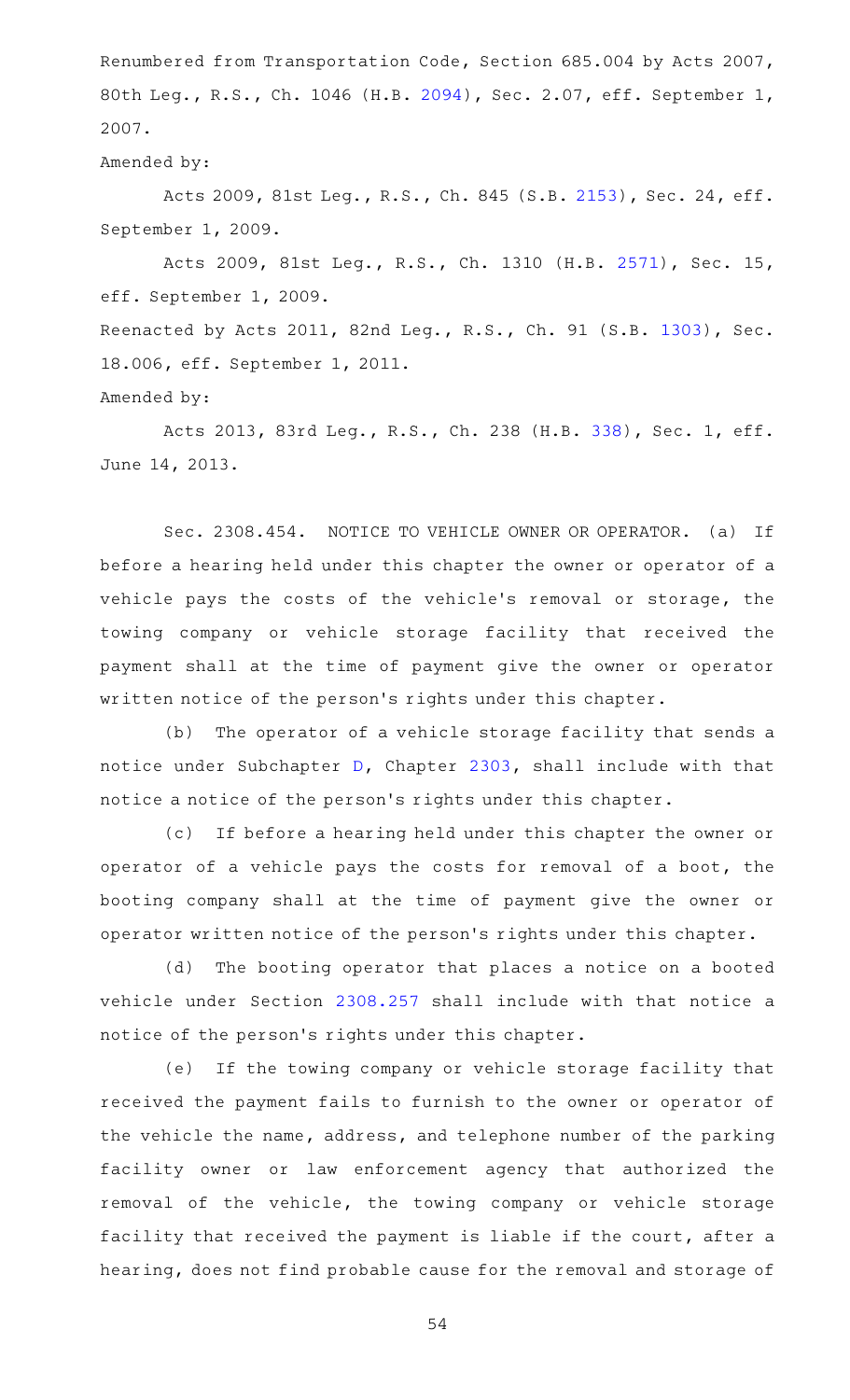Renumbered from Transportation Code, Section 685.004 by Acts 2007, 80th Leg., R.S., Ch. 1046 (H.B. 2094), Sec. 2.07, eff. September 1, 2007.

Amended by:

Acts 2009, 81st Leg., R.S., Ch. 845 (S.B. 2153), Sec. 24, eff. September 1, 2009.

Acts 2009, 81st Leg., R.S., Ch. 1310 (H.B. 2571), Sec. 15, eff. September 1, 2009.

Reenacted by Acts 2011, 82nd Leg., R.S., Ch. 91 (S.B. 1303), Sec. 18.006, eff. September 1, 2011.

Amended by:

Acts 2013, 83rd Leg., R.S., Ch. 238 (H.B. 338), Sec. 1, eff. June 14, 2013.

Sec. 2308.454. NOTICE TO VEHICLE OWNER OR OPERATOR. (a) If before a hearing held under this chapter the owner or operator of a vehicle pays the costs of the vehicle's removal or storage, the towing company or vehicle storage facility that received the payment shall at the time of payment give the owner or operator written notice of the person's rights under this chapter.

(b) The operator of a vehicle storage facility that sends a notice under Subchapter D, Chapter 2303, shall include with that notice a notice of the person's rights under this chapter.

(c) If before a hearing held under this chapter the owner or operator of a vehicle pays the costs for removal of a boot, the booting company shall at the time of payment give the owner or operator written notice of the person's rights under this chapter.

(d) The booting operator that places a notice on a booted vehicle under Section 2308.257 shall include with that notice a notice of the person's rights under this chapter.

(e) If the towing company or vehicle storage facility that received the payment fails to furnish to the owner or operator of the vehicle the name, address, and telephone number of the parking facility owner or law enforcement agency that authorized the removal of the vehicle, the towing company or vehicle storage facility that received the payment is liable if the court, after a hearing, does not find probable cause for the removal and storage of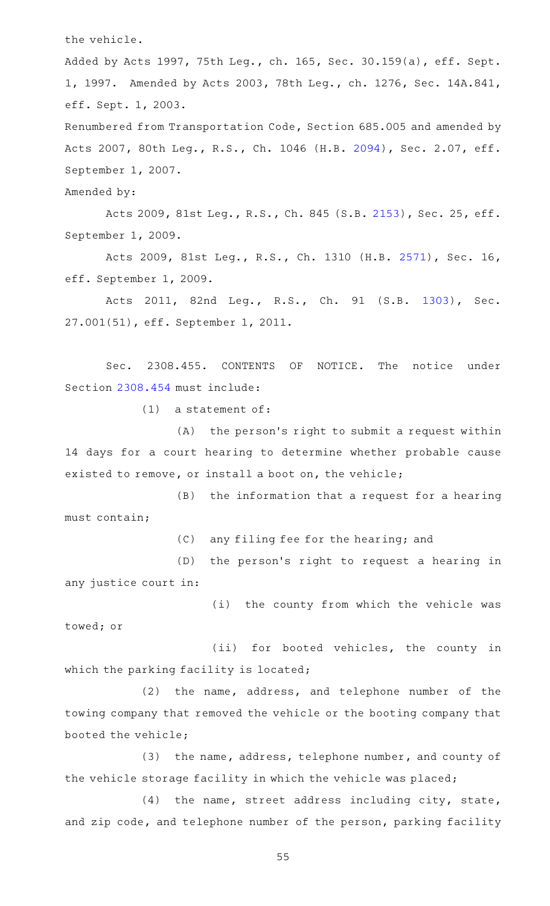the vehicle.

Added by Acts 1997, 75th Leg., ch. 165, Sec. 30.159(a), eff. Sept. 1, 1997. Amended by Acts 2003, 78th Leg., ch. 1276, Sec. 14A.841, eff. Sept. 1, 2003.

Renumbered from Transportation Code, Section 685.005 and amended by Acts 2007, 80th Leg., R.S., Ch. 1046 (H.B. 2094), Sec. 2.07, eff. September 1, 2007.

Amended by:

Acts 2009, 81st Leg., R.S., Ch. 845 (S.B. 2153), Sec. 25, eff. September 1, 2009.

Acts 2009, 81st Leg., R.S., Ch. 1310 (H.B. 2571), Sec. 16, eff. September 1, 2009.

Acts 2011, 82nd Leg., R.S., Ch. 91 (S.B. 1303), Sec. 27.001(51), eff. September 1, 2011.

Sec. 2308.455. CONTENTS OF NOTICE. The notice under Section 2308.454 must include:

(1) a statement of:

(A) the person's right to submit a request within 14 days for a court hearing to determine whether probable cause existed to remove, or install a boot on, the vehicle;

(B) the information that a request for a hearing must contain;

(C) any filing fee for the hearing; and

(D) the person's right to request a hearing in any justice court in:

(i) the county from which the vehicle was towed; or

(ii) for booted vehicles, the county in which the parking facility is located;

(2) the name, address, and telephone number of the towing company that removed the vehicle or the booting company that booted the vehicle;

(3) the name, address, telephone number, and county of the vehicle storage facility in which the vehicle was placed;

(4) the name, street address including city, state, and zip code, and telephone number of the person, parking facility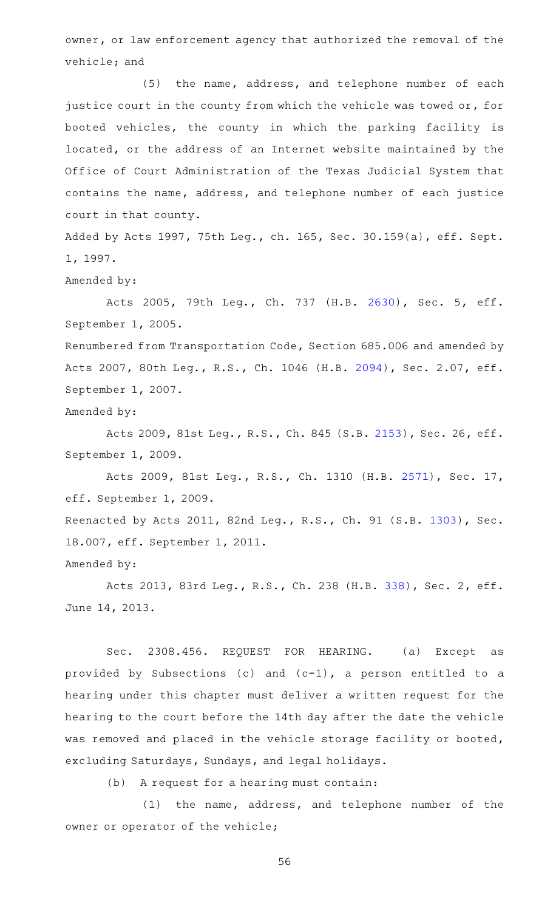owner, or law enforcement agency that authorized the removal of the vehicle; and

(5) the name, address, and telephone number of each justice court in the county from which the vehicle was towed or, for booted vehicles, the county in which the parking facility is located, or the address of an Internet website maintained by the Office of Court Administration of the Texas Judicial System that contains the name, address, and telephone number of each justice court in that county.

Added by Acts 1997, 75th Leg., ch. 165, Sec. 30.159(a), eff. Sept. 1, 1997.

Amended by:

Acts 2005, 79th Leg., Ch. 737 (H.B. 2630), Sec. 5, eff. September 1, 2005.

Renumbered from Transportation Code, Section 685.006 and amended by Acts 2007, 80th Leg., R.S., Ch. 1046 (H.B. 2094), Sec. 2.07, eff. September 1, 2007.

Amended by:

Acts 2009, 81st Leg., R.S., Ch. 845 (S.B. 2153), Sec. 26, eff. September 1, 2009.

Acts 2009, 81st Leg., R.S., Ch. 1310 (H.B. 2571), Sec. 17, eff. September 1, 2009.

Reenacted by Acts 2011, 82nd Leg., R.S., Ch. 91 (S.B. 1303), Sec. 18.007, eff. September 1, 2011.

Amended by:

Acts 2013, 83rd Leg., R.S., Ch. 238 (H.B. 338), Sec. 2, eff. June 14, 2013.

Sec. 2308.456. REQUEST FOR HEARING. (a) Except as provided by Subsections (c) and (c-1), a person entitled to a hearing under this chapter must deliver a written request for the hearing to the court before the 14th day after the date the vehicle was removed and placed in the vehicle storage facility or booted, excluding Saturdays, Sundays, and legal holidays.

(b) A request for a hearing must contain:

(1) the name, address, and telephone number of the owner or operator of the vehicle;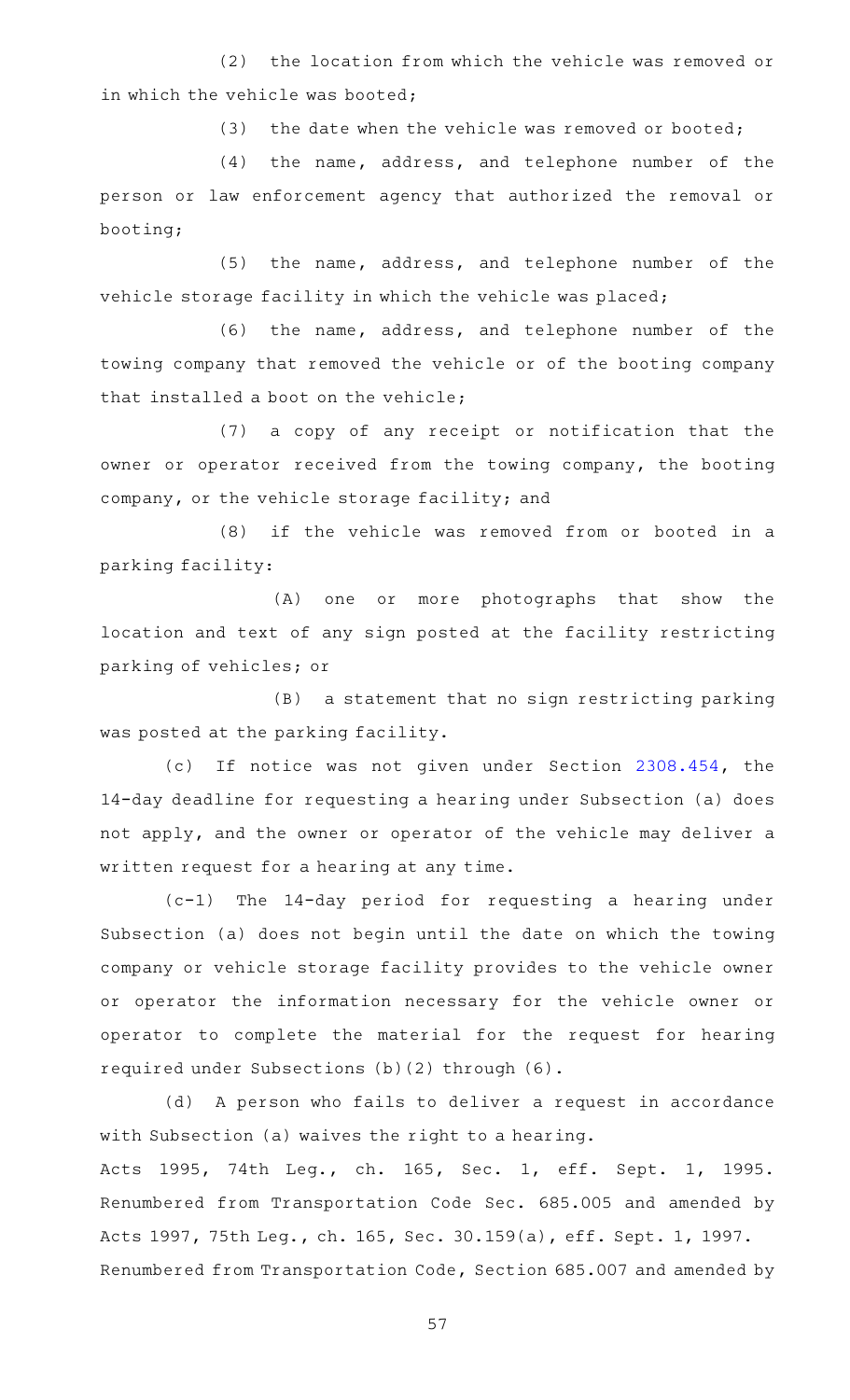(2) the location from which the vehicle was removed or in which the vehicle was booted;

(3) the date when the vehicle was removed or booted;

(4) the name, address, and telephone number of the person or law enforcement agency that authorized the removal or booting;

(5) the name, address, and telephone number of the vehicle storage facility in which the vehicle was placed;

(6) the name, address, and telephone number of the towing company that removed the vehicle or of the booting company that installed a boot on the vehicle;

(7) a copy of any receipt or notification that the owner or operator received from the towing company, the booting company, or the vehicle storage facility; and

(8) if the vehicle was removed from or booted in a parking facility:

(A) one or more photographs that show the location and text of any sign posted at the facility restricting parking of vehicles; or

(B) a statement that no sign restricting parking was posted at the parking facility.

(c) If notice was not given under Section 2308.454, the 14-day deadline for requesting a hearing under Subsection (a) does not apply, and the owner or operator of the vehicle may deliver a written request for a hearing at any time.

(c-1) The 14-day period for requesting a hearing under Subsection (a) does not begin until the date on which the towing company or vehicle storage facility provides to the vehicle owner or operator the information necessary for the vehicle owner or operator to complete the material for the request for hearing required under Subsections (b)(2) through (6).

(d) A person who fails to deliver a request in accordance with Subsection (a) waives the right to a hearing.

Acts 1995, 74th Leg., ch. 165, Sec. 1, eff. Sept. 1, 1995. Renumbered from Transportation Code Sec. 685.005 and amended by Acts 1997, 75th Leg., ch. 165, Sec. 30.159(a), eff. Sept. 1, 1997. Renumbered from Transportation Code, Section 685.007 and amended by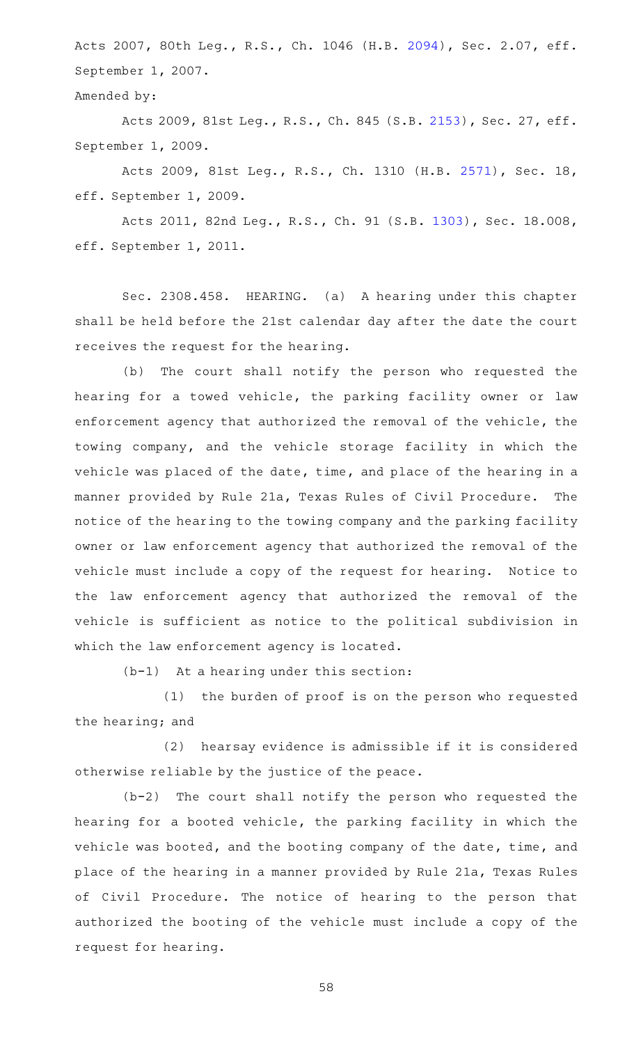Acts 2007, 80th Leg., R.S., Ch. 1046 (H.B. 2094), Sec. 2.07, eff. September 1, 2007.

Amended by:

Acts 2009, 81st Leg., R.S., Ch. 845 (S.B. 2153), Sec. 27, eff. September 1, 2009.

Acts 2009, 81st Leg., R.S., Ch. 1310 (H.B. 2571), Sec. 18, eff. September 1, 2009.

Acts 2011, 82nd Leg., R.S., Ch. 91 (S.B. 1303), Sec. 18.008, eff. September 1, 2011.

Sec. 2308.458. HEARING. (a) A hearing under this chapter shall be held before the 21st calendar day after the date the court receives the request for the hearing.

(b) The court shall notify the person who requested the hearing for a towed vehicle, the parking facility owner or law enforcement agency that authorized the removal of the vehicle, the towing company, and the vehicle storage facility in which the vehicle was placed of the date, time, and place of the hearing in a manner provided by Rule 21a, Texas Rules of Civil Procedure. The notice of the hearing to the towing company and the parking facility owner or law enforcement agency that authorized the removal of the vehicle must include a copy of the request for hearing. Notice to the law enforcement agency that authorized the removal of the vehicle is sufficient as notice to the political subdivision in which the law enforcement agency is located.

(b-1) At a hearing under this section:

(1) the burden of proof is on the person who requested the hearing; and

(2) hearsay evidence is admissible if it is considered otherwise reliable by the justice of the peace.

(b-2) The court shall notify the person who requested the hearing for a booted vehicle, the parking facility in which the vehicle was booted, and the booting company of the date, time, and place of the hearing in a manner provided by Rule 21a, Texas Rules of Civil Procedure. The notice of hearing to the person that authorized the booting of the vehicle must include a copy of the request for hearing.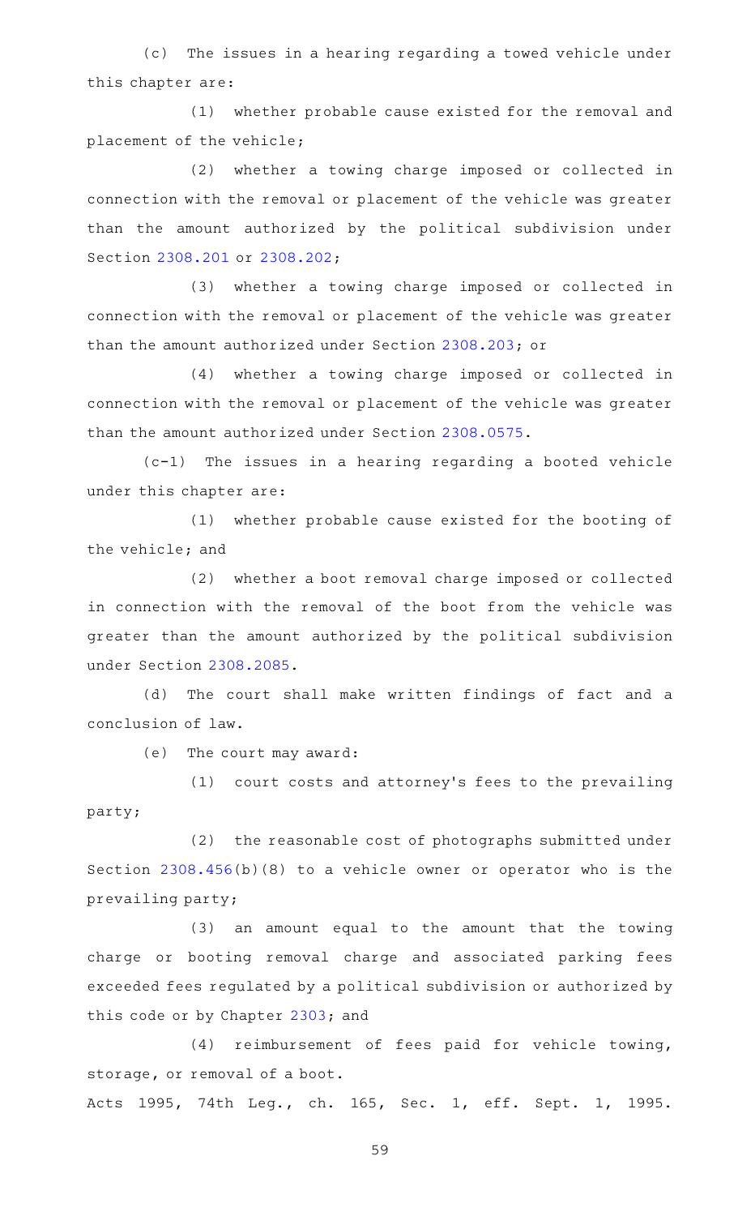(c) The issues in a hearing regarding a towed vehicle under this chapter are:

(1) whether probable cause existed for the removal and placement of the vehicle;

(2) whether a towing charge imposed or collected in connection with the removal or placement of the vehicle was greater than the amount authorized by the political subdivision under Section 2308.201 or 2308.202;

(3) whether a towing charge imposed or collected in connection with the removal or placement of the vehicle was greater than the amount authorized under Section 2308.203; or

(4) whether a towing charge imposed or collected in connection with the removal or placement of the vehicle was greater than the amount authorized under Section 2308.0575.

(c-1) The issues in a hearing regarding a booted vehicle under this chapter are:

(1) whether probable cause existed for the booting of the vehicle; and

(2) whether a boot removal charge imposed or collected in connection with the removal of the boot from the vehicle was greater than the amount authorized by the political subdivision under Section 2308.2085.

(d) The court shall make written findings of fact and a conclusion of law.

(e) The court may award:

(1) court costs and attorney's fees to the prevailing party;

(2) the reasonable cost of photographs submitted under Section 2308.456(b)(8) to a vehicle owner or operator who is the prevailing party;

(3) an amount equal to the amount that the towing charge or booting removal charge and associated parking fees exceeded fees regulated by a political subdivision or authorized by this code or by Chapter 2303; and

(4) reimbursement of fees paid for vehicle towing, storage, or removal of a boot.

Acts 1995, 74th Leg., ch. 165, Sec. 1, eff. Sept. 1, 1995.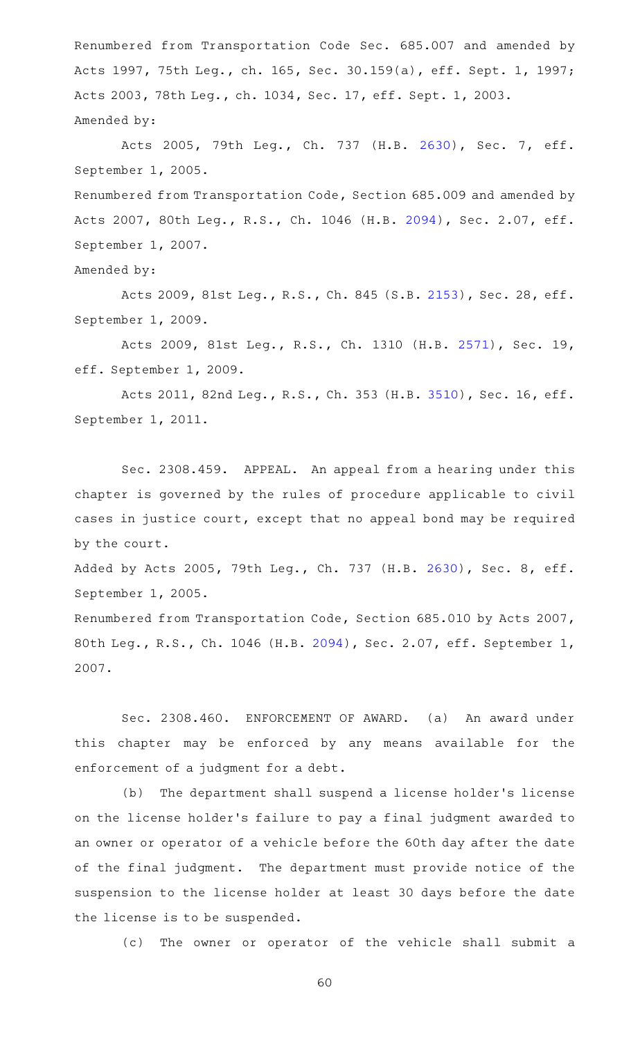Renumbered from Transportation Code Sec. 685.007 and amended by Acts 1997, 75th Leg., ch. 165, Sec. 30.159(a), eff. Sept. 1, 1997; Acts 2003, 78th Leg., ch. 1034, Sec. 17, eff. Sept. 1, 2003.

Amended by:

Acts 2005, 79th Leg., Ch. 737 (H.B. 2630), Sec. 7, eff. September 1, 2005.

Renumbered from Transportation Code, Section 685.009 and amended by Acts 2007, 80th Leg., R.S., Ch. 1046 (H.B. 2094), Sec. 2.07, eff. September 1, 2007.

Amended by:

Acts 2009, 81st Leg., R.S., Ch. 845 (S.B. 2153), Sec. 28, eff. September 1, 2009.

Acts 2009, 81st Leg., R.S., Ch. 1310 (H.B. 2571), Sec. 19, eff. September 1, 2009.

Acts 2011, 82nd Leg., R.S., Ch. 353 (H.B. 3510), Sec. 16, eff. September 1, 2011.

Sec. 2308.459. APPEAL. An appeal from a hearing under this chapter is governed by the rules of procedure applicable to civil cases in justice court, except that no appeal bond may be required by the court.

Added by Acts 2005, 79th Leg., Ch. 737 (H.B. 2630), Sec. 8, eff. September 1, 2005.

Renumbered from Transportation Code, Section 685.010 by Acts 2007, 80th Leg., R.S., Ch. 1046 (H.B. 2094), Sec. 2.07, eff. September 1, 2007.

Sec. 2308.460. ENFORCEMENT OF AWARD. (a) An award under this chapter may be enforced by any means available for the enforcement of a judgment for a debt.

(b) The department shall suspend a license holder's license on the license holder's failure to pay a final judgment awarded to an owner or operator of a vehicle before the 60th day after the date of the final judgment. The department must provide notice of the suspension to the license holder at least 30 days before the date the license is to be suspended.

(c) The owner or operator of the vehicle shall submit a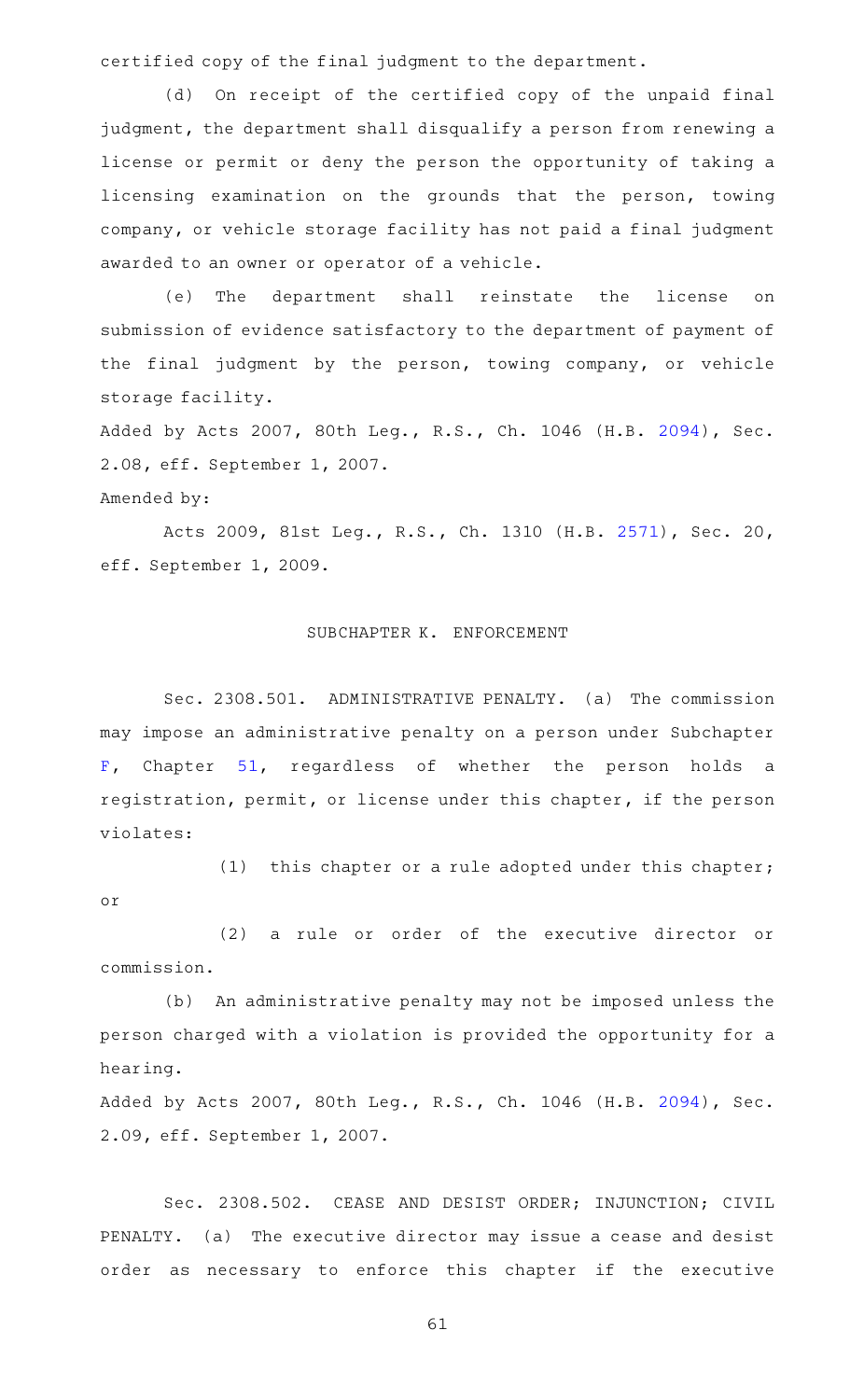certified copy of the final judgment to the department.

(d) On receipt of the certified copy of the unpaid final judgment, the department shall disqualify a person from renewing a license or permit or deny the person the opportunity of taking a licensing examination on the grounds that the person, towing company, or vehicle storage facility has not paid a final judgment awarded to an owner or operator of a vehicle.

(e) The department shall reinstate the license on submission of evidence satisfactory to the department of payment of the final judgment by the person, towing company, or vehicle storage facility.

Added by Acts 2007, 80th Leg., R.S., Ch. 1046 (H.B. 2094), Sec. 2.08, eff. September 1, 2007.

Amended by:

Acts 2009, 81st Leg., R.S., Ch. 1310 (H.B. 2571), Sec. 20, eff. September 1, 2009.

## SUBCHAPTER K. ENFORCEMENT

Sec. 2308.501. ADMINISTRATIVE PENALTY. (a) The commission may impose an administrative penalty on a person under Subchapter F, Chapter 51, regardless of whether the person holds a registration, permit, or license under this chapter, if the person violates:

(1) this chapter or a rule adopted under this chapter; or

(2) a rule or order of the executive director or commission.

(b) An administrative penalty may not be imposed unless the person charged with a violation is provided the opportunity for a hearing.

Added by Acts 2007, 80th Leg., R.S., Ch. 1046 (H.B. 2094), Sec. 2.09, eff. September 1, 2007.

Sec. 2308.502. CEASE AND DESIST ORDER; INJUNCTION; CIVIL PENALTY. (a) The executive director may issue a cease and desist order as necessary to enforce this chapter if the executive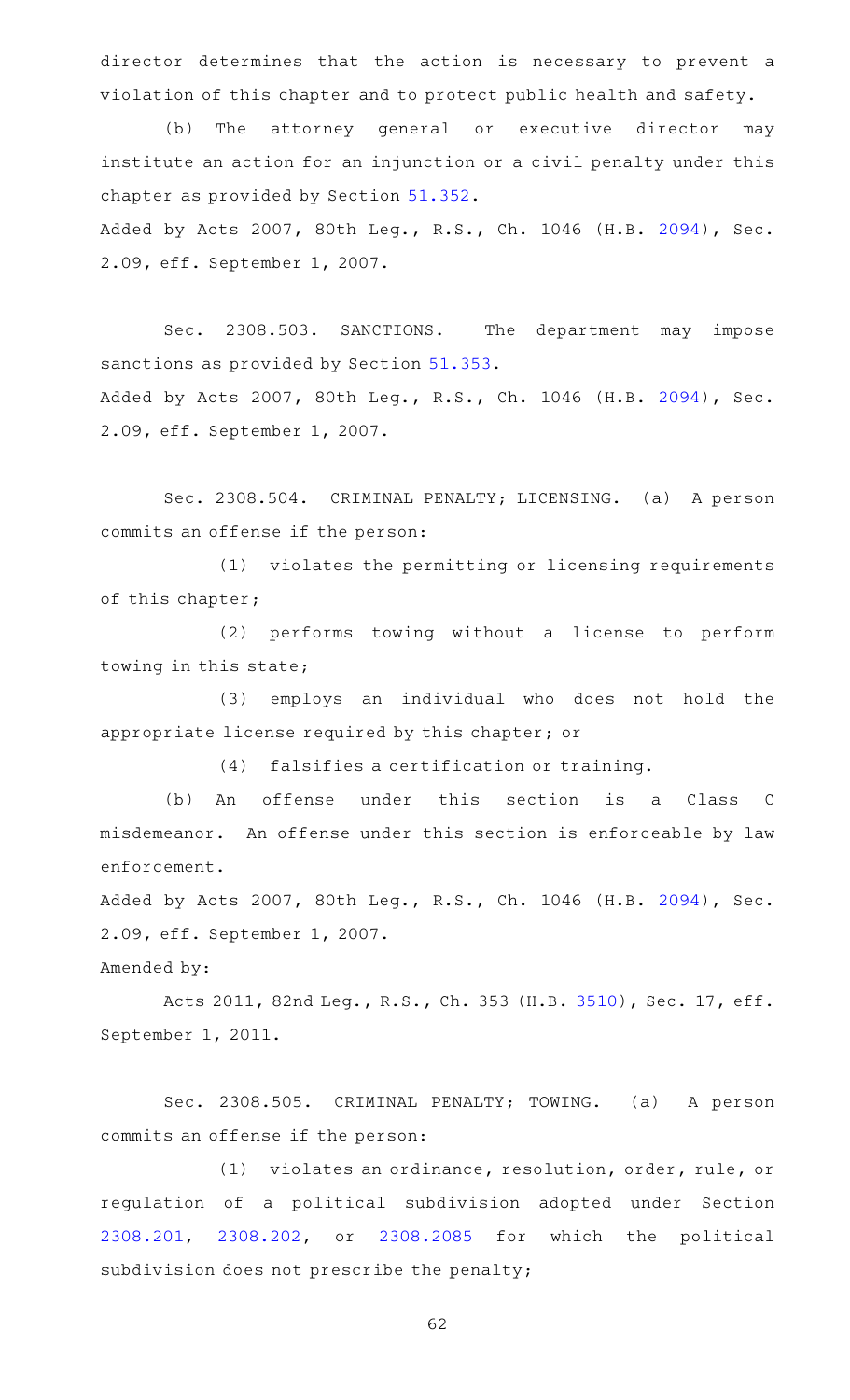director determines that the action is necessary to prevent a violation of this chapter and to protect public health and safety.

(b) The attorney general or executive director may institute an action for an injunction or a civil penalty under this chapter as provided by Section 51.352.

Added by Acts 2007, 80th Leg., R.S., Ch. 1046 (H.B. 2094), Sec. 2.09, eff. September 1, 2007.

Sec. 2308.503. SANCTIONS. The department may impose sanctions as provided by Section 51.353.

Added by Acts 2007, 80th Leg., R.S., Ch. 1046 (H.B. 2094), Sec. 2.09, eff. September 1, 2007.

Sec. 2308.504. CRIMINAL PENALTY; LICENSING. (a) A person commits an offense if the person:

(1) violates the permitting or licensing requirements of this chapter;

(2) performs towing without a license to perform towing in this state;

(3) employs an individual who does not hold the appropriate license required by this chapter; or

(4) falsifies a certification or training.

(b) An offense under this section is a Class C misdemeanor. An offense under this section is enforceable by law enforcement.

Added by Acts 2007, 80th Leg., R.S., Ch. 1046 (H.B. 2094), Sec. 2.09, eff. September 1, 2007.

Amended by:

Acts 2011, 82nd Leg., R.S., Ch. 353 (H.B. 3510), Sec. 17, eff. September 1, 2011.

Sec. 2308.505. CRIMINAL PENALTY; TOWING. (a) A person commits an offense if the person:

(1) violates an ordinance, resolution, order, rule, or regulation of a political subdivision adopted under Section 2308.201, 2308.202, or 2308.2085 for which the political subdivision does not prescribe the penalty;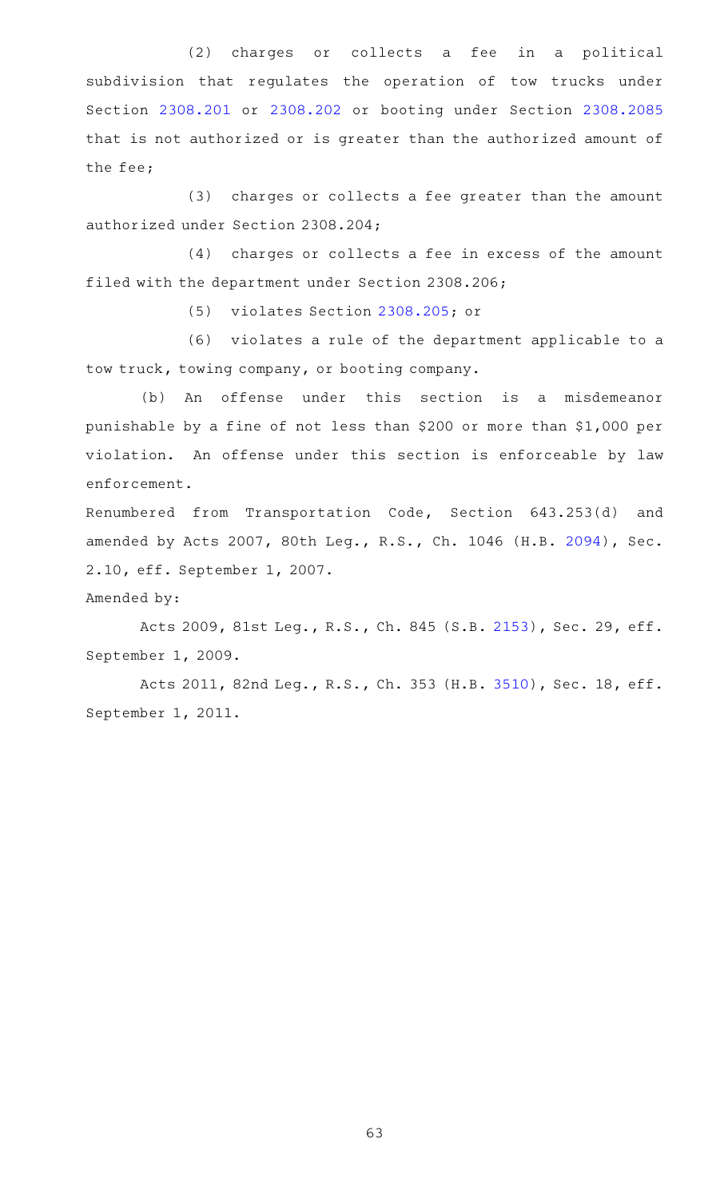(2) charges or collects a fee in a political subdivision that regulates the operation of tow trucks under Section 2308.201 or 2308.202 or booting under Section 2308.2085 that is not authorized or is greater than the authorized amount of the fee;

(3) charges or collects a fee greater than the amount authorized under Section 2308.204;

(4) charges or collects a fee in excess of the amount filed with the department under Section 2308.206;

(5) violates Section 2308.205; or

(6) violates a rule of the department applicable to a tow truck, towing company, or booting company.

(b) An offense under this section is a misdemeanor punishable by a fine of not less than $200 or more than $1,000 per violation. An offense under this section is enforceable by law enforcement.

Renumbered from Transportation Code, Section 643.253(d) and amended by Acts 2007, 80th Leg., R.S., Ch. 1046 (H.B. 2094), Sec. 2.10, eff. September 1, 2007.

Amended by:

Acts 2009, 81st Leg., R.S., Ch. 845 (S.B. 2153), Sec. 29, eff. September 1, 2009.

Acts 2011, 82nd Leg., R.S., Ch. 353 (H.B. 3510), Sec. 18, eff. September 1, 2011.